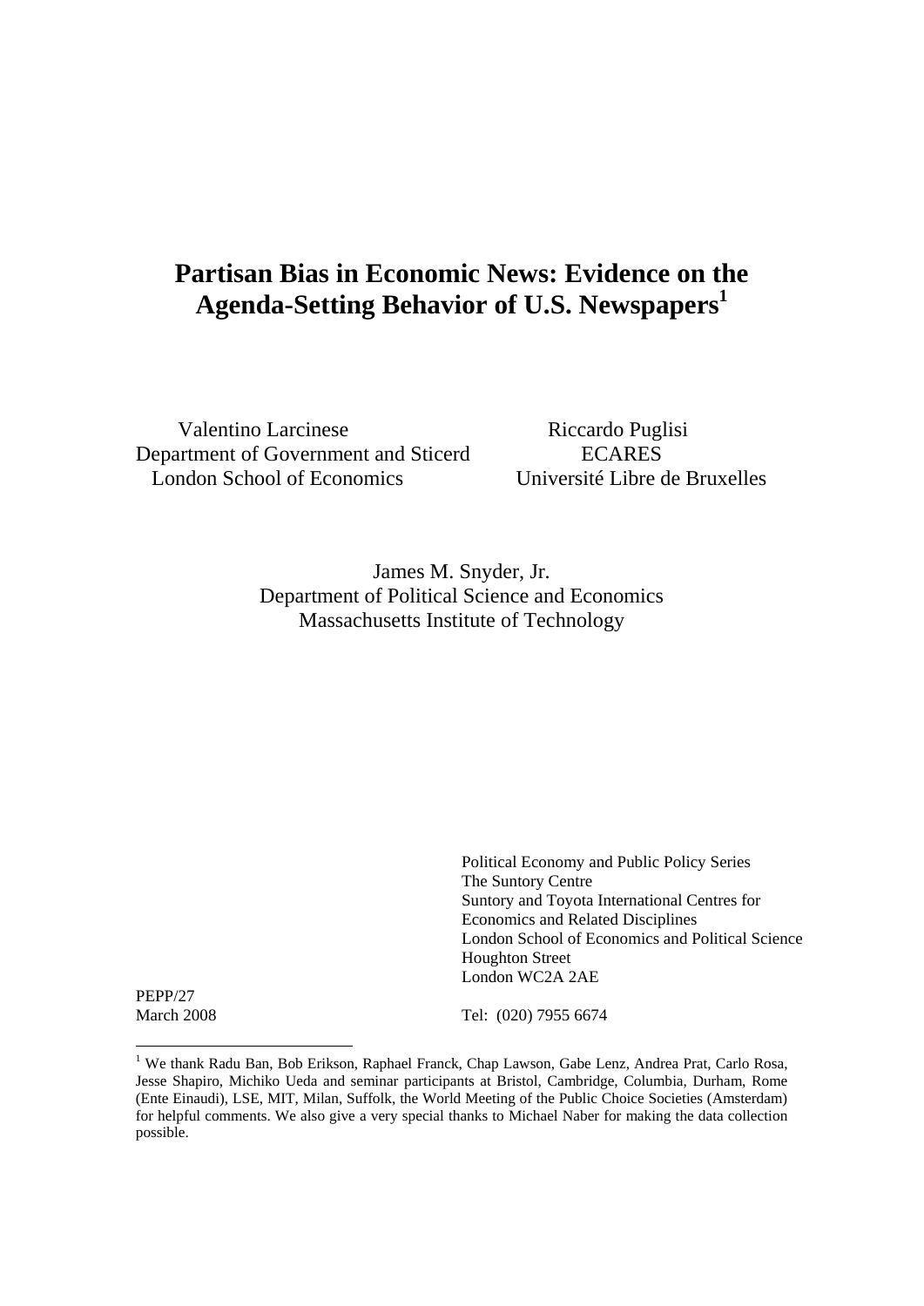# Partisan Bias in Economic News: Evidence on the Agenda-Setting Behavior of U.S. Newspapers[1]

Valentino Larcinese
Department of Government and Sticerd
London School of Economics

Riccardo Puglisi
ECARES
Université Libre de Bruxelles

James M. Snyder, Jr.
Department of Political Science and Economics
Massachusetts Institute of Technology

Political Economy and Public Policy Series
The Suntory Centre
Suntory and Toyota International Centres for Economics and Related Disciplines
London School of Economics and Political Science
Houghton Street
London WC2A 2AE

PEPP/27
March 2008

Tel: (020) 7955 6674

[1] We thank Radu Ban, Bob Erikson, Raphael Franck, Chap Lawson, Gabe Lenz, Andrea Prat, Carlo Rosa, Jesse Shapiro, Michiko Ueda and seminar participants at Bristol, Cambridge, Columbia, Durham, Rome (Ente Einaudi), LSE, MIT, Milan, Suffolk, the World Meeting of the Public Choice Societies (Amsterdam) for helpful comments. We also give a very special thanks to Michael Naber for making the data collection possible.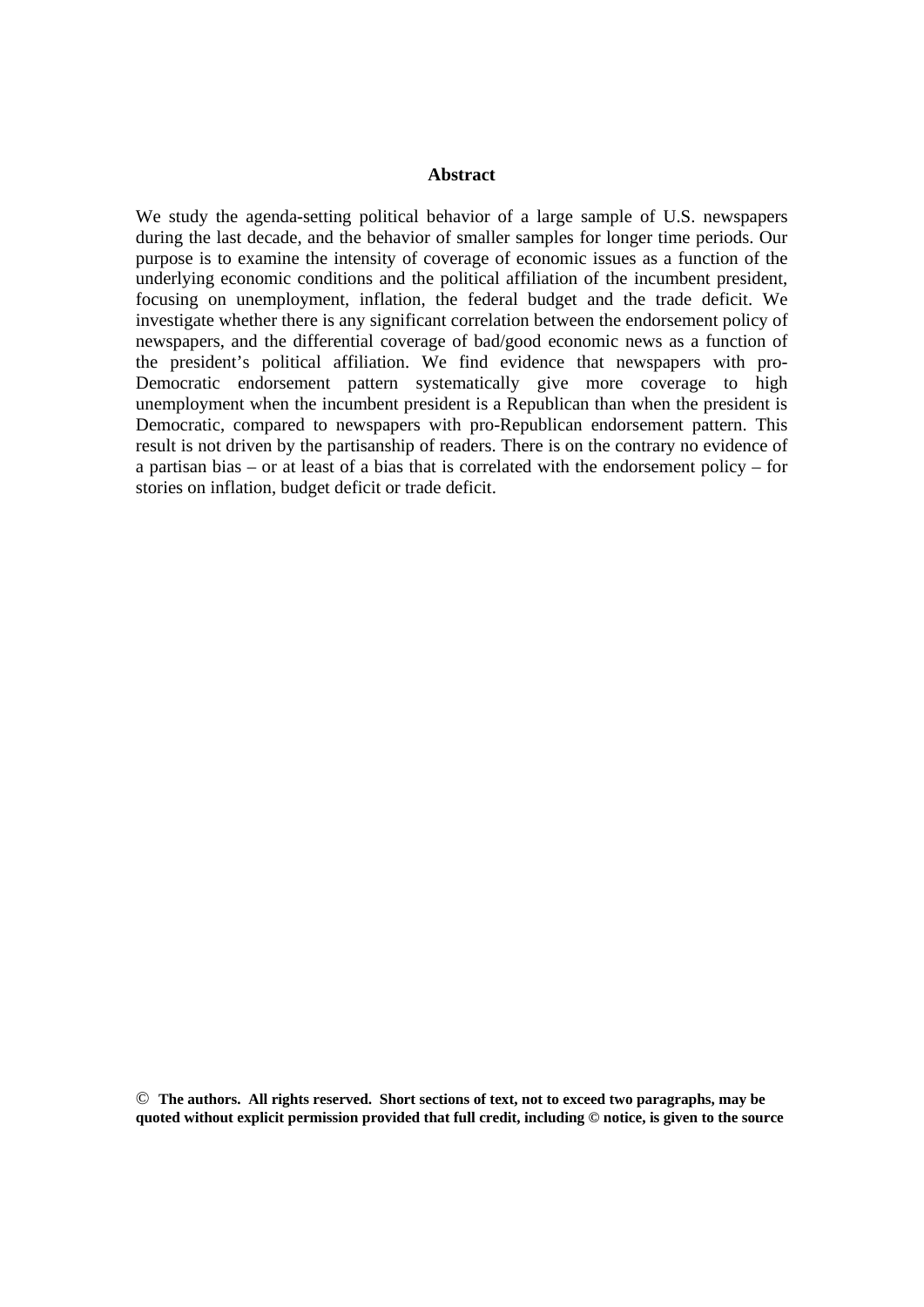## Abstract

We study the agenda-setting political behavior of a large sample of U.S. newspapers during the last decade, and the behavior of smaller samples for longer time periods. Our purpose is to examine the intensity of coverage of economic issues as a function of the underlying economic conditions and the political affiliation of the incumbent president, focusing on unemployment, inflation, the federal budget and the trade deficit. We investigate whether there is any significant correlation between the endorsement policy of newspapers, and the differential coverage of bad/good economic news as a function of the president's political affiliation. We find evidence that newspapers with pro-Democratic endorsement pattern systematically give more coverage to high unemployment when the incumbent president is a Republican than when the president is Democratic, compared to newspapers with pro-Republican endorsement pattern. This result is not driven by the partisanship of readers. There is on the contrary no evidence of a partisan bias – or at least of a bias that is correlated with the endorsement policy – for stories on inflation, budget deficit or trade deficit.

**© The authors. All rights reserved. Short sections of text, not to exceed two paragraphs, may be quoted without explicit permission provided that full credit, including © notice, is given to the source**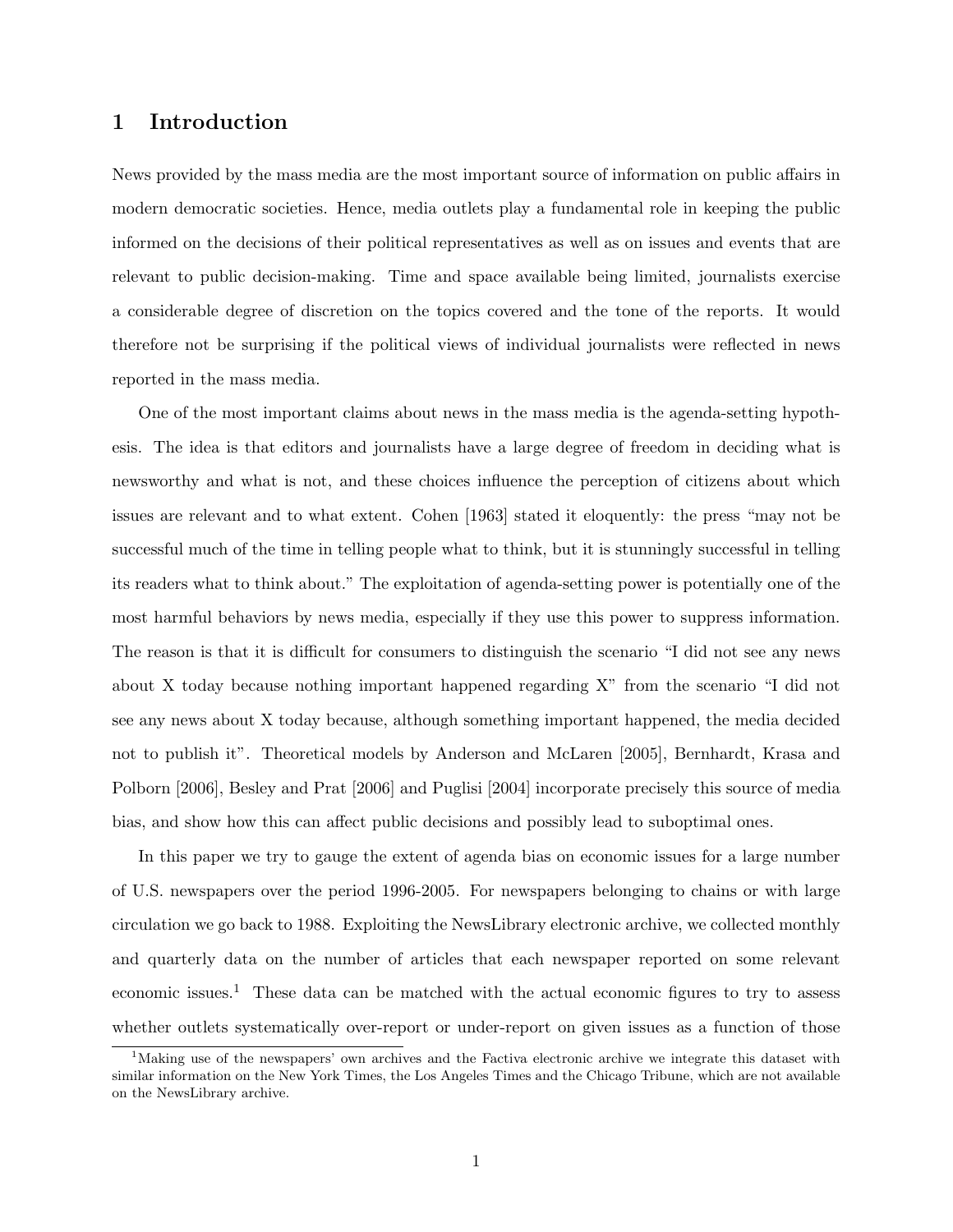# 1 Introduction

News provided by the mass media are the most important source of information on public affairs in modern democratic societies. Hence, media outlets play a fundamental role in keeping the public informed on the decisions of their political representatives as well as on issues and events that are relevant to public decision-making. Time and space available being limited, journalists exercise a considerable degree of discretion on the topics covered and the tone of the reports. It would therefore not be surprising if the political views of individual journalists were reflected in news reported in the mass media.

One of the most important claims about news in the mass media is the agenda-setting hypothesis. The idea is that editors and journalists have a large degree of freedom in deciding what is newsworthy and what is not, and these choices influence the perception of citizens about which issues are relevant and to what extent. Cohen [1963] stated it eloquently: the press "may not be successful much of the time in telling people what to think, but it is stunningly successful in telling its readers what to think about." The exploitation of agenda-setting power is potentially one of the most harmful behaviors by news media, especially if they use this power to suppress information. The reason is that it is difficult for consumers to distinguish the scenario "I did not see any news about X today because nothing important happened regarding X" from the scenario "I did not see any news about X today because, although something important happened, the media decided not to publish it". Theoretical models by Anderson and McLaren [2005], Bernhardt, Krasa and Polborn [2006], Besley and Prat [2006] and Puglisi [2004] incorporate precisely this source of media bias, and show how this can affect public decisions and possibly lead to suboptimal ones.

In this paper we try to gauge the extent of agenda bias on economic issues for a large number of U.S. newspapers over the period 1996-2005. For newspapers belonging to chains or with large circulation we go back to 1988. Exploiting the NewsLibrary electronic archive, we collected monthly and quarterly data on the number of articles that each newspaper reported on some relevant economic issues.[1] These data can be matched with the actual economic figures to try to assess whether outlets systematically over-report or under-report on given issues as a function of those

[1] Making use of the newspapers' own archives and the Factiva electronic archive we integrate this dataset with similar information on the New York Times, the Los Angeles Times and the Chicago Tribune, which are not available on the NewsLibrary archive.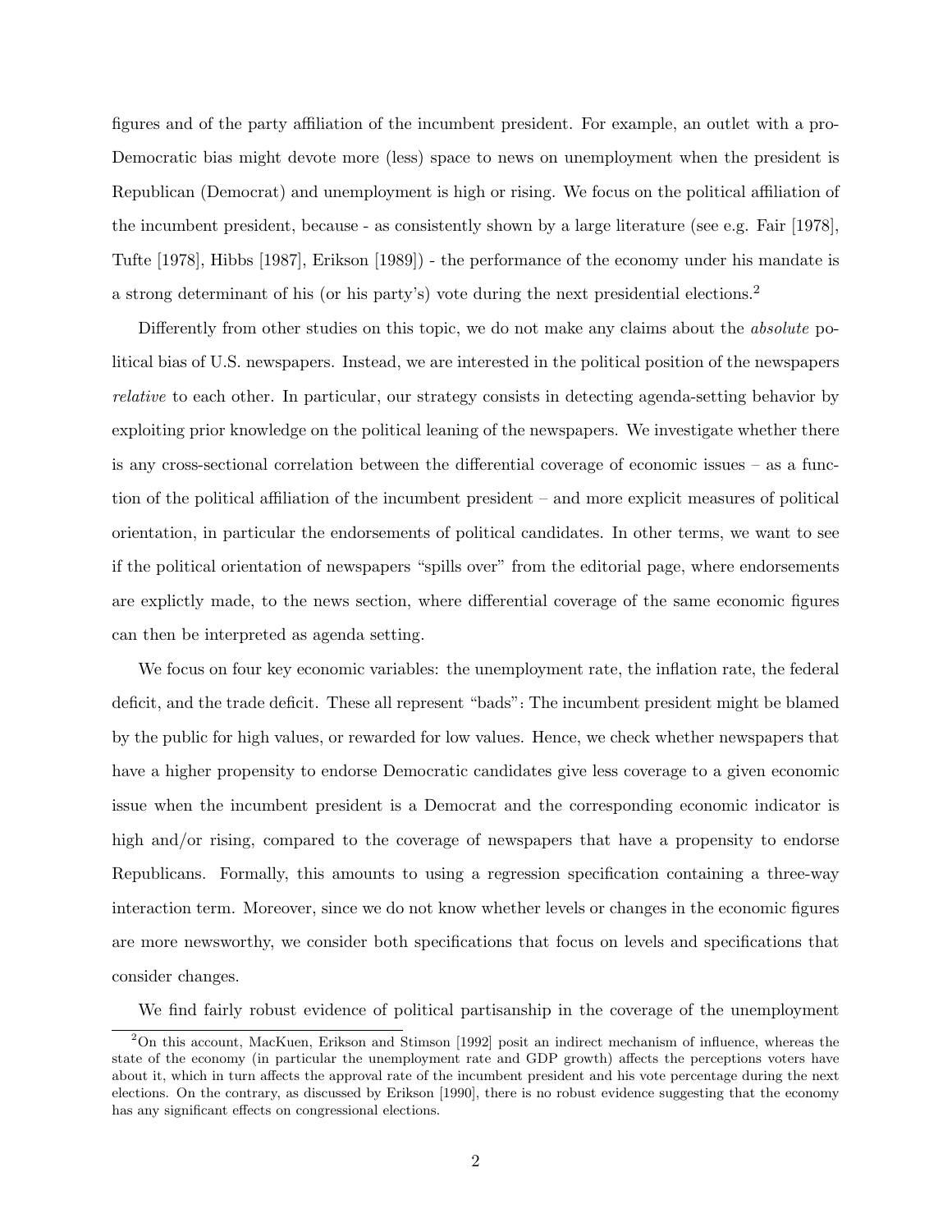figures and of the party affiliation of the incumbent president. For example, an outlet with a pro-Democratic bias might devote more (less) space to news on unemployment when the president is Republican (Democrat) and unemployment is high or rising. We focus on the political affiliation of the incumbent president, because - as consistently shown by a large literature (see e.g. Fair [1978], Tufte [1978], Hibbs [1987], Erikson [1989]) - the performance of the economy under his mandate is a strong determinant of his (or his party's) vote during the next presidential elections.[2]

Differently from other studies on this topic, we do not make any claims about the *absolute* political bias of U.S. newspapers. Instead, we are interested in the political position of the newspapers *relative* to each other. In particular, our strategy consists in detecting agenda-setting behavior by exploiting prior knowledge on the political leaning of the newspapers. We investigate whether there is any cross-sectional correlation between the differential coverage of economic issues – as a function of the political affiliation of the incumbent president – and more explicit measures of political orientation, in particular the endorsements of political candidates. In other terms, we want to see if the political orientation of newspapers "spills over" from the editorial page, where endorsements are explictly made, to the news section, where differential coverage of the same economic figures can then be interpreted as agenda setting.

We focus on four key economic variables: the unemployment rate, the inflation rate, the federal deficit, and the trade deficit. These all represent "bads": The incumbent president might be blamed by the public for high values, or rewarded for low values. Hence, we check whether newspapers that have a higher propensity to endorse Democratic candidates give less coverage to a given economic issue when the incumbent president is a Democrat and the corresponding economic indicator is high and/or rising, compared to the coverage of newspapers that have a propensity to endorse Republicans. Formally, this amounts to using a regression specification containing a three-way interaction term. Moreover, since we do not know whether levels or changes in the economic figures are more newsworthy, we consider both specifications that focus on levels and specifications that consider changes.

We find fairly robust evidence of political partisanship in the coverage of the unemployment

[2] On this account, MacKuen, Erikson and Stimson [1992] posit an indirect mechanism of influence, whereas the state of the economy (in particular the unemployment rate and GDP growth) affects the perceptions voters have about it, which in turn affects the approval rate of the incumbent president and his vote percentage during the next elections. On the contrary, as discussed by Erikson [1990], there is no robust evidence suggesting that the economy has any significant effects on congressional elections.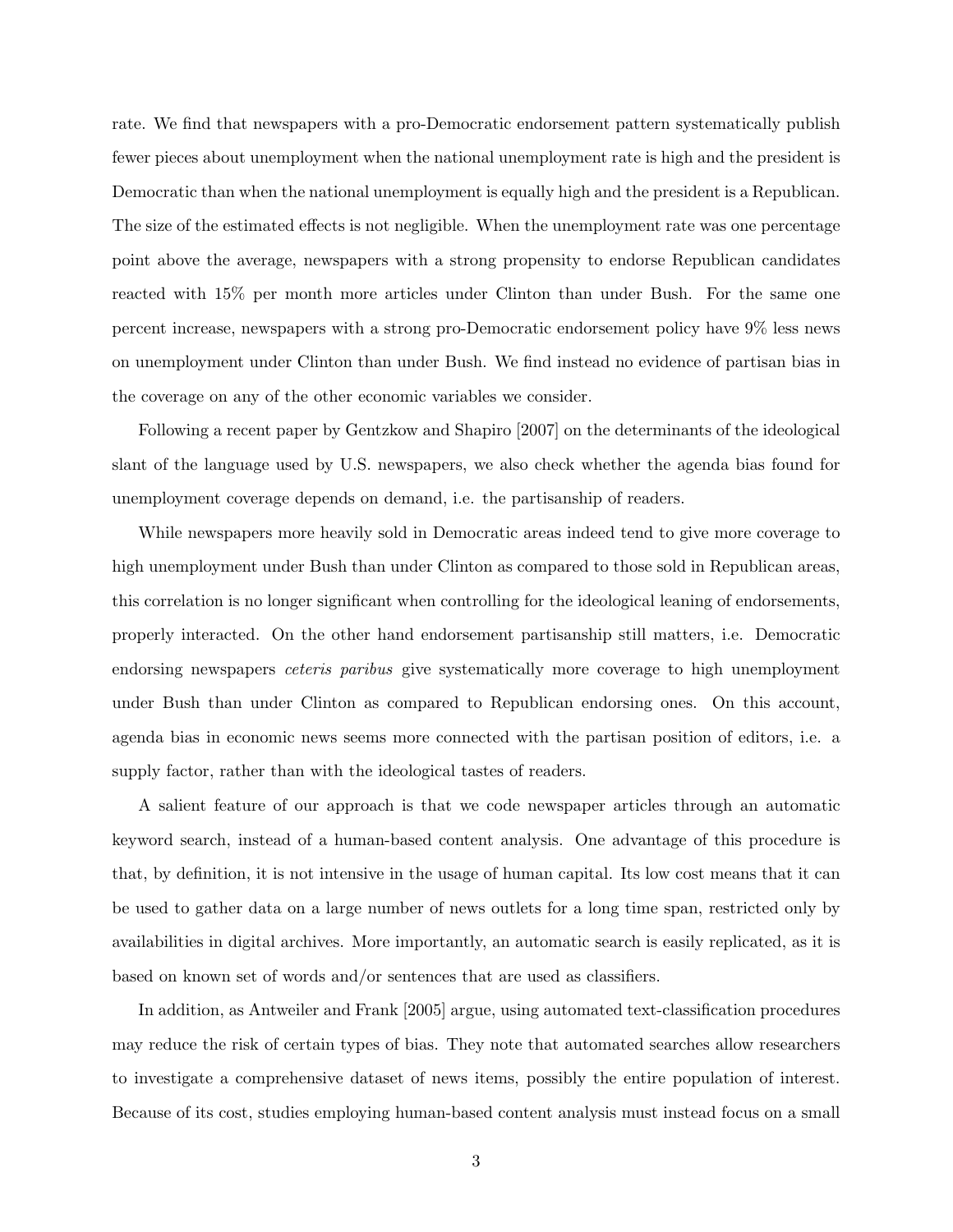rate. We find that newspapers with a pro-Democratic endorsement pattern systematically publish fewer pieces about unemployment when the national unemployment rate is high and the president is Democratic than when the national unemployment is equally high and the president is a Republican. The size of the estimated effects is not negligible. When the unemployment rate was one percentage point above the average, newspapers with a strong propensity to endorse Republican candidates reacted with 15% per month more articles under Clinton than under Bush. For the same one percent increase, newspapers with a strong pro-Democratic endorsement policy have 9% less news on unemployment under Clinton than under Bush. We find instead no evidence of partisan bias in the coverage on any of the other economic variables we consider.

Following a recent paper by Gentzkow and Shapiro [2007] on the determinants of the ideological slant of the language used by U.S. newspapers, we also check whether the agenda bias found for unemployment coverage depends on demand, i.e. the partisanship of readers.

While newspapers more heavily sold in Democratic areas indeed tend to give more coverage to high unemployment under Bush than under Clinton as compared to those sold in Republican areas, this correlation is no longer significant when controlling for the ideological leaning of endorsements, properly interacted. On the other hand endorsement partisanship still matters, i.e. Democratic endorsing newspapers *ceteris paribus* give systematically more coverage to high unemployment under Bush than under Clinton as compared to Republican endorsing ones. On this account, agenda bias in economic news seems more connected with the partisan position of editors, i.e. a supply factor, rather than with the ideological tastes of readers.

A salient feature of our approach is that we code newspaper articles through an automatic keyword search, instead of a human-based content analysis. One advantage of this procedure is that, by definition, it is not intensive in the usage of human capital. Its low cost means that it can be used to gather data on a large number of news outlets for a long time span, restricted only by availabilities in digital archives. More importantly, an automatic search is easily replicated, as it is based on known set of words and/or sentences that are used as classifiers.

In addition, as Antweiler and Frank [2005] argue, using automated text-classification procedures may reduce the risk of certain types of bias. They note that automated searches allow researchers to investigate a comprehensive dataset of news items, possibly the entire population of interest. Because of its cost, studies employing human-based content analysis must instead focus on a small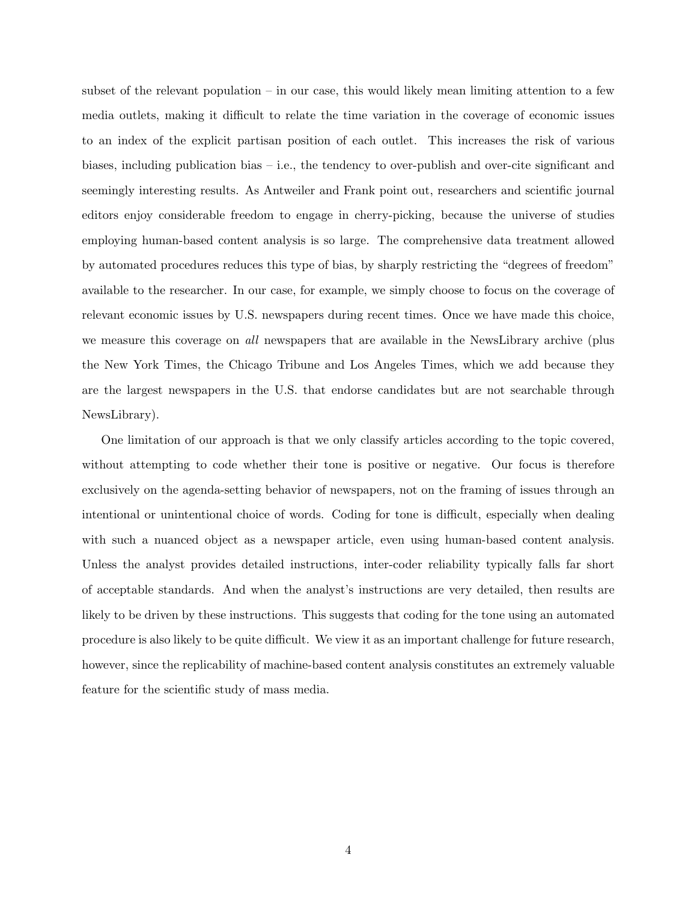subset of the relevant population – in our case, this would likely mean limiting attention to a few media outlets, making it difficult to relate the time variation in the coverage of economic issues to an index of the explicit partisan position of each outlet. This increases the risk of various biases, including publication bias – i.e., the tendency to over-publish and over-cite significant and seemingly interesting results. As Antweiler and Frank point out, researchers and scientific journal editors enjoy considerable freedom to engage in cherry-picking, because the universe of studies employing human-based content analysis is so large. The comprehensive data treatment allowed by automated procedures reduces this type of bias, by sharply restricting the "degrees of freedom" available to the researcher. In our case, for example, we simply choose to focus on the coverage of relevant economic issues by U.S. newspapers during recent times. Once we have made this choice, we measure this coverage on *all* newspapers that are available in the NewsLibrary archive (plus the New York Times, the Chicago Tribune and Los Angeles Times, which we add because they are the largest newspapers in the U.S. that endorse candidates but are not searchable through NewsLibrary).

One limitation of our approach is that we only classify articles according to the topic covered, without attempting to code whether their tone is positive or negative. Our focus is therefore exclusively on the agenda-setting behavior of newspapers, not on the framing of issues through an intentional or unintentional choice of words. Coding for tone is difficult, especially when dealing with such a nuanced object as a newspaper article, even using human-based content analysis. Unless the analyst provides detailed instructions, inter-coder reliability typically falls far short of acceptable standards. And when the analyst's instructions are very detailed, then results are likely to be driven by these instructions. This suggests that coding for the tone using an automated procedure is also likely to be quite difficult. We view it as an important challenge for future research, however, since the replicability of machine-based content analysis constitutes an extremely valuable feature for the scientific study of mass media.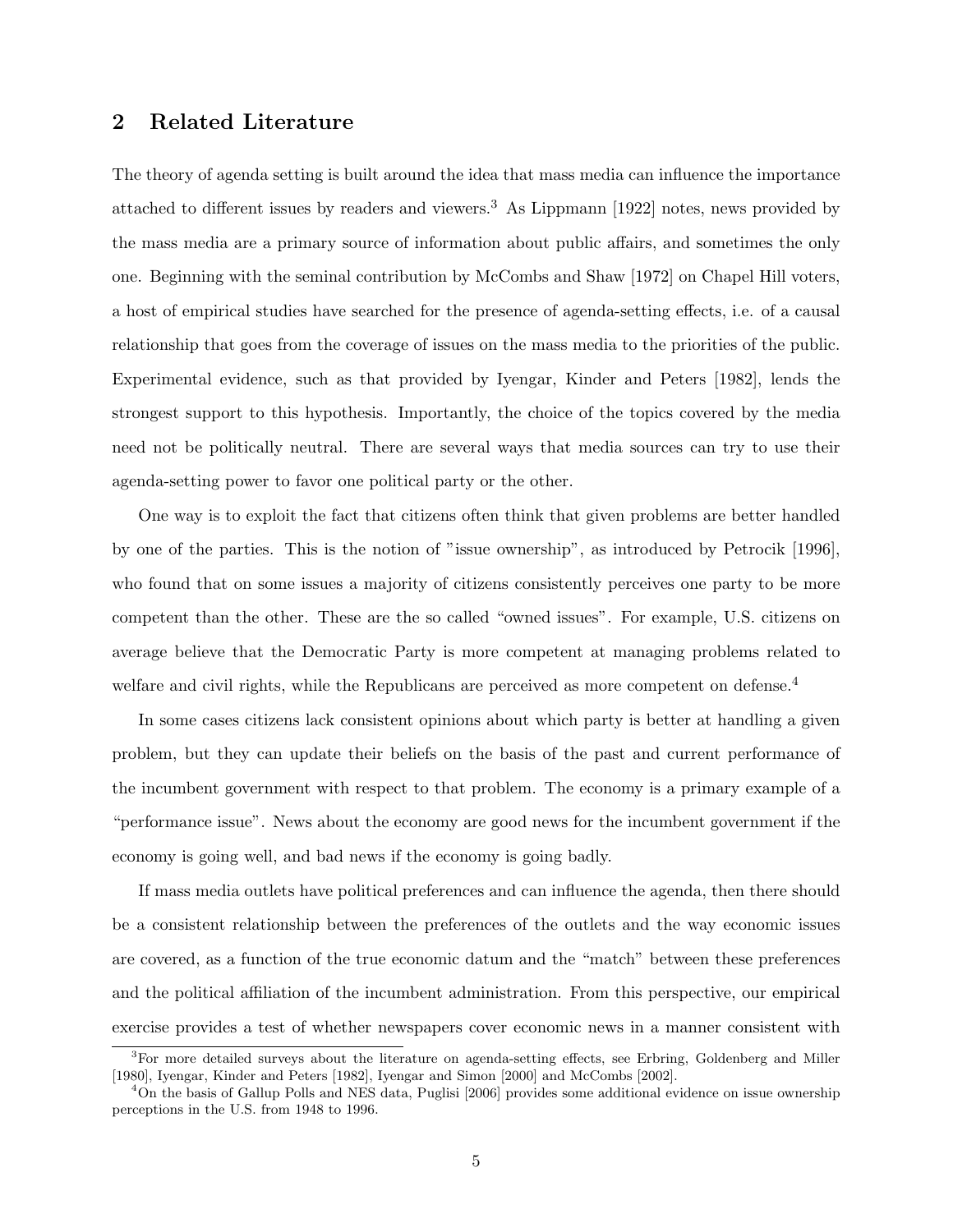## 2 Related Literature

The theory of agenda setting is built around the idea that mass media can influence the importance attached to different issues by readers and viewers.[3] As Lippmann [1922] notes, news provided by the mass media are a primary source of information about public affairs, and sometimes the only one. Beginning with the seminal contribution by McCombs and Shaw [1972] on Chapel Hill voters, a host of empirical studies have searched for the presence of agenda-setting effects, i.e. of a causal relationship that goes from the coverage of issues on the mass media to the priorities of the public. Experimental evidence, such as that provided by Iyengar, Kinder and Peters [1982], lends the strongest support to this hypothesis. Importantly, the choice of the topics covered by the media need not be politically neutral. There are several ways that media sources can try to use their agenda-setting power to favor one political party or the other.

One way is to exploit the fact that citizens often think that given problems are better handled by one of the parties. This is the notion of "issue ownership", as introduced by Petrocik [1996], who found that on some issues a majority of citizens consistently perceives one party to be more competent than the other. These are the so called "owned issues". For example, U.S. citizens on average believe that the Democratic Party is more competent at managing problems related to welfare and civil rights, while the Republicans are perceived as more competent on defense.[4]

In some cases citizens lack consistent opinions about which party is better at handling a given problem, but they can update their beliefs on the basis of the past and current performance of the incumbent government with respect to that problem. The economy is a primary example of a "performance issue". News about the economy are good news for the incumbent government if the economy is going well, and bad news if the economy is going badly.

If mass media outlets have political preferences and can influence the agenda, then there should be a consistent relationship between the preferences of the outlets and the way economic issues are covered, as a function of the true economic datum and the "match" between these preferences and the political affiliation of the incumbent administration. From this perspective, our empirical exercise provides a test of whether newspapers cover economic news in a manner consistent with

[3] For more detailed surveys about the literature on agenda-setting effects, see Erbring, Goldenberg and Miller [1980], Iyengar, Kinder and Peters [1982], Iyengar and Simon [2000] and McCombs [2002].

[4] On the basis of Gallup Polls and NES data, Puglisi [2006] provides some additional evidence on issue ownership perceptions in the U.S. from 1948 to 1996.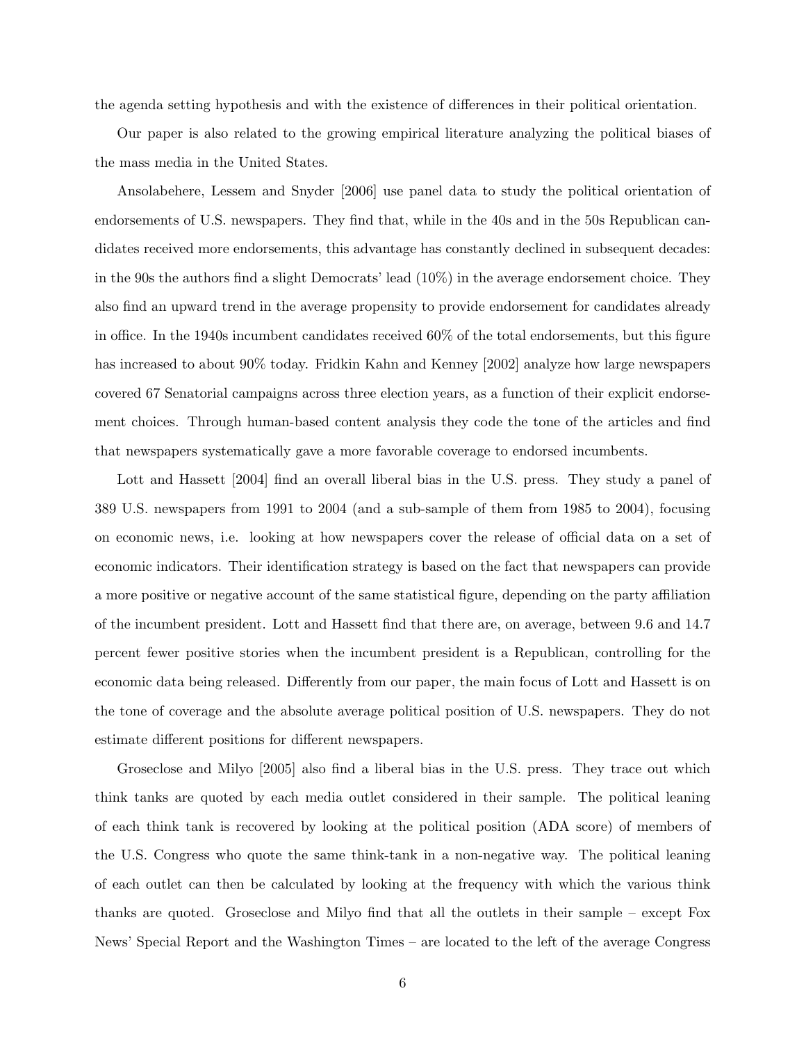the agenda setting hypothesis and with the existence of differences in their political orientation.

Our paper is also related to the growing empirical literature analyzing the political biases of the mass media in the United States.

Ansolabehere, Lessem and Snyder [2006] use panel data to study the political orientation of endorsements of U.S. newspapers. They find that, while in the 40s and in the 50s Republican candidates received more endorsements, this advantage has constantly declined in subsequent decades: in the 90s the authors find a slight Democrats' lead (10%) in the average endorsement choice. They also find an upward trend in the average propensity to provide endorsement for candidates already in office. In the 1940s incumbent candidates received 60% of the total endorsements, but this figure has increased to about 90% today. Fridkin Kahn and Kenney [2002] analyze how large newspapers covered 67 Senatorial campaigns across three election years, as a function of their explicit endorsement choices. Through human-based content analysis they code the tone of the articles and find that newspapers systematically gave a more favorable coverage to endorsed incumbents.

Lott and Hassett [2004] find an overall liberal bias in the U.S. press. They study a panel of 389 U.S. newspapers from 1991 to 2004 (and a sub-sample of them from 1985 to 2004), focusing on economic news, i.e. looking at how newspapers cover the release of official data on a set of economic indicators. Their identification strategy is based on the fact that newspapers can provide a more positive or negative account of the same statistical figure, depending on the party affiliation of the incumbent president. Lott and Hassett find that there are, on average, between 9.6 and 14.7 percent fewer positive stories when the incumbent president is a Republican, controlling for the economic data being released. Differently from our paper, the main focus of Lott and Hassett is on the tone of coverage and the absolute average political position of U.S. newspapers. They do not estimate different positions for different newspapers.

Groseclose and Milyo [2005] also find a liberal bias in the U.S. press. They trace out which think tanks are quoted by each media outlet considered in their sample. The political leaning of each think tank is recovered by looking at the political position (ADA score) of members of the U.S. Congress who quote the same think-tank in a non-negative way. The political leaning of each outlet can then be calculated by looking at the frequency with which the various think thanks are quoted. Groseclose and Milyo find that all the outlets in their sample – except Fox News' Special Report and the Washington Times – are located to the left of the average Congress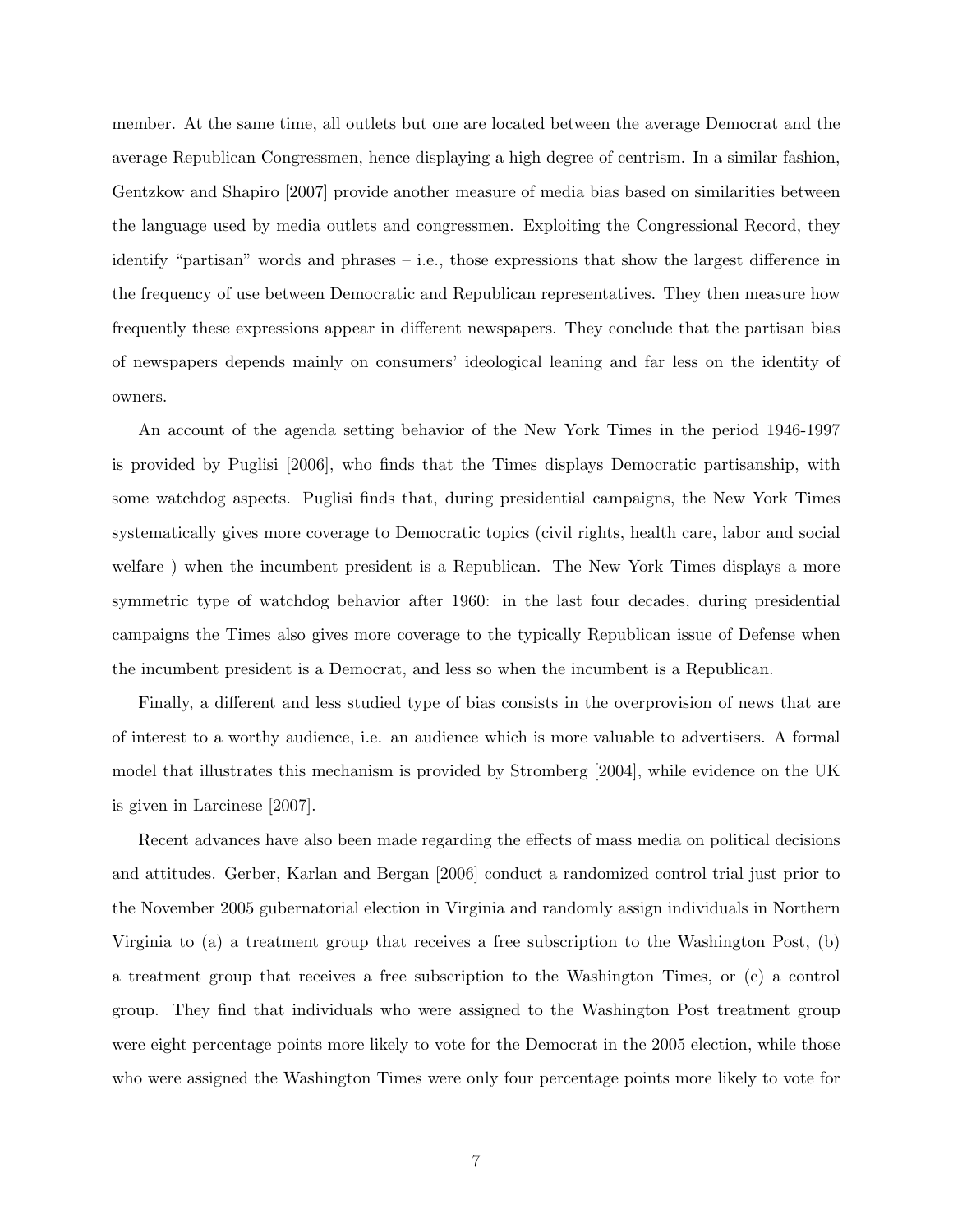member. At the same time, all outlets but one are located between the average Democrat and the average Republican Congressmen, hence displaying a high degree of centrism. In a similar fashion, Gentzkow and Shapiro [2007] provide another measure of media bias based on similarities between the language used by media outlets and congressmen. Exploiting the Congressional Record, they identify "partisan" words and phrases – i.e., those expressions that show the largest difference in the frequency of use between Democratic and Republican representatives. They then measure how frequently these expressions appear in different newspapers. They conclude that the partisan bias of newspapers depends mainly on consumers' ideological leaning and far less on the identity of owners.

An account of the agenda setting behavior of the New York Times in the period 1946-1997 is provided by Puglisi [2006], who finds that the Times displays Democratic partisanship, with some watchdog aspects. Puglisi finds that, during presidential campaigns, the New York Times systematically gives more coverage to Democratic topics (civil rights, health care, labor and social welfare ) when the incumbent president is a Republican. The New York Times displays a more symmetric type of watchdog behavior after 1960: in the last four decades, during presidential campaigns the Times also gives more coverage to the typically Republican issue of Defense when the incumbent president is a Democrat, and less so when the incumbent is a Republican.

Finally, a different and less studied type of bias consists in the overprovision of news that are of interest to a worthy audience, i.e. an audience which is more valuable to advertisers. A formal model that illustrates this mechanism is provided by Stromberg [2004], while evidence on the UK is given in Larcinese [2007].

Recent advances have also been made regarding the effects of mass media on political decisions and attitudes. Gerber, Karlan and Bergan [2006] conduct a randomized control trial just prior to the November 2005 gubernatorial election in Virginia and randomly assign individuals in Northern Virginia to (a) a treatment group that receives a free subscription to the Washington Post, (b) a treatment group that receives a free subscription to the Washington Times, or (c) a control group. They find that individuals who were assigned to the Washington Post treatment group were eight percentage points more likely to vote for the Democrat in the 2005 election, while those who were assigned the Washington Times were only four percentage points more likely to vote for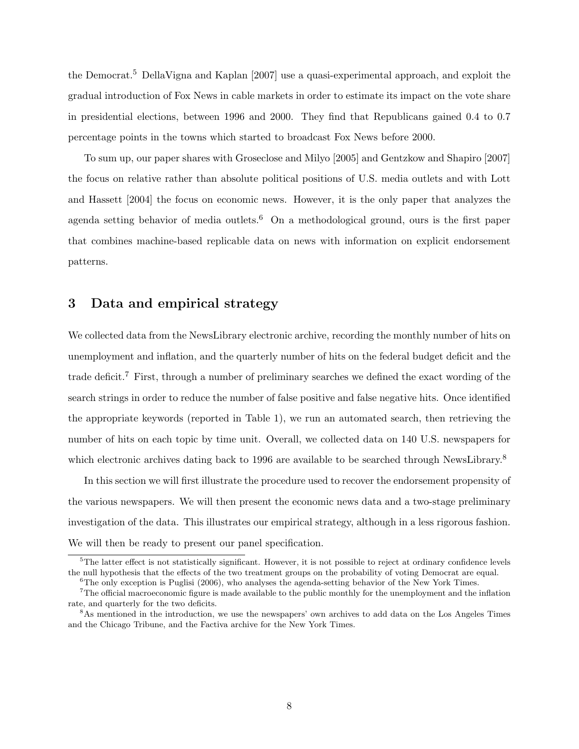the Democrat.[5] DellaVigna and Kaplan [2007] use a quasi-experimental approach, and exploit the gradual introduction of Fox News in cable markets in order to estimate its impact on the vote share in presidential elections, between 1996 and 2000. They find that Republicans gained 0.4 to 0.7 percentage points in the towns which started to broadcast Fox News before 2000.

To sum up, our paper shares with Groseclose and Milyo [2005] and Gentzkow and Shapiro [2007] the focus on relative rather than absolute political positions of U.S. media outlets and with Lott and Hassett [2004] the focus on economic news. However, it is the only paper that analyzes the agenda setting behavior of media outlets.[6] On a methodological ground, ours is the first paper that combines machine-based replicable data on news with information on explicit endorsement patterns.

## 3 Data and empirical strategy

We collected data from the NewsLibrary electronic archive, recording the monthly number of hits on unemployment and inflation, and the quarterly number of hits on the federal budget deficit and the trade deficit.[7] First, through a number of preliminary searches we defined the exact wording of the search strings in order to reduce the number of false positive and false negative hits. Once identified the appropriate keywords (reported in Table 1), we run an automated search, then retrieving the number of hits on each topic by time unit. Overall, we collected data on 140 U.S. newspapers for which electronic archives dating back to 1996 are available to be searched through NewsLibrary.[8]

In this section we will first illustrate the procedure used to recover the endorsement propensity of the various newspapers. We will then present the economic news data and a two-stage preliminary investigation of the data. This illustrates our empirical strategy, although in a less rigorous fashion. We will then be ready to present our panel specification.

[5] The latter effect is not statistically significant. However, it is not possible to reject at ordinary confidence levels the null hypothesis that the effects of the two treatment groups on the probability of voting Democrat are equal.

[6] The only exception is Puglisi (2006), who analyses the agenda-setting behavior of the New York Times.

[7] The official macroeconomic figure is made available to the public monthly for the unemployment and the inflation rate, and quarterly for the two deficits.

[8] As mentioned in the introduction, we use the newspapers' own archives to add data on the Los Angeles Times and the Chicago Tribune, and the Factiva archive for the New York Times.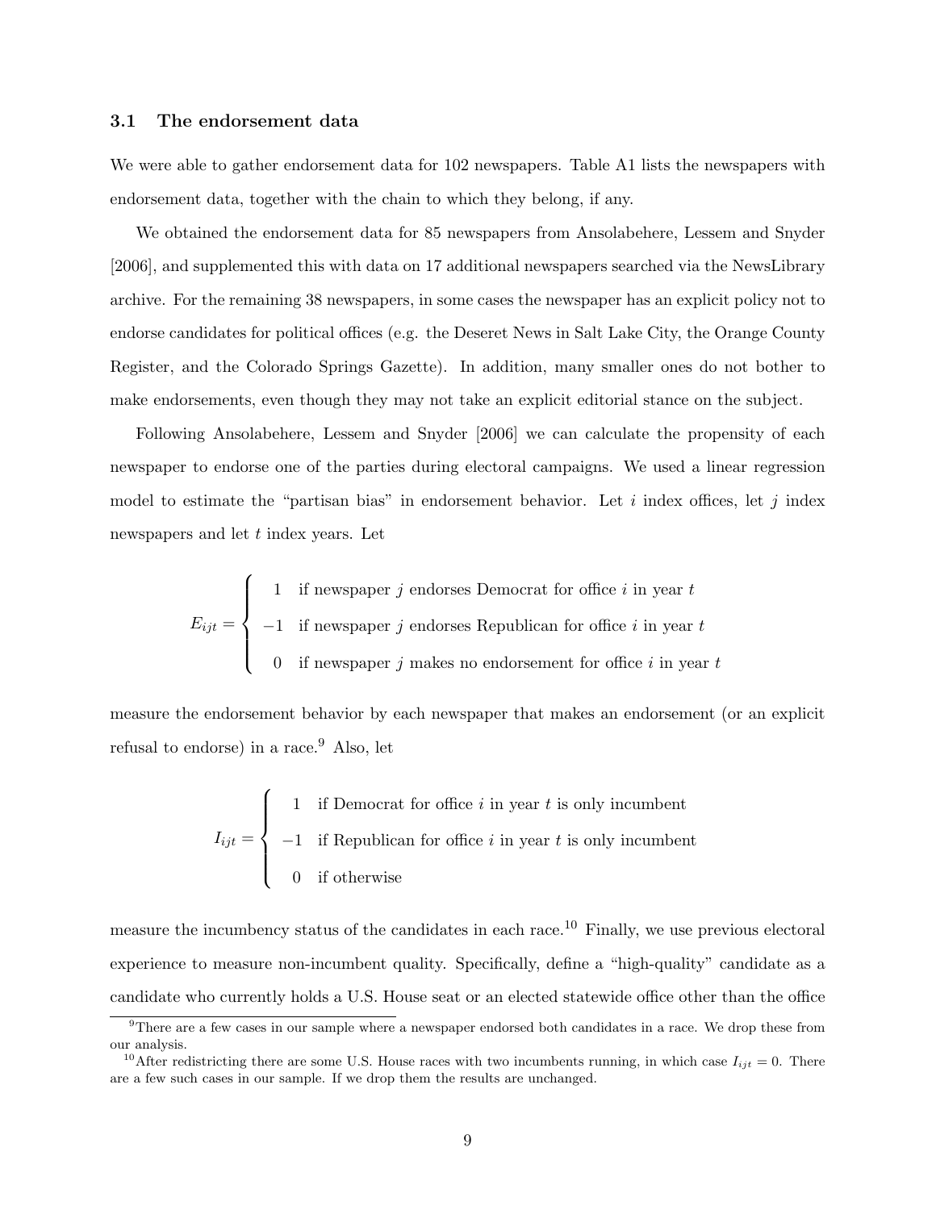### 3.1 The endorsement data

We were able to gather endorsement data for 102 newspapers. Table A1 lists the newspapers with endorsement data, together with the chain to which they belong, if any.

We obtained the endorsement data for 85 newspapers from Ansolabehere, Lessem and Snyder [2006], and supplemented this with data on 17 additional newspapers searched via the NewsLibrary archive. For the remaining 38 newspapers, in some cases the newspaper has an explicit policy not to endorse candidates for political offices (e.g. the Deseret News in Salt Lake City, the Orange County Register, and the Colorado Springs Gazette). In addition, many smaller ones do not bother to make endorsements, even though they may not take an explicit editorial stance on the subject.

Following Ansolabehere, Lessem and Snyder [2006] we can calculate the propensity of each newspaper to endorse one of the parties during electoral campaigns. We used a linear regression model to estimate the "partisan bias" in endorsement behavior. Let $i$ index offices, let $j$ index newspapers and let $t$ index years. Let

$$E_{ijt} = \begin{cases} 1 & \text{if newspaper } j \text{ endorses Democrat for office } i \text{ in year } t \\ -1 & \text{if newspaper } j \text{ endorses Republican for office } i \text{ in year } t \\ 0 & \text{if newspaper } j \text{ makes no endorsement for office } i \text{ in year } t \end{cases}$$

measure the endorsement behavior by each newspaper that makes an endorsement (or an explicit refusal to endorse) in a race.[9] Also, let

$$I_{ijt} = \begin{cases} 1 & \text{if Democrat for office } i \text{ in year } t \text{ is only incumbent} \\ -1 & \text{if Republican for office } i \text{ in year } t \text{ is only incumbent} \\ 0 & \text{if otherwise} \end{cases}$$

measure the incumbency status of the candidates in each race.[10] Finally, we use previous electoral experience to measure non-incumbent quality. Specifically, define a "high-quality" candidate as a candidate who currently holds a U.S. House seat or an elected statewide office other than the office

[9] There are a few cases in our sample where a newspaper endorsed both candidates in a race. We drop these from our analysis.

[10] After redistricting there are some U.S. House races with two incumbents running, in which case $I_{ijt} = 0$. There are a few such cases in our sample. If we drop them the results are unchanged.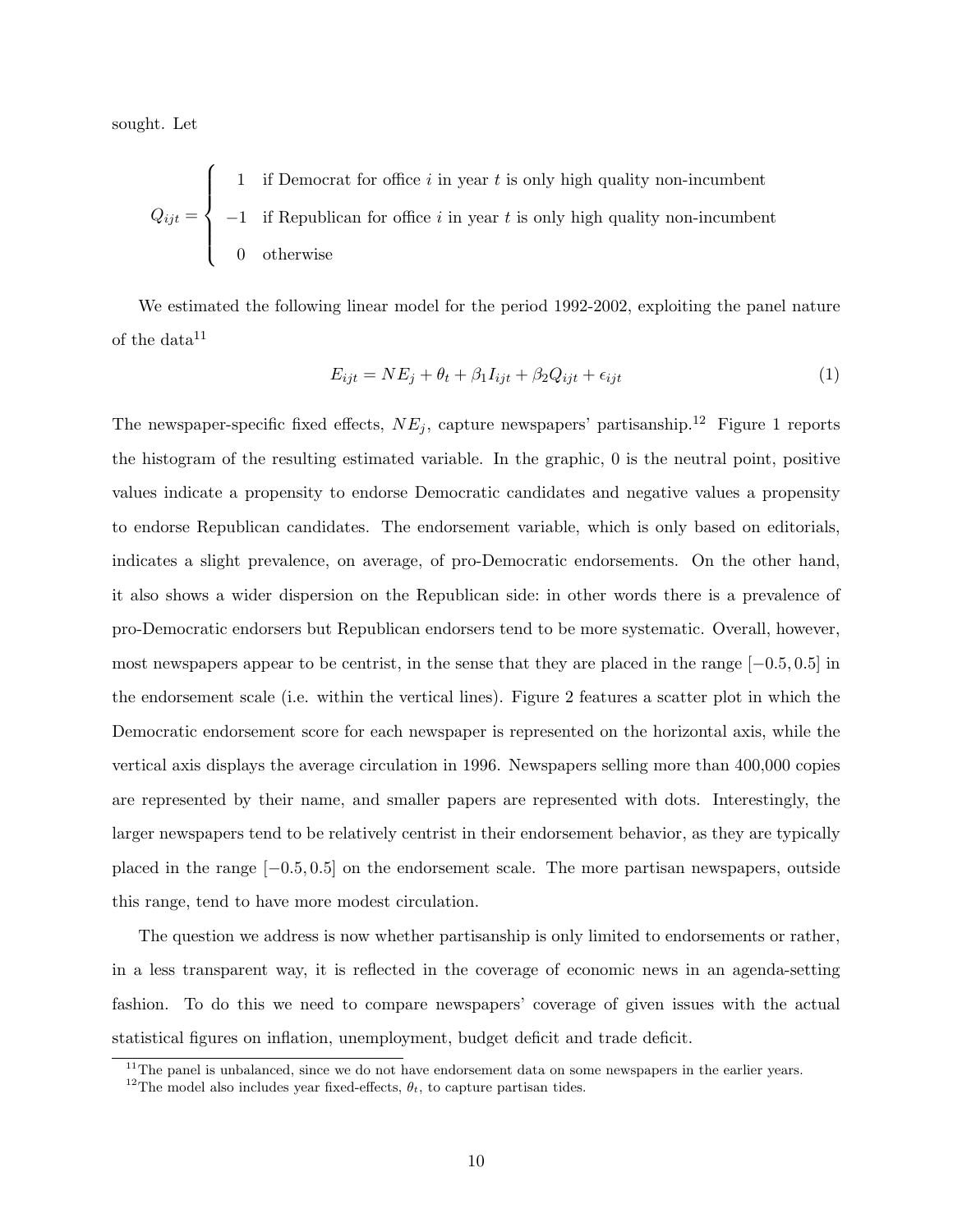sought. Let

$$
Q_{ijt} = \begin{cases} 1 & \text{if Democrat for office } i \text{ in year } t \text{ is only high quality non-incumbent} \\ -1 & \text{if Republican for office } i \text{ in year } t \text{ is only high quality non-incumbent} \\ 0 & \text{otherwise} \end{cases}
$$

We estimated the following linear model for the period 1992-2002, exploiting the panel nature of the data[11]

$$
E_{ijt} = NE_j + \theta_t + \beta_1 I_{ijt} + \beta_2 Q_{ijt} + \epsilon_{ijt} \tag{1}
$$

The newspaper-specific fixed effects, $NE_j$, capture newspapers' partisanship.[12] Figure 1 reports the histogram of the resulting estimated variable. In the graphic, 0 is the neutral point, positive values indicate a propensity to endorse Democratic candidates and negative values a propensity to endorse Republican candidates. The endorsement variable, which is only based on editorials, indicates a slight prevalence, on average, of pro-Democratic endorsements. On the other hand, it also shows a wider dispersion on the Republican side: in other words there is a prevalence of pro-Democratic endorsers but Republican endorsers tend to be more systematic. Overall, however, most newspapers appear to be centrist, in the sense that they are placed in the range $[-0.5, 0.5]$ in the endorsement scale (i.e. within the vertical lines). Figure 2 features a scatter plot in which the Democratic endorsement score for each newspaper is represented on the horizontal axis, while the vertical axis displays the average circulation in 1996. Newspapers selling more than 400,000 copies are represented by their name, and smaller papers are represented with dots. Interestingly, the larger newspapers tend to be relatively centrist in their endorsement behavior, as they are typically placed in the range $[-0.5, 0.5]$ on the endorsement scale. The more partisan newspapers, outside this range, tend to have more modest circulation.

The question we address is now whether partisanship is only limited to endorsements or rather, in a less transparent way, it is reflected in the coverage of economic news in an agenda-setting fashion. To do this we need to compare newspapers' coverage of given issues with the actual statistical figures on inflation, unemployment, budget deficit and trade deficit.

[11] The panel is unbalanced, since we do not have endorsement data on some newspapers in the earlier years.

[12] The model also includes year fixed-effects, $\theta_t$, to capture partisan tides.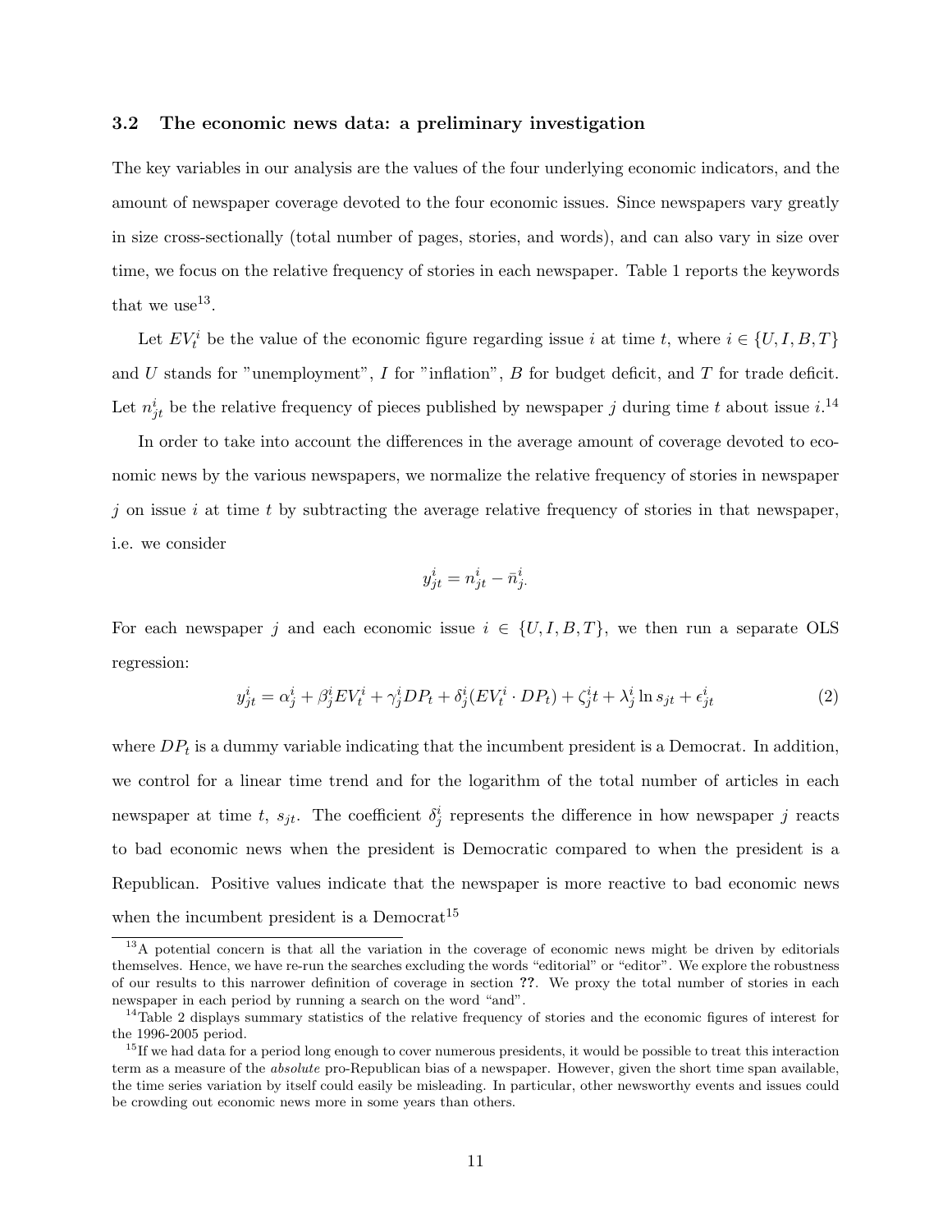### 3.2 The economic news data: a preliminary investigation

The key variables in our analysis are the values of the four underlying economic indicators, and the amount of newspaper coverage devoted to the four economic issues. Since newspapers vary greatly in size cross-sectionally (total number of pages, stories, and words), and can also vary in size over time, we focus on the relative frequency of stories in each newspaper. Table 1 reports the keywords that we use[13].

Let $EV_t^i$ be the value of the economic figure regarding issue $i$ at time $t$, where $i \in \{U, I, B, T\}$ and $U$ stands for "unemployment", $I$ for "inflation", $B$ for budget deficit, and $T$ for trade deficit. Let $n_{jt}^i$ be the relative frequency of pieces published by newspaper $j$ during time $t$ about issue $i$.[14]

In order to take into account the differences in the average amount of coverage devoted to economic news by the various newspapers, we normalize the relative frequency of stories in newspaper $j$ on issue $i$ at time $t$ by subtracting the average relative frequency of stories in that newspaper, i.e. we consider

$$y_{jt}^i = n_{jt}^i - \bar{n}_{j.}^i$$

For each newspaper $j$ and each economic issue $i \in \{U, I, B, T\}$, we then run a separate OLS regression:

$$y_{jt}^i = \alpha_j^i + \beta_j^i EV_t^i + \gamma_j^i DP_t + \delta_j^i (EV_t^i \cdot DP_t) + \zeta_j^i t + \lambda_j^i \ln s_{jt} + \epsilon_{jt}^i \tag{2}$$

where $DP_t$ is a dummy variable indicating that the incumbent president is a Democrat. In addition, we control for a linear time trend and for the logarithm of the total number of articles in each newspaper at time $t$, $s_{jt}$. The coefficient $\delta_j^i$ represents the difference in how newspaper $j$ reacts to bad economic news when the president is Democratic compared to when the president is a Republican. Positive values indicate that the newspaper is more reactive to bad economic news when the incumbent president is a Democrat[15]

[13] A potential concern is that all the variation in the coverage of economic news might be driven by editorials themselves. Hence, we have re-run the searches excluding the words "editorial" or "editor". We explore the robustness of our results to this narrower definition of coverage in section **??**. We proxy the total number of stories in each newspaper in each period by running a search on the word "and".

[14] Table 2 displays summary statistics of the relative frequency of stories and the economic figures of interest for the 1996-2005 period.

[15] If we had data for a period long enough to cover numerous presidents, it would be possible to treat this interaction term as a measure of the *absolute* pro-Republican bias of a newspaper. However, given the short time span available, the time series variation by itself could easily be misleading. In particular, other newsworthy events and issues could be crowding out economic news more in some years than others.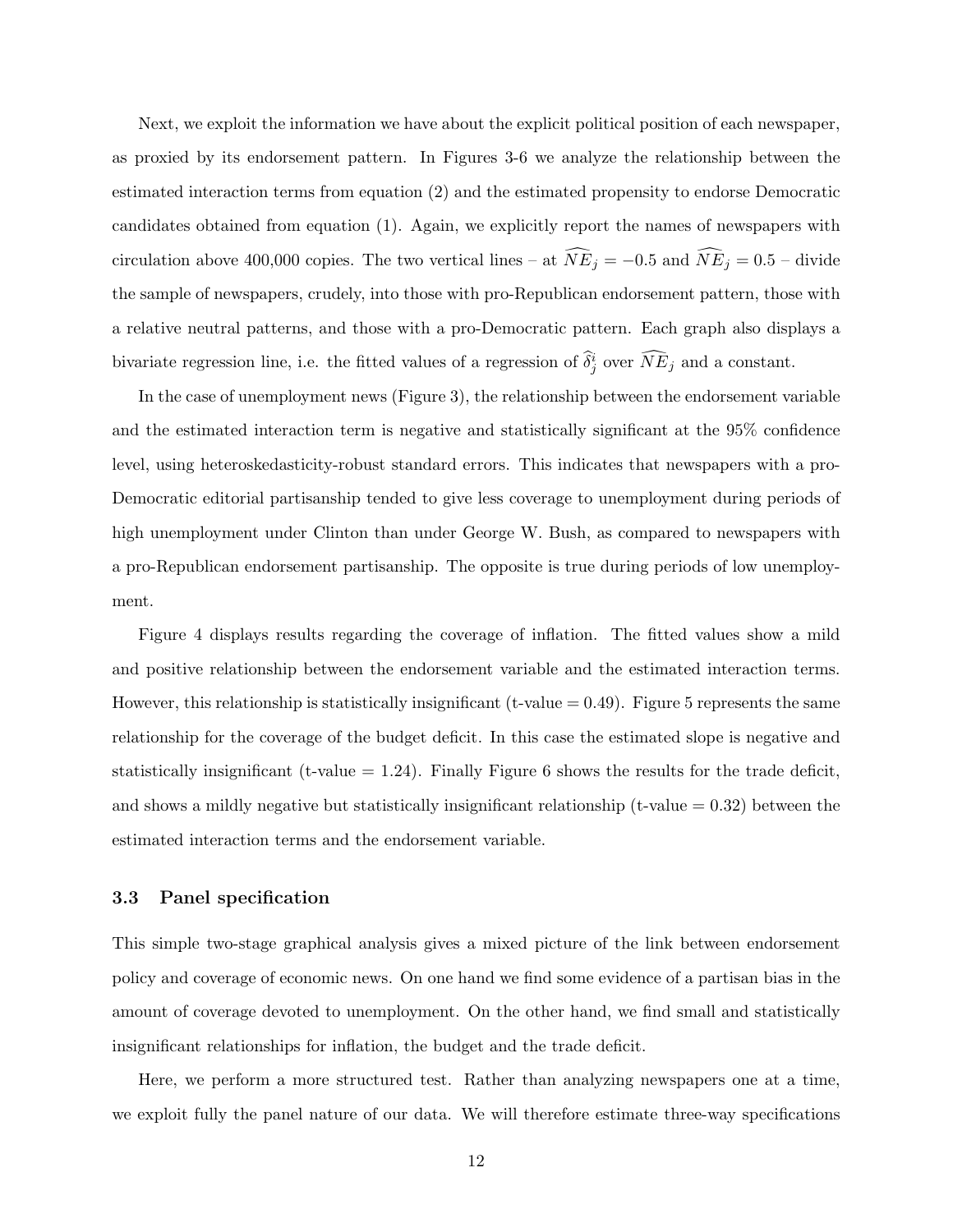Next, we exploit the information we have about the explicit political position of each newspaper, as proxied by its endorsement pattern. In Figures 3-6 we analyze the relationship between the estimated interaction terms from equation (2) and the estimated propensity to endorse Democratic candidates obtained from equation (1). Again, we explicitly report the names of newspapers with circulation above 400,000 copies. The two vertical lines – at $\widehat{NE}_j = -0.5$ and $\widehat{NE}_j = 0.5$ – divide the sample of newspapers, crudely, into those with pro-Republican endorsement pattern, those with a relative neutral patterns, and those with a pro-Democratic pattern. Each graph also displays a bivariate regression line, i.e. the fitted values of a regression of $\widehat{\delta}^i_j$ over $\widehat{NE}_j$ and a constant.

In the case of unemployment news (Figure 3), the relationship between the endorsement variable and the estimated interaction term is negative and statistically significant at the 95% confidence level, using heteroskedasticity-robust standard errors. This indicates that newspapers with a pro-Democratic editorial partisanship tended to give less coverage to unemployment during periods of high unemployment under Clinton than under George W. Bush, as compared to newspapers with a pro-Republican endorsement partisanship. The opposite is true during periods of low unemployment.

Figure 4 displays results regarding the coverage of inflation. The fitted values show a mild and positive relationship between the endorsement variable and the estimated interaction terms. However, this relationship is statistically insignificant (t-value = 0.49). Figure 5 represents the same relationship for the coverage of the budget deficit. In this case the estimated slope is negative and statistically insignificant (t-value = 1.24). Finally Figure 6 shows the results for the trade deficit, and shows a mildly negative but statistically insignificant relationship (t-value = 0.32) between the estimated interaction terms and the endorsement variable.

### 3.3 Panel specification

This simple two-stage graphical analysis gives a mixed picture of the link between endorsement policy and coverage of economic news. On one hand we find some evidence of a partisan bias in the amount of coverage devoted to unemployment. On the other hand, we find small and statistically insignificant relationships for inflation, the budget and the trade deficit.

Here, we perform a more structured test. Rather than analyzing newspapers one at a time, we exploit fully the panel nature of our data. We will therefore estimate three-way specifications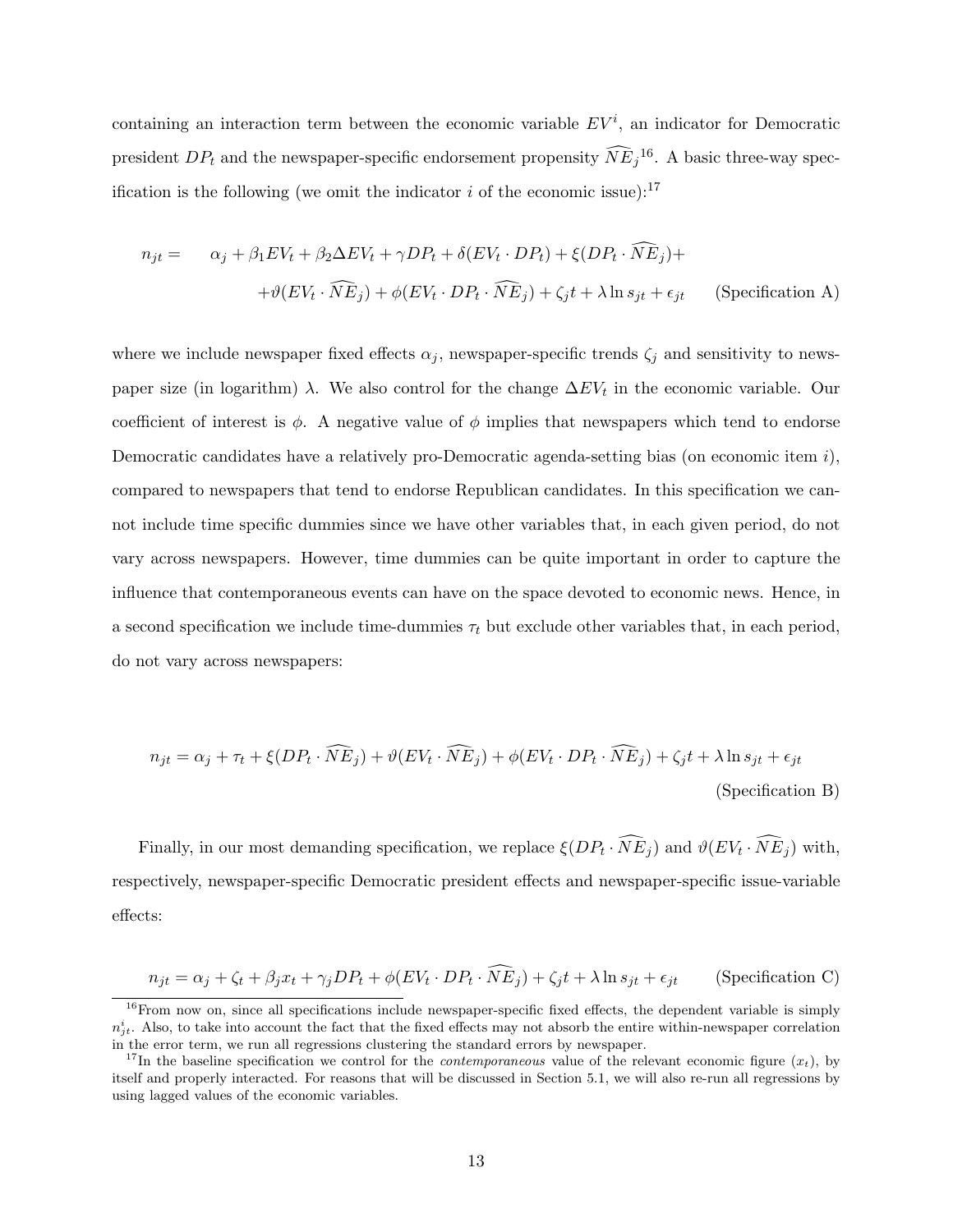containing an interaction term between the economic variable $EV^i$, an indicator for Democratic president $DP_t$ and the newspaper-specific endorsement propensity $\widehat{NE}_j$[16]. A basic three-way specification is the following (we omit the indicator $i$ of the economic issue):[17]

$$
\begin{aligned}
n_{jt} = \quad & \alpha_j + \beta_1 EV_t + \beta_2 \Delta EV_t + \gamma DP_t + \delta(EV_t \cdot DP_t) + \xi(DP_t \cdot \widehat{NE}_j) + \\
& + \vartheta(EV_t \cdot \widehat{NE}_j) + \phi(EV_t \cdot DP_t \cdot \widehat{NE}_j) + \zeta_j t + \lambda \ln s_{jt} + \epsilon_{jt} \qquad \text{(Specification A)}
\end{aligned}
$$

where we include newspaper fixed effects $\alpha_j$, newspaper-specific trends $\zeta_j$ and sensitivity to newspaper size (in logarithm) $\lambda$. We also control for the change $\Delta EV_t$ in the economic variable. Our coefficient of interest is $\phi$. A negative value of $\phi$ implies that newspapers which tend to endorse Democratic candidates have a relatively pro-Democratic agenda-setting bias (on economic item $i$), compared to newspapers that tend to endorse Republican candidates. In this specification we cannot include time specific dummies since we have other variables that, in each given period, do not vary across newspapers. However, time dummies can be quite important in order to capture the influence that contemporaneous events can have on the space devoted to economic news. Hence, in a second specification we include time-dummies $\tau_t$ but exclude other variables that, in each period, do not vary across newspapers:

$$
n_{jt} = \alpha_j + \tau_t + \xi(DP_t \cdot \widehat{NE}_j) + \vartheta(EV_t \cdot \widehat{NE}_j) + \phi(EV_t \cdot DP_t \cdot \widehat{NE}_j) + \zeta_j t + \lambda \ln s_{jt} + \epsilon_{jt} \qquad \text{(Specification B)}
$$

Finally, in our most demanding specification, we replace $\xi(DP_t \cdot \widehat{NE}_j)$ and $\vartheta(EV_t \cdot \widehat{NE}_j)$ with, respectively, newspaper-specific Democratic president effects and newspaper-specific issue-variable effects:

$$
n_{jt} = \alpha_j + \zeta_t + \beta_j x_t + \gamma_j DP_t + \phi(EV_t \cdot DP_t \cdot \widehat{NE}_j) + \zeta_j t + \lambda \ln s_{jt} + \epsilon_{jt} \qquad \text{(Specification C)}
$$

[16] From now on, since all specifications include newspaper-specific fixed effects, the dependent variable is simply $n^i_{jt}$. Also, to take into account the fact that the fixed effects may not absorb the entire within-newspaper correlation in the error term, we run all regressions clustering the standard errors by newspaper.

[17] In the baseline specification we control for the *contemporaneous* value of the relevant economic figure ($x_t$), by itself and properly interacted. For reasons that will be discussed in Section 5.1, we will also re-run all regressions by using lagged values of the economic variables.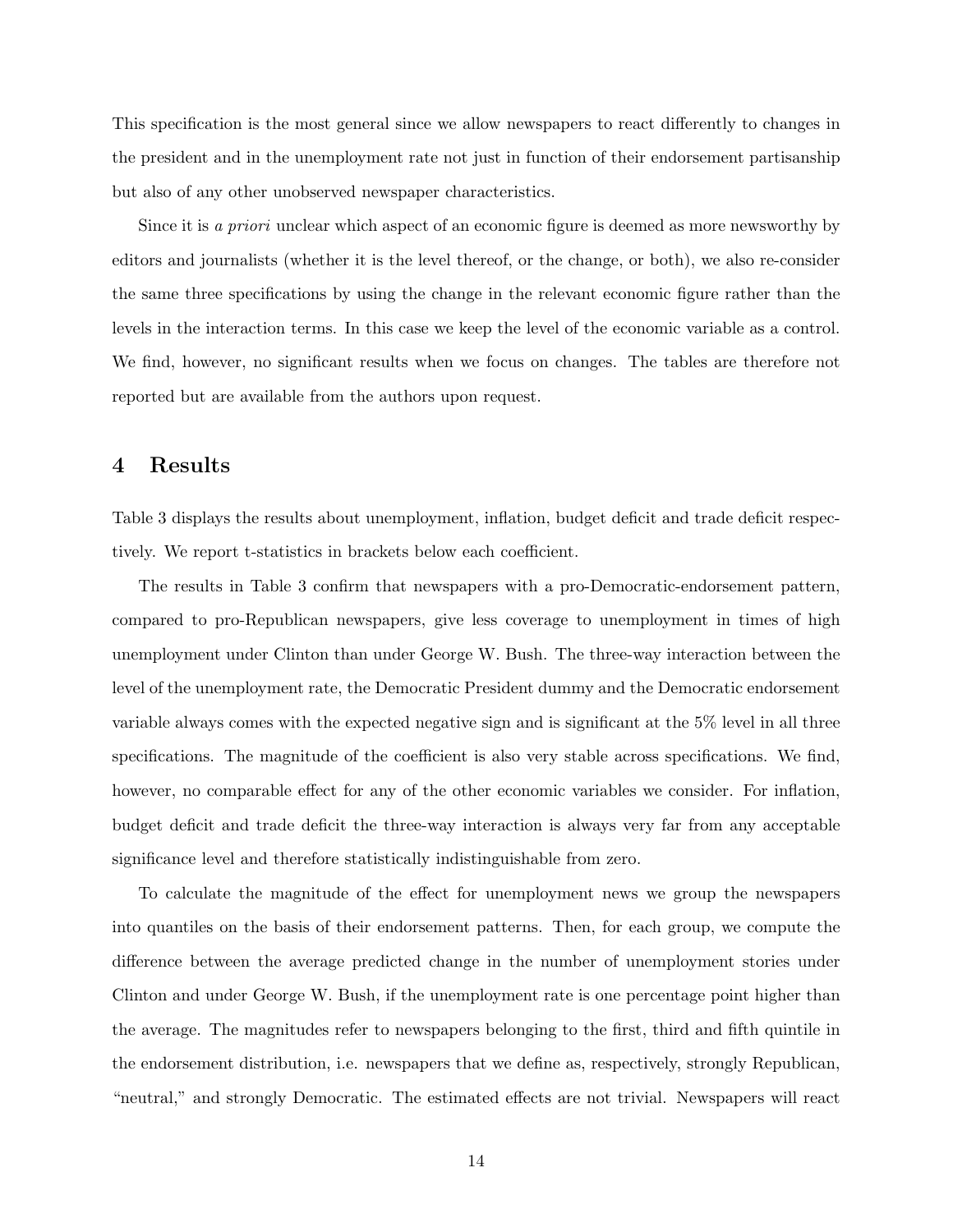This specification is the most general since we allow newspapers to react differently to changes in the president and in the unemployment rate not just in function of their endorsement partisanship but also of any other unobserved newspaper characteristics.

Since it is *a priori* unclear which aspect of an economic figure is deemed as more newsworthy by editors and journalists (whether it is the level thereof, or the change, or both), we also re-consider the same three specifications by using the change in the relevant economic figure rather than the levels in the interaction terms. In this case we keep the level of the economic variable as a control. We find, however, no significant results when we focus on changes. The tables are therefore not reported but are available from the authors upon request.

# 4 Results

Table 3 displays the results about unemployment, inflation, budget deficit and trade deficit respectively. We report t-statistics in brackets below each coefficient.

The results in Table 3 confirm that newspapers with a pro-Democratic-endorsement pattern, compared to pro-Republican newspapers, give less coverage to unemployment in times of high unemployment under Clinton than under George W. Bush. The three-way interaction between the level of the unemployment rate, the Democratic President dummy and the Democratic endorsement variable always comes with the expected negative sign and is significant at the 5% level in all three specifications. The magnitude of the coefficient is also very stable across specifications. We find, however, no comparable effect for any of the other economic variables we consider. For inflation, budget deficit and trade deficit the three-way interaction is always very far from any acceptable significance level and therefore statistically indistinguishable from zero.

To calculate the magnitude of the effect for unemployment news we group the newspapers into quantiles on the basis of their endorsement patterns. Then, for each group, we compute the difference between the average predicted change in the number of unemployment stories under Clinton and under George W. Bush, if the unemployment rate is one percentage point higher than the average. The magnitudes refer to newspapers belonging to the first, third and fifth quintile in the endorsement distribution, i.e. newspapers that we define as, respectively, strongly Republican, "neutral," and strongly Democratic. The estimated effects are not trivial. Newspapers will react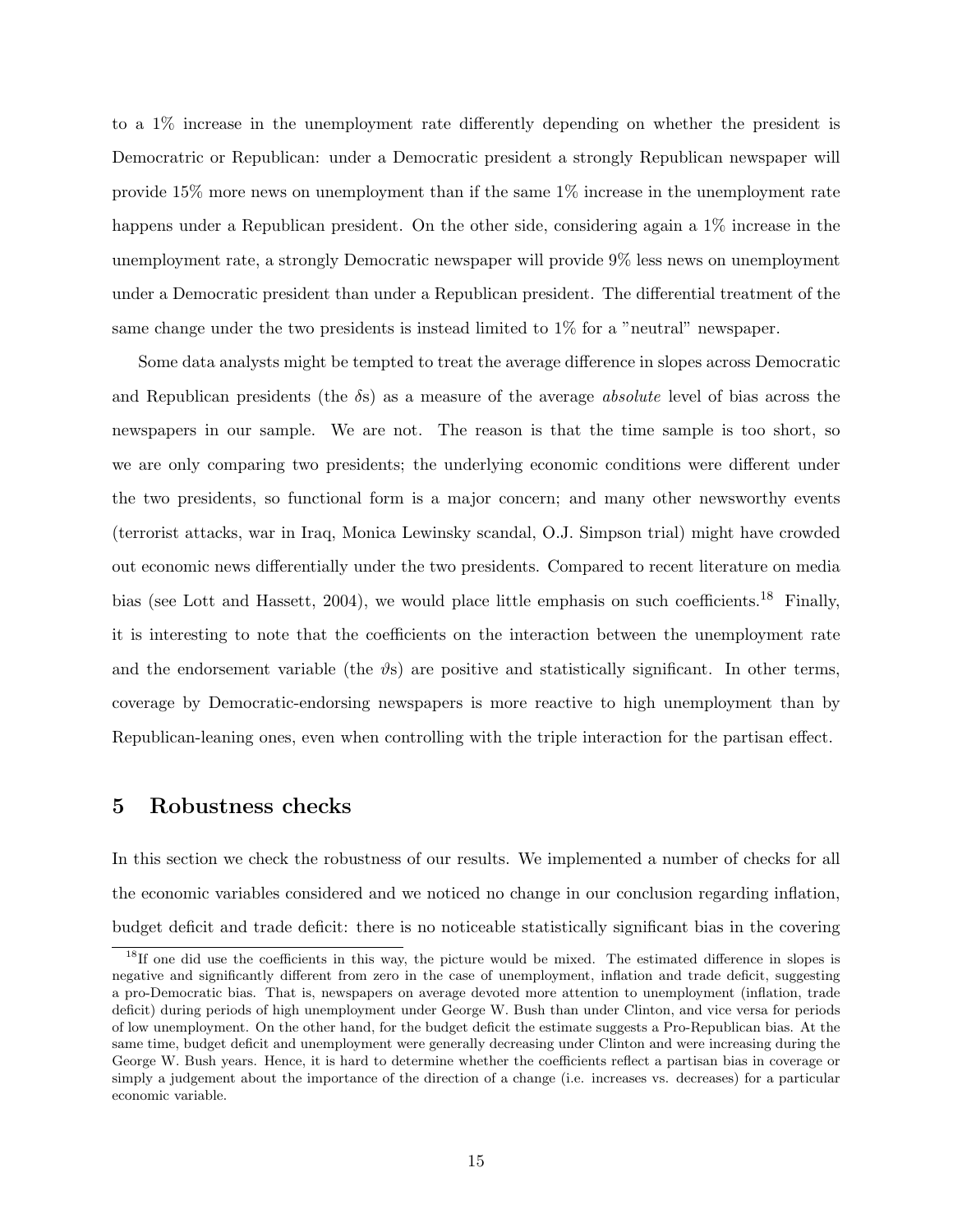to a 1% increase in the unemployment rate differently depending on whether the president is Democratric or Republican: under a Democratic president a strongly Republican newspaper will provide 15% more news on unemployment than if the same 1% increase in the unemployment rate happens under a Republican president. On the other side, considering again a 1% increase in the unemployment rate, a strongly Democratic newspaper will provide 9% less news on unemployment under a Democratic president than under a Republican president. The differential treatment of the same change under the two presidents is instead limited to 1% for a "neutral" newspaper.

Some data analysts might be tempted to treat the average difference in slopes across Democratic and Republican presidents (the $\delta$s) as a measure of the average *absolute* level of bias across the newspapers in our sample. We are not. The reason is that the time sample is too short, so we are only comparing two presidents; the underlying economic conditions were different under the two presidents, so functional form is a major concern; and many other newsworthy events (terrorist attacks, war in Iraq, Monica Lewinsky scandal, O.J. Simpson trial) might have crowded out economic news differentially under the two presidents. Compared to recent literature on media bias (see Lott and Hassett, 2004), we would place little emphasis on such coefficients.[18] Finally, it is interesting to note that the coefficients on the interaction between the unemployment rate and the endorsement variable (the $\vartheta$s) are positive and statistically significant. In other terms, coverage by Democratic-endorsing newspapers is more reactive to high unemployment than by Republican-leaning ones, even when controlling with the triple interaction for the partisan effect.

## 5 Robustness checks

In this section we check the robustness of our results. We implemented a number of checks for all the economic variables considered and we noticed no change in our conclusion regarding inflation, budget deficit and trade deficit: there is no noticeable statistically significant bias in the covering

[18]If one did use the coefficients in this way, the picture would be mixed. The estimated difference in slopes is negative and significantly different from zero in the case of unemployment, inflation and trade deficit, suggesting a pro-Democratic bias. That is, newspapers on average devoted more attention to unemployment (inflation, trade deficit) during periods of high unemployment under George W. Bush than under Clinton, and vice versa for periods of low unemployment. On the other hand, for the budget deficit the estimate suggests a Pro-Republican bias. At the same time, budget deficit and unemployment were generally decreasing under Clinton and were increasing during the George W. Bush years. Hence, it is hard to determine whether the coefficients reflect a partisan bias in coverage or simply a judgement about the importance of the direction of a change (i.e. increases vs. decreases) for a particular economic variable.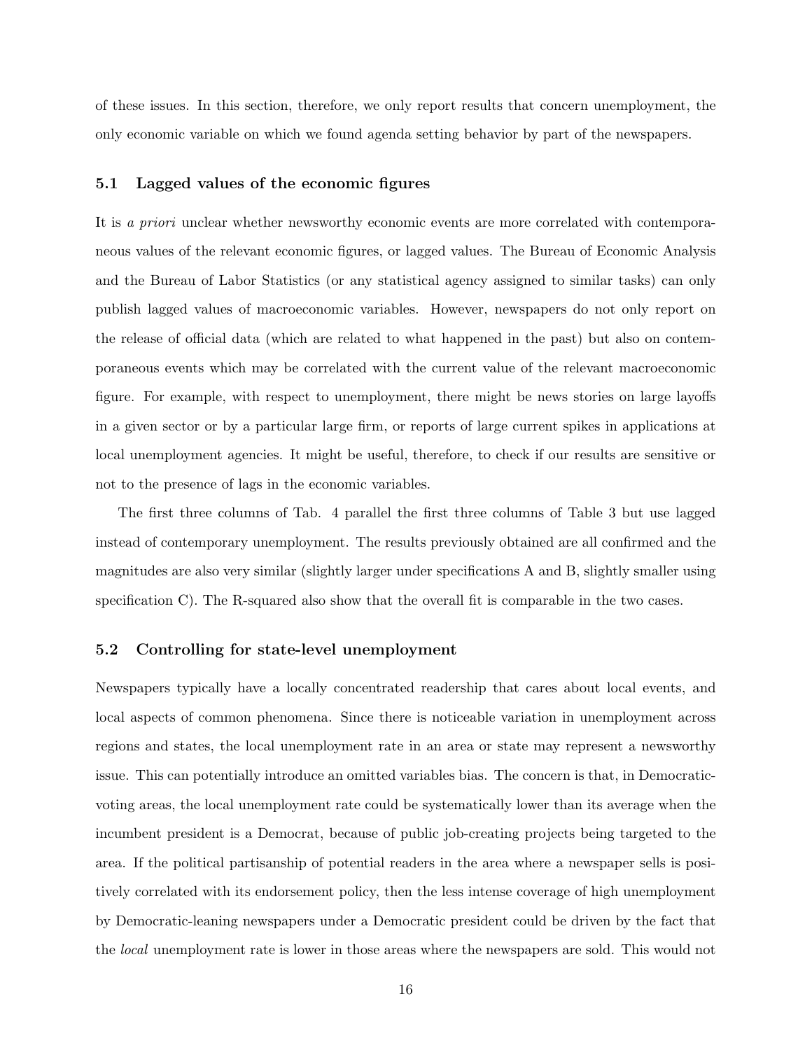of these issues. In this section, therefore, we only report results that concern unemployment, the only economic variable on which we found agenda setting behavior by part of the newspapers.

### 5.1 Lagged values of the economic figures

It is *a priori* unclear whether newsworthy economic events are more correlated with contemporaneous values of the relevant economic figures, or lagged values. The Bureau of Economic Analysis and the Bureau of Labor Statistics (or any statistical agency assigned to similar tasks) can only publish lagged values of macroeconomic variables. However, newspapers do not only report on the release of official data (which are related to what happened in the past) but also on contemporaneous events which may be correlated with the current value of the relevant macroeconomic figure. For example, with respect to unemployment, there might be news stories on large layoffs in a given sector or by a particular large firm, or reports of large current spikes in applications at local unemployment agencies. It might be useful, therefore, to check if our results are sensitive or not to the presence of lags in the economic variables.

The first three columns of Tab. 4 parallel the first three columns of Table 3 but use lagged instead of contemporary unemployment. The results previously obtained are all confirmed and the magnitudes are also very similar (slightly larger under specifications A and B, slightly smaller using specification C). The R-squared also show that the overall fit is comparable in the two cases.

### 5.2 Controlling for state-level unemployment

Newspapers typically have a locally concentrated readership that cares about local events, and local aspects of common phenomena. Since there is noticeable variation in unemployment across regions and states, the local unemployment rate in an area or state may represent a newsworthy issue. This can potentially introduce an omitted variables bias. The concern is that, in Democratic-voting areas, the local unemployment rate could be systematically lower than its average when the incumbent president is a Democrat, because of public job-creating projects being targeted to the area. If the political partisanship of potential readers in the area where a newspaper sells is positively correlated with its endorsement policy, then the less intense coverage of high unemployment by Democratic-leaning newspapers under a Democratic president could be driven by the fact that the *local* unemployment rate is lower in those areas where the newspapers are sold. This would not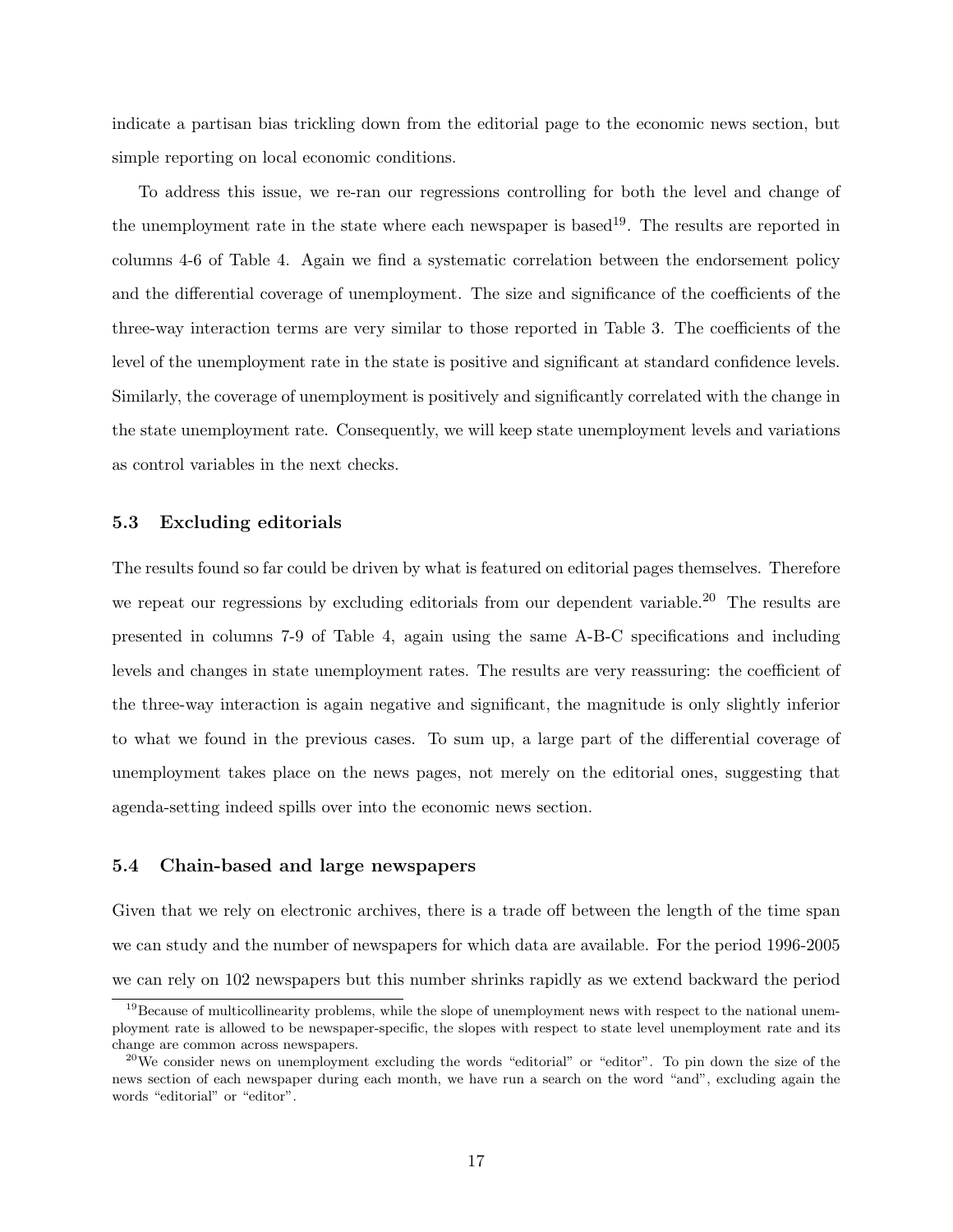indicate a partisan bias trickling down from the editorial page to the economic news section, but simple reporting on local economic conditions.

To address this issue, we re-ran our regressions controlling for both the level and change of the unemployment rate in the state where each newspaper is based[19]. The results are reported in columns 4-6 of Table 4. Again we find a systematic correlation between the endorsement policy and the differential coverage of unemployment. The size and significance of the coefficients of the three-way interaction terms are very similar to those reported in Table 3. The coefficients of the level of the unemployment rate in the state is positive and significant at standard confidence levels. Similarly, the coverage of unemployment is positively and significantly correlated with the change in the state unemployment rate. Consequently, we will keep state unemployment levels and variations as control variables in the next checks.

### 5.3 Excluding editorials

The results found so far could be driven by what is featured on editorial pages themselves. Therefore we repeat our regressions by excluding editorials from our dependent variable.[20] The results are presented in columns 7-9 of Table 4, again using the same A-B-C specifications and including levels and changes in state unemployment rates. The results are very reassuring: the coefficient of the three-way interaction is again negative and significant, the magnitude is only slightly inferior to what we found in the previous cases. To sum up, a large part of the differential coverage of unemployment takes place on the news pages, not merely on the editorial ones, suggesting that agenda-setting indeed spills over into the economic news section.

### 5.4 Chain-based and large newspapers

Given that we rely on electronic archives, there is a trade off between the length of the time span we can study and the number of newspapers for which data are available. For the period 1996-2005 we can rely on 102 newspapers but this number shrinks rapidly as we extend backward the period

---

[19] Because of multicollinearity problems, while the slope of unemployment news with respect to the national unemployment rate is allowed to be newspaper-specific, the slopes with respect to state level unemployment rate and its change are common across newspapers.

[20] We consider news on unemployment excluding the words "editorial" or "editor". To pin down the size of the news section of each newspaper during each month, we have run a search on the word "and", excluding again the words "editorial" or "editor".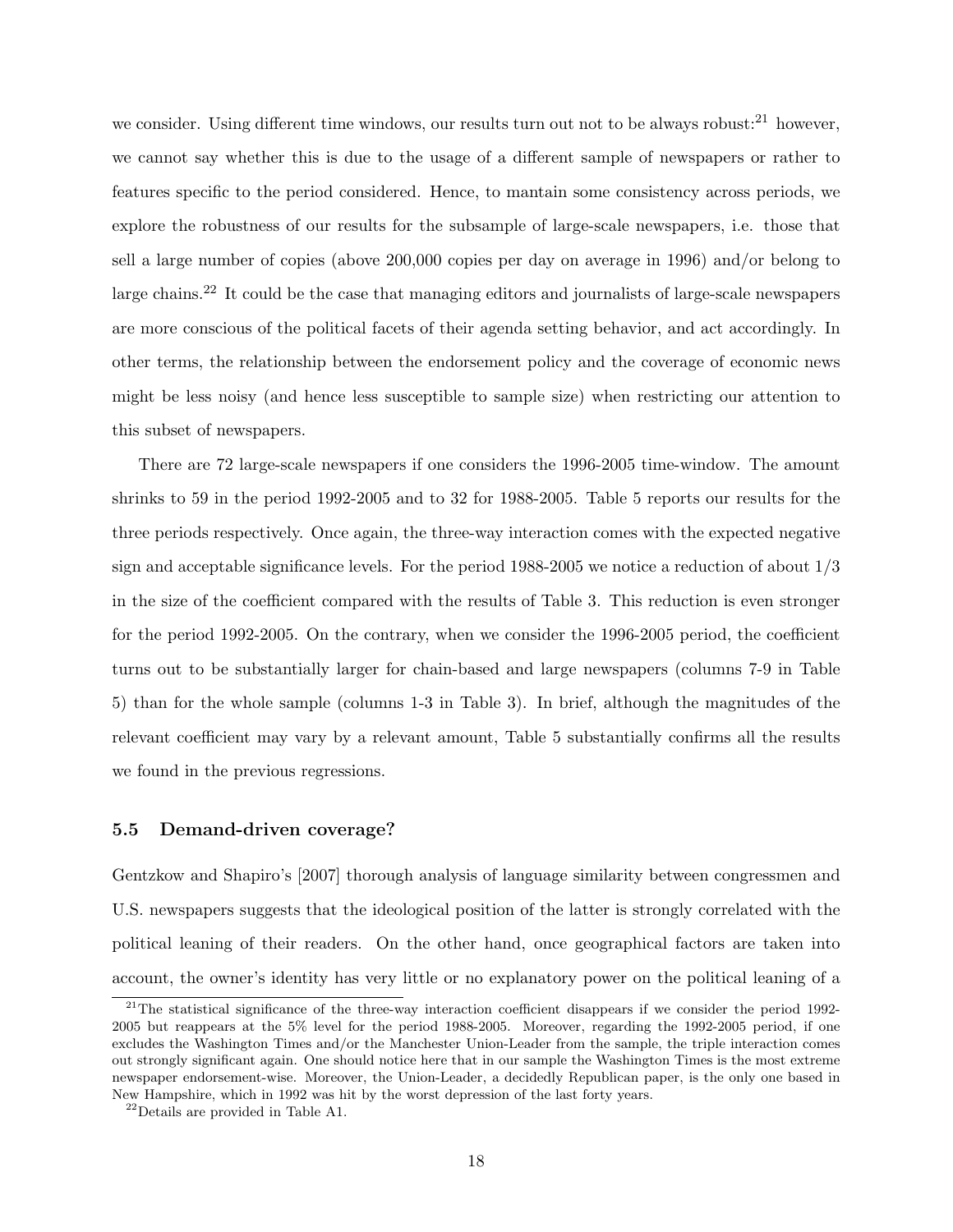we consider. Using different time windows, our results turn out not to be always robust:[21] however, we cannot say whether this is due to the usage of a different sample of newspapers or rather to features specific to the period considered. Hence, to mantain some consistency across periods, we explore the robustness of our results for the subsample of large-scale newspapers, i.e. those that sell a large number of copies (above 200,000 copies per day on average in 1996) and/or belong to large chains.[22] It could be the case that managing editors and journalists of large-scale newspapers are more conscious of the political facets of their agenda setting behavior, and act accordingly. In other terms, the relationship between the endorsement policy and the coverage of economic news might be less noisy (and hence less susceptible to sample size) when restricting our attention to this subset of newspapers.

There are 72 large-scale newspapers if one considers the 1996-2005 time-window. The amount shrinks to 59 in the period 1992-2005 and to 32 for 1988-2005. Table 5 reports our results for the three periods respectively. Once again, the three-way interaction comes with the expected negative sign and acceptable significance levels. For the period 1988-2005 we notice a reduction of about 1/3 in the size of the coefficient compared with the results of Table 3. This reduction is even stronger for the period 1992-2005. On the contrary, when we consider the 1996-2005 period, the coefficient turns out to be substantially larger for chain-based and large newspapers (columns 7-9 in Table 5) than for the whole sample (columns 1-3 in Table 3). In brief, although the magnitudes of the relevant coefficient may vary by a relevant amount, Table 5 substantially confirms all the results we found in the previous regressions.

### 5.5 Demand-driven coverage?

Gentzkow and Shapiro's [2007] thorough analysis of language similarity between congressmen and U.S. newspapers suggests that the ideological position of the latter is strongly correlated with the political leaning of their readers. On the other hand, once geographical factors are taken into account, the owner's identity has very little or no explanatory power on the political leaning of a

[21] The statistical significance of the three-way interaction coefficient disappears if we consider the period 1992-2005 but reappears at the 5% level for the period 1988-2005. Moreover, regarding the 1992-2005 period, if one excludes the Washington Times and/or the Manchester Union-Leader from the sample, the triple interaction comes out strongly significant again. One should notice here that in our sample the Washington Times is the most extreme newspaper endorsement-wise. Moreover, the Union-Leader, a decidedly Republican paper, is the only one based in New Hampshire, which in 1992 was hit by the worst depression of the last forty years.

[22] Details are provided in Table A1.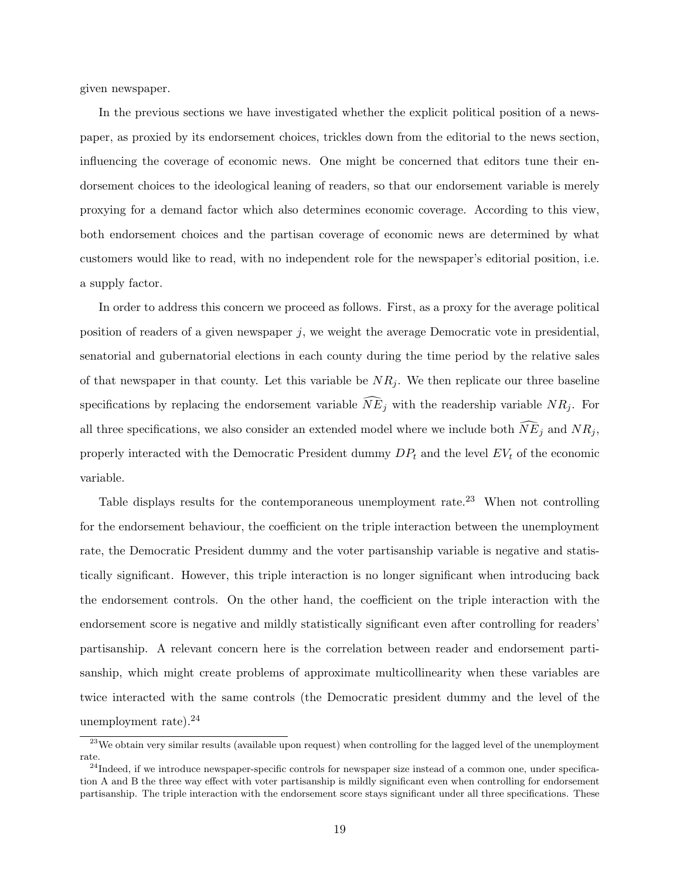given newspaper.

In the previous sections we have investigated whether the explicit political position of a newspaper, as proxied by its endorsement choices, trickles down from the editorial to the news section, influencing the coverage of economic news. One might be concerned that editors tune their endorsement choices to the ideological leaning of readers, so that our endorsement variable is merely proxying for a demand factor which also determines economic coverage. According to this view, both endorsement choices and the partisan coverage of economic news are determined by what customers would like to read, with no independent role for the newspaper's editorial position, i.e. a supply factor.

In order to address this concern we proceed as follows. First, as a proxy for the average political position of readers of a given newspaper $j$, we weight the average Democratic vote in presidential, senatorial and gubernatorial elections in each county during the time period by the relative sales of that newspaper in that county. Let this variable be $NR_j$. We then replicate our three baseline specifications by replacing the endorsement variable $\widehat{NE}_j$ with the readership variable $NR_j$. For all three specifications, we also consider an extended model where we include both $\widehat{NE}_j$ and $NR_j$, properly interacted with the Democratic President dummy $DP_t$ and the level $EV_t$ of the economic variable.

Table displays results for the contemporaneous unemployment rate.[23] When not controlling for the endorsement behaviour, the coefficient on the triple interaction between the unemployment rate, the Democratic President dummy and the voter partisanship variable is negative and statistically significant. However, this triple interaction is no longer significant when introducing back the endorsement controls. On the other hand, the coefficient on the triple interaction with the endorsement score is negative and mildly statistically significant even after controlling for readers' partisanship. A relevant concern here is the correlation between reader and endorsement partisanship, which might create problems of approximate multicollinearity when these variables are twice interacted with the same controls (the Democratic president dummy and the level of the unemployment rate).[24]

[23] We obtain very similar results (available upon request) when controlling for the lagged level of the unemployment rate.

[24] Indeed, if we introduce newspaper-specific controls for newspaper size instead of a common one, under specification A and B the three way effect with voter partisanship is mildly significant even when controlling for endorsement partisanship. The triple interaction with the endorsement score stays significant under all three specifications. These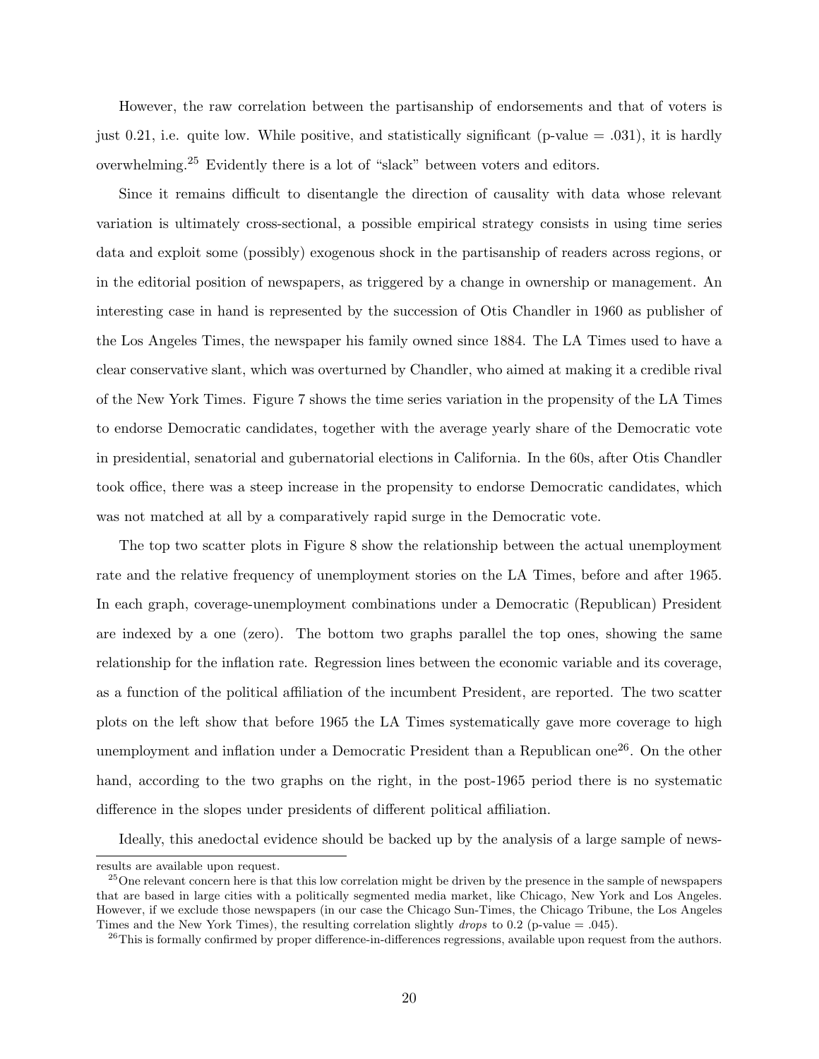However, the raw correlation between the partisanship of endorsements and that of voters is just 0.21, i.e. quite low. While positive, and statistically significant (p-value = .031), it is hardly overwhelming.[25] Evidently there is a lot of "slack" between voters and editors.

Since it remains difficult to disentangle the direction of causality with data whose relevant variation is ultimately cross-sectional, a possible empirical strategy consists in using time series data and exploit some (possibly) exogenous shock in the partisanship of readers across regions, or in the editorial position of newspapers, as triggered by a change in ownership or management. An interesting case in hand is represented by the succession of Otis Chandler in 1960 as publisher of the Los Angeles Times, the newspaper his family owned since 1884. The LA Times used to have a clear conservative slant, which was overturned by Chandler, who aimed at making it a credible rival of the New York Times. Figure 7 shows the time series variation in the propensity of the LA Times to endorse Democratic candidates, together with the average yearly share of the Democratic vote in presidential, senatorial and gubernatorial elections in California. In the 60s, after Otis Chandler took office, there was a steep increase in the propensity to endorse Democratic candidates, which was not matched at all by a comparatively rapid surge in the Democratic vote.

The top two scatter plots in Figure 8 show the relationship between the actual unemployment rate and the relative frequency of unemployment stories on the LA Times, before and after 1965. In each graph, coverage-unemployment combinations under a Democratic (Republican) President are indexed by a one (zero). The bottom two graphs parallel the top ones, showing the same relationship for the inflation rate. Regression lines between the economic variable and its coverage, as a function of the political affiliation of the incumbent President, are reported. The two scatter plots on the left show that before 1965 the LA Times systematically gave more coverage to high unemployment and inflation under a Democratic President than a Republican one[26]. On the other hand, according to the two graphs on the right, in the post-1965 period there is no systematic difference in the slopes under presidents of different political affiliation.

Ideally, this anedoctal evidence should be backed up by the analysis of a large sample of news-

results are available upon request.

[25] One relevant concern here is that this low correlation might be driven by the presence in the sample of newspapers that are based in large cities with a politically segmented media market, like Chicago, New York and Los Angeles. However, if we exclude those newspapers (in our case the Chicago Sun-Times, the Chicago Tribune, the Los Angeles Times and the New York Times), the resulting correlation slightly *drops* to 0.2 (p-value = .045).

[26] This is formally confirmed by proper difference-in-differences regressions, available upon request from the authors.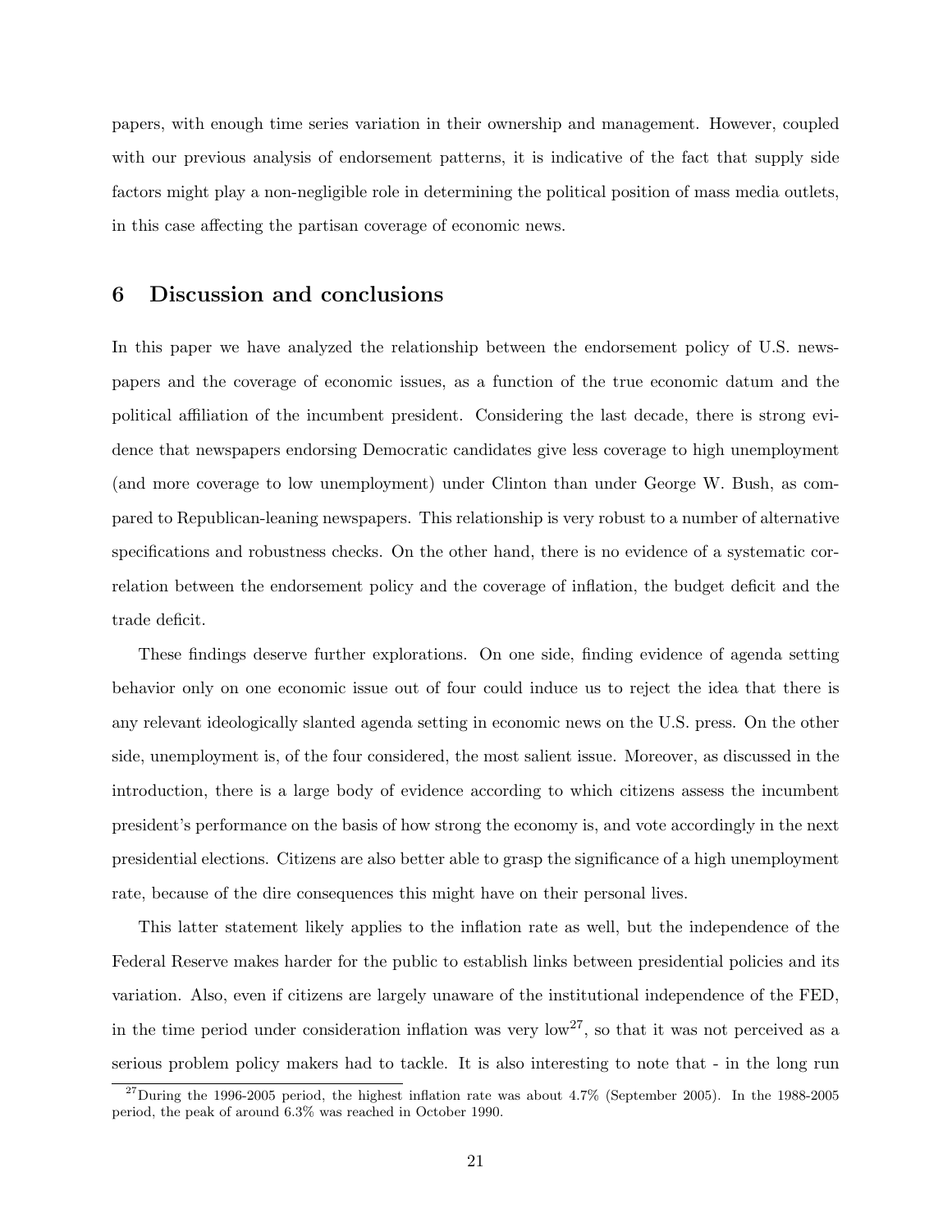papers, with enough time series variation in their ownership and management. However, coupled with our previous analysis of endorsement patterns, it is indicative of the fact that supply side factors might play a non-negligible role in determining the political position of mass media outlets, in this case affecting the partisan coverage of economic news.

## 6 Discussion and conclusions

In this paper we have analyzed the relationship between the endorsement policy of U.S. newspapers and the coverage of economic issues, as a function of the true economic datum and the political affiliation of the incumbent president. Considering the last decade, there is strong evidence that newspapers endorsing Democratic candidates give less coverage to high unemployment (and more coverage to low unemployment) under Clinton than under George W. Bush, as compared to Republican-leaning newspapers. This relationship is very robust to a number of alternative specifications and robustness checks. On the other hand, there is no evidence of a systematic correlation between the endorsement policy and the coverage of inflation, the budget deficit and the trade deficit.

These findings deserve further explorations. On one side, finding evidence of agenda setting behavior only on one economic issue out of four could induce us to reject the idea that there is any relevant ideologically slanted agenda setting in economic news on the U.S. press. On the other side, unemployment is, of the four considered, the most salient issue. Moreover, as discussed in the introduction, there is a large body of evidence according to which citizens assess the incumbent president's performance on the basis of how strong the economy is, and vote accordingly in the next presidential elections. Citizens are also better able to grasp the significance of a high unemployment rate, because of the dire consequences this might have on their personal lives.

This latter statement likely applies to the inflation rate as well, but the independence of the Federal Reserve makes harder for the public to establish links between presidential policies and its variation. Also, even if citizens are largely unaware of the institutional independence of the FED, in the time period under consideration inflation was very low[27], so that it was not perceived as a serious problem policy makers had to tackle. It is also interesting to note that - in the long run

[27] During the 1996-2005 period, the highest inflation rate was about 4.7% (September 2005). In the 1988-2005 period, the peak of around 6.3% was reached in October 1990.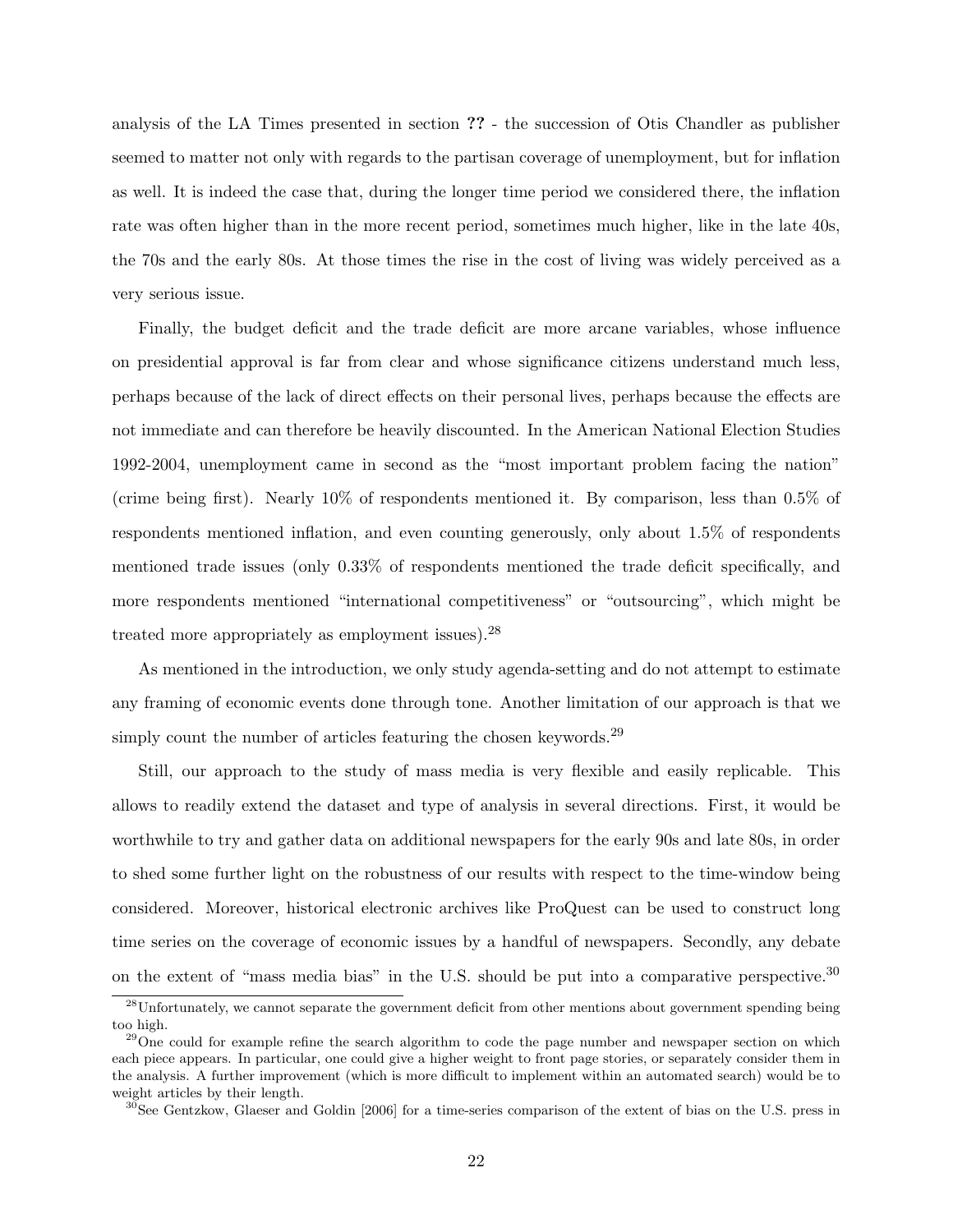analysis of the LA Times presented in section **??** - the succession of Otis Chandler as publisher seemed to matter not only with regards to the partisan coverage of unemployment, but for inflation as well. It is indeed the case that, during the longer time period we considered there, the inflation rate was often higher than in the more recent period, sometimes much higher, like in the late 40s, the 70s and the early 80s. At those times the rise in the cost of living was widely perceived as a very serious issue.

Finally, the budget deficit and the trade deficit are more arcane variables, whose influence on presidential approval is far from clear and whose significance citizens understand much less, perhaps because of the lack of direct effects on their personal lives, perhaps because the effects are not immediate and can therefore be heavily discounted. In the American National Election Studies 1992-2004, unemployment came in second as the "most important problem facing the nation" (crime being first). Nearly 10% of respondents mentioned it. By comparison, less than 0.5% of respondents mentioned inflation, and even counting generously, only about 1.5% of respondents mentioned trade issues (only 0.33% of respondents mentioned the trade deficit specifically, and more respondents mentioned "international competitiveness" or "outsourcing", which might be treated more appropriately as employment issues).[28]

As mentioned in the introduction, we only study agenda-setting and do not attempt to estimate any framing of economic events done through tone. Another limitation of our approach is that we simply count the number of articles featuring the chosen keywords.[29]

Still, our approach to the study of mass media is very flexible and easily replicable. This allows to readily extend the dataset and type of analysis in several directions. First, it would be worthwhile to try and gather data on additional newspapers for the early 90s and late 80s, in order to shed some further light on the robustness of our results with respect to the time-window being considered. Moreover, historical electronic archives like ProQuest can be used to construct long time series on the coverage of economic issues by a handful of newspapers. Secondly, any debate on the extent of "mass media bias" in the U.S. should be put into a comparative perspective.[30]

[28] Unfortunately, we cannot separate the government deficit from other mentions about government spending being too high.

[29] One could for example refine the search algorithm to code the page number and newspaper section on which each piece appears. In particular, one could give a higher weight to front page stories, or separately consider them in the analysis. A further improvement (which is more difficult to implement within an automated search) would be to weight articles by their length.

[30] See Gentzkow, Glaeser and Goldin [2006] for a time-series comparison of the extent of bias on the U.S. press in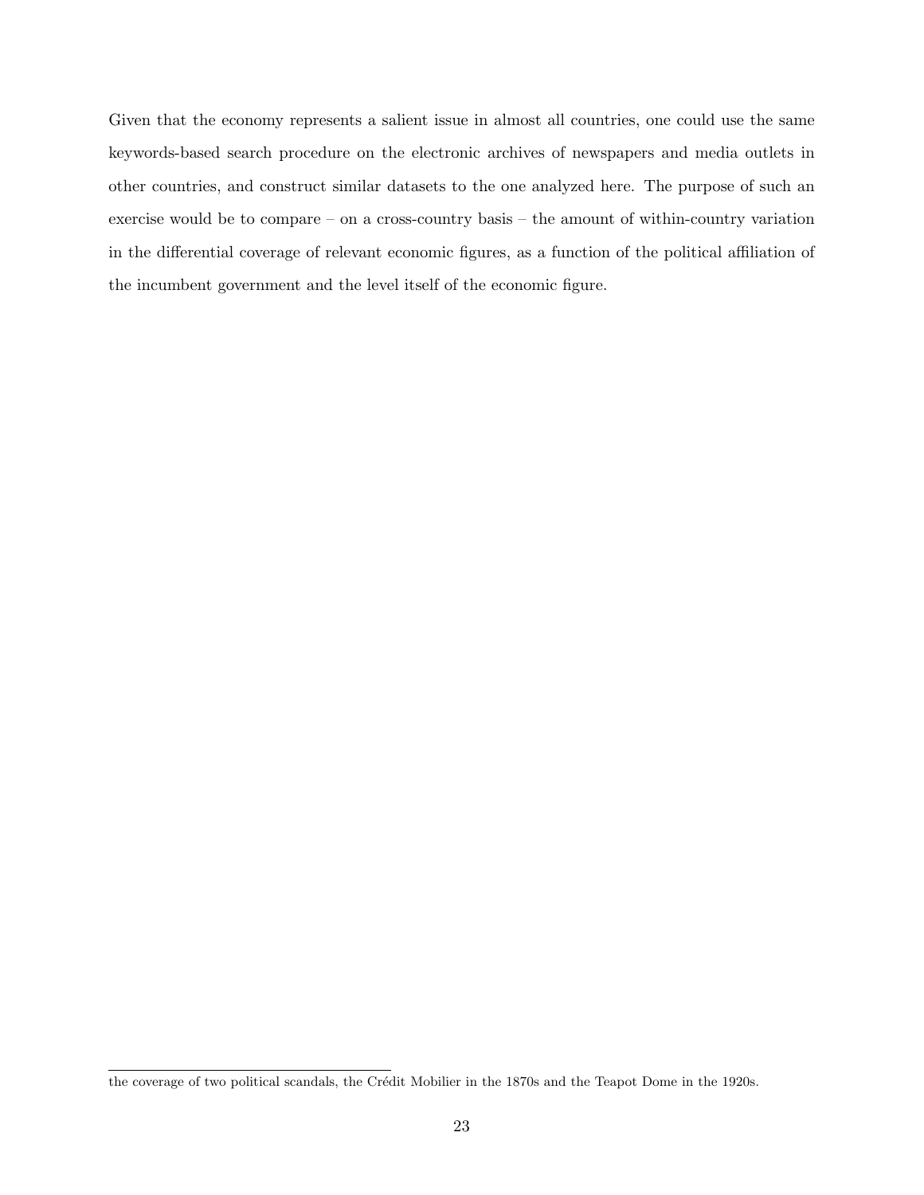Given that the economy represents a salient issue in almost all countries, one could use the same keywords-based search procedure on the electronic archives of newspapers and media outlets in other countries, and construct similar datasets to the one analyzed here. The purpose of such an exercise would be to compare – on a cross-country basis – the amount of within-country variation in the differential coverage of relevant economic figures, as a function of the political affiliation of the incumbent government and the level itself of the economic figure.

---

the coverage of two political scandals, the Crédit Mobilier in the 1870s and the Teapot Dome in the 1920s.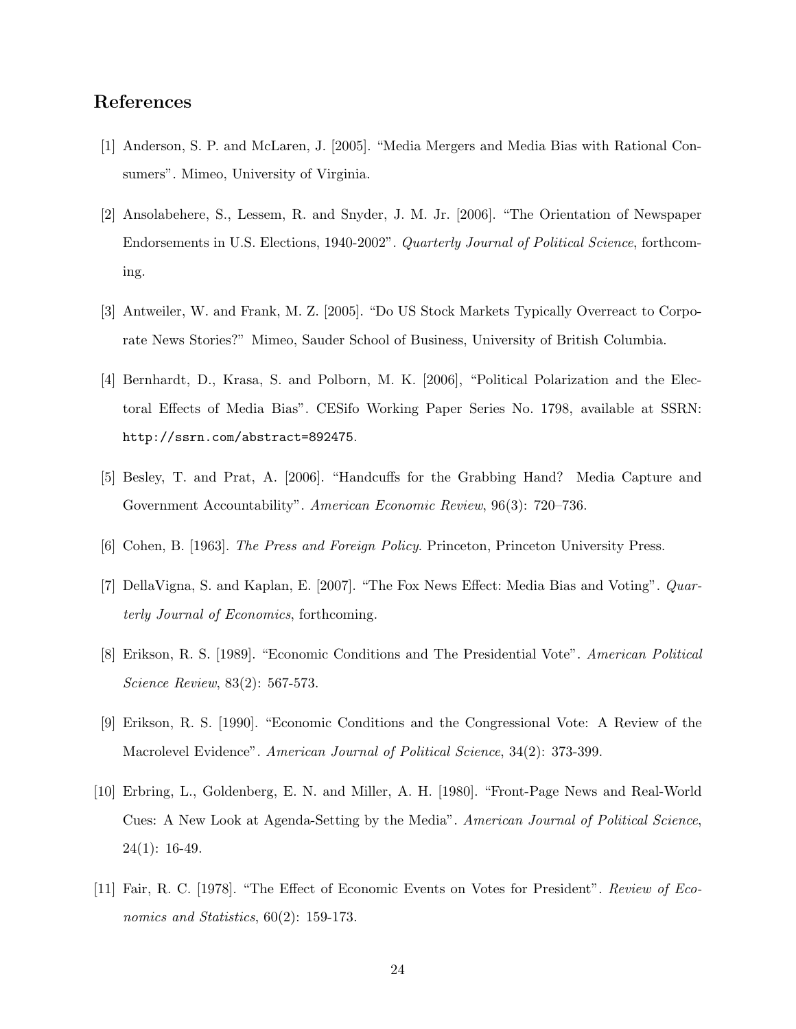## References

[1] Anderson, S. P. and McLaren, J. [2005]. "Media Mergers and Media Bias with Rational Consumers". Mimeo, University of Virginia.

[2] Ansolabehere, S., Lessem, R. and Snyder, J. M. Jr. [2006]. "The Orientation of Newspaper Endorsements in U.S. Elections, 1940-2002". *Quarterly Journal of Political Science*, forthcoming.

[3] Antweiler, W. and Frank, M. Z. [2005]. "Do US Stock Markets Typically Overreact to Corporate News Stories?" Mimeo, Sauder School of Business, University of British Columbia.

[4] Bernhardt, D., Krasa, S. and Polborn, M. K. [2006], "Political Polarization and the Electoral Effects of Media Bias". CESifo Working Paper Series No. 1798, available at SSRN: http://ssrn.com/abstract=892475.

[5] Besley, T. and Prat, A. [2006]. "Handcuffs for the Grabbing Hand? Media Capture and Government Accountability". *American Economic Review*, 96(3): 720–736.

[6] Cohen, B. [1963]. *The Press and Foreign Policy*. Princeton, Princeton University Press.

[7] DellaVigna, S. and Kaplan, E. [2007]. "The Fox News Effect: Media Bias and Voting". *Quarterly Journal of Economics*, forthcoming.

[8] Erikson, R. S. [1989]. "Economic Conditions and The Presidential Vote". *American Political Science Review*, 83(2): 567-573.

[9] Erikson, R. S. [1990]. "Economic Conditions and the Congressional Vote: A Review of the Macrolevel Evidence". *American Journal of Political Science*, 34(2): 373-399.

[10] Erbring, L., Goldenberg, E. N. and Miller, A. H. [1980]. "Front-Page News and Real-World Cues: A New Look at Agenda-Setting by the Media". *American Journal of Political Science*, 24(1): 16-49.

[11] Fair, R. C. [1978]. "The Effect of Economic Events on Votes for President". *Review of Economics and Statistics*, 60(2): 159-173.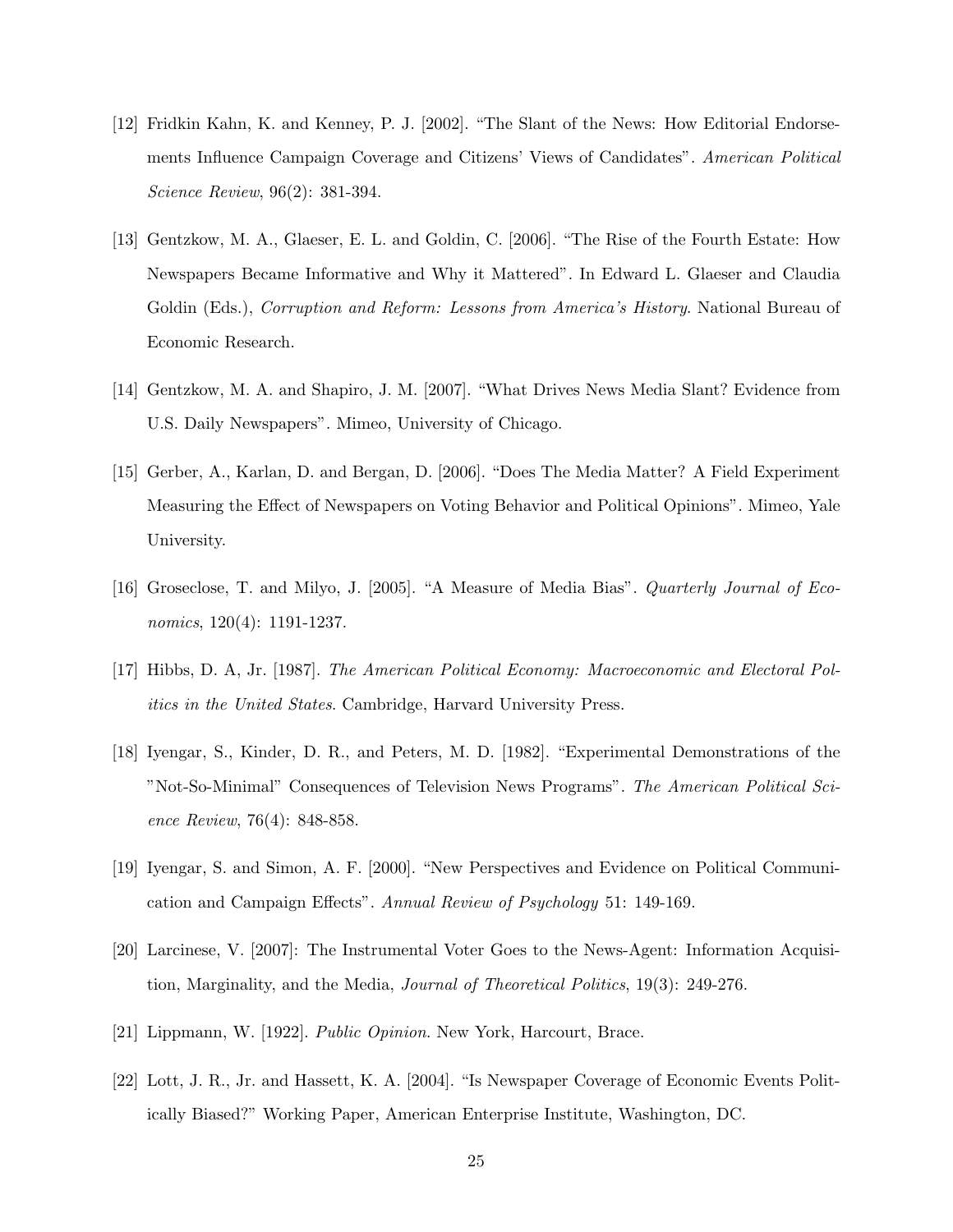[12] Fridkin Kahn, K. and Kenney, P. J. [2002]. "The Slant of the News: How Editorial Endorsements Influence Campaign Coverage and Citizens' Views of Candidates". *American Political Science Review*, 96(2): 381-394.

[13] Gentzkow, M. A., Glaeser, E. L. and Goldin, C. [2006]. "The Rise of the Fourth Estate: How Newspapers Became Informative and Why it Mattered". In Edward L. Glaeser and Claudia Goldin (Eds.), *Corruption and Reform: Lessons from America's History*. National Bureau of Economic Research.

[14] Gentzkow, M. A. and Shapiro, J. M. [2007]. "What Drives News Media Slant? Evidence from U.S. Daily Newspapers". Mimeo, University of Chicago.

[15] Gerber, A., Karlan, D. and Bergan, D. [2006]. "Does The Media Matter? A Field Experiment Measuring the Effect of Newspapers on Voting Behavior and Political Opinions". Mimeo, Yale University.

[16] Groseclose, T. and Milyo, J. [2005]. "A Measure of Media Bias". *Quarterly Journal of Economics*, 120(4): 1191-1237.

[17] Hibbs, D. A, Jr. [1987]. *The American Political Economy: Macroeconomic and Electoral Politics in the United States*. Cambridge, Harvard University Press.

[18] Iyengar, S., Kinder, D. R., and Peters, M. D. [1982]. "Experimental Demonstrations of the "Not-So-Minimal" Consequences of Television News Programs". *The American Political Science Review*, 76(4): 848-858.

[19] Iyengar, S. and Simon, A. F. [2000]. "New Perspectives and Evidence on Political Communication and Campaign Effects". *Annual Review of Psychology* 51: 149-169.

[20] Larcinese, V. [2007]: The Instrumental Voter Goes to the News-Agent: Information Acquisition, Marginality, and the Media, *Journal of Theoretical Politics*, 19(3): 249-276.

[21] Lippmann, W. [1922]. *Public Opinion*. New York, Harcourt, Brace.

[22] Lott, J. R., Jr. and Hassett, K. A. [2004]. "Is Newspaper Coverage of Economic Events Politically Biased?" Working Paper, American Enterprise Institute, Washington, DC.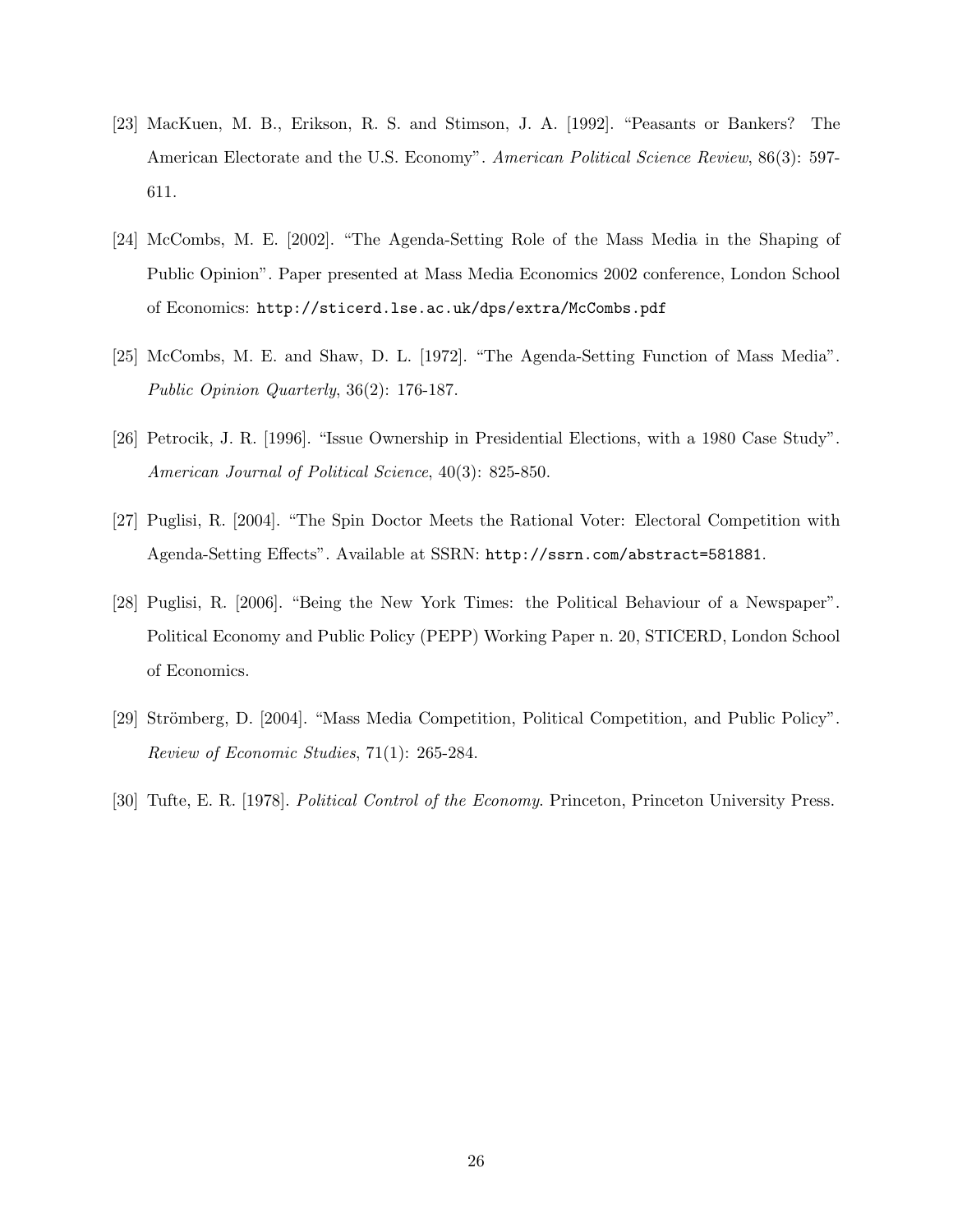[23] MacKuen, M. B., Erikson, R. S. and Stimson, J. A. [1992]. "Peasants or Bankers? The American Electorate and the U.S. Economy". *American Political Science Review*, 86(3): 597-611.

[24] McCombs, M. E. [2002]. "The Agenda-Setting Role of the Mass Media in the Shaping of Public Opinion". Paper presented at Mass Media Economics 2002 conference, London School of Economics: `http://sticerd.lse.ac.uk/dps/extra/McCombs.pdf`

[25] McCombs, M. E. and Shaw, D. L. [1972]. "The Agenda-Setting Function of Mass Media". *Public Opinion Quarterly*, 36(2): 176-187.

[26] Petrocik, J. R. [1996]. "Issue Ownership in Presidential Elections, with a 1980 Case Study". *American Journal of Political Science*, 40(3): 825-850.

[27] Puglisi, R. [2004]. "The Spin Doctor Meets the Rational Voter: Electoral Competition with Agenda-Setting Effects". Available at SSRN: `http://ssrn.com/abstract=581881`.

[28] Puglisi, R. [2006]. "Being the New York Times: the Political Behaviour of a Newspaper". Political Economy and Public Policy (PEPP) Working Paper n. 20, STICERD, London School of Economics.

[29] Strömberg, D. [2004]. "Mass Media Competition, Political Competition, and Public Policy". *Review of Economic Studies*, 71(1): 265-284.

[30] Tufte, E. R. [1978]. *Political Control of the Economy*. Princeton, Princeton University Press.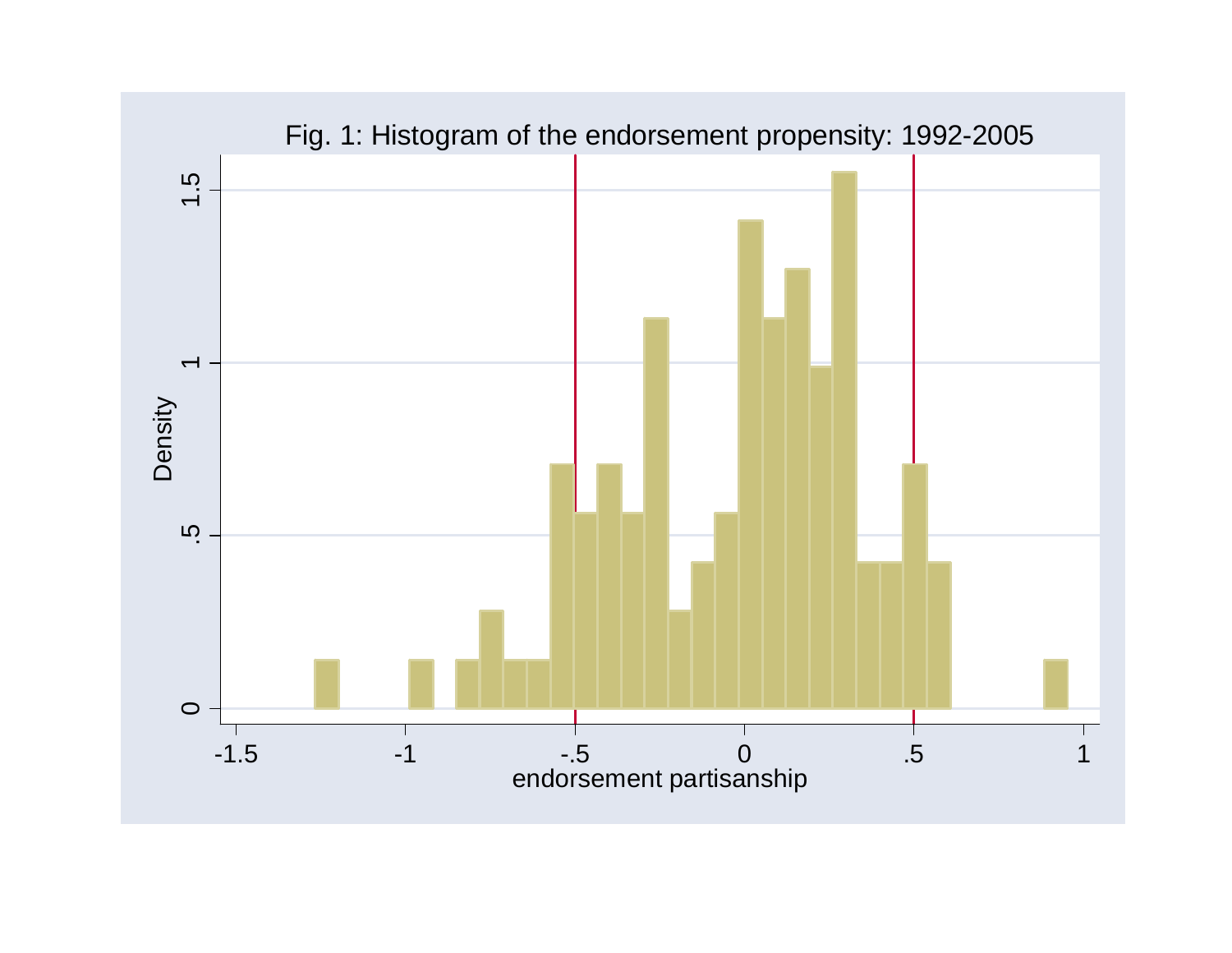Fig. 1: Histogram of the endorsement propensity: 1992-2005

Density

0

.5

1

1.5

-1.5

-1

-.5

0

.5

1

endorsement partisanship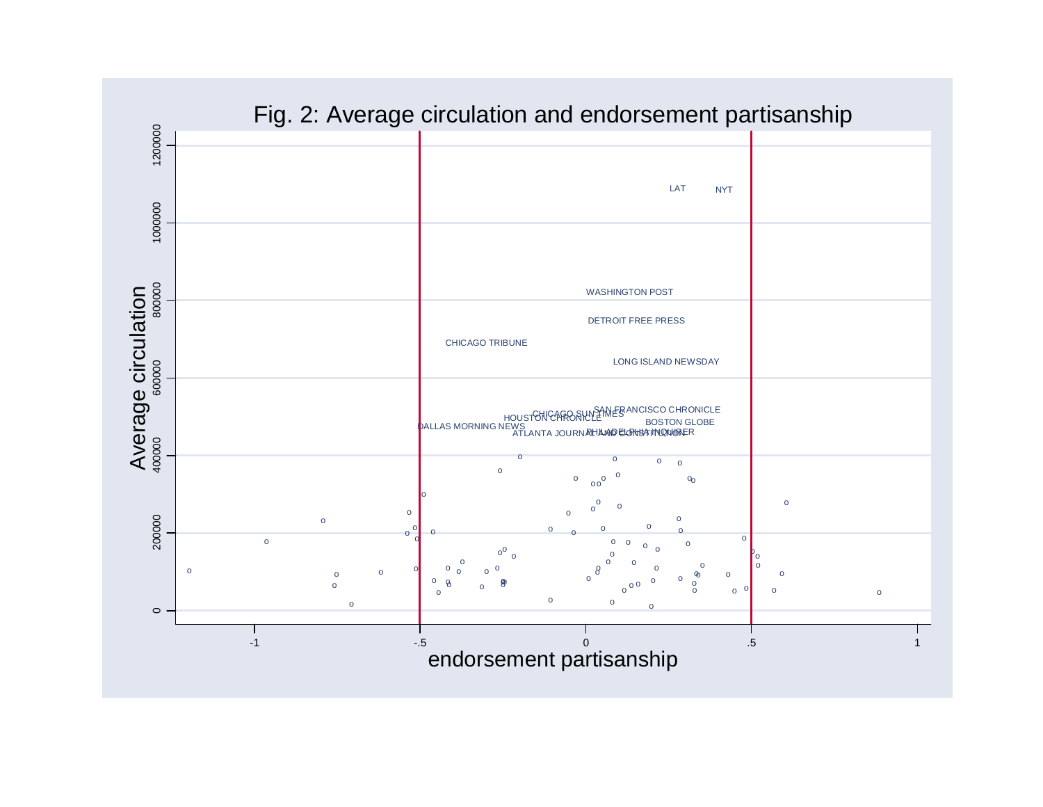Fig. 2: Average circulation and endorsement partisanship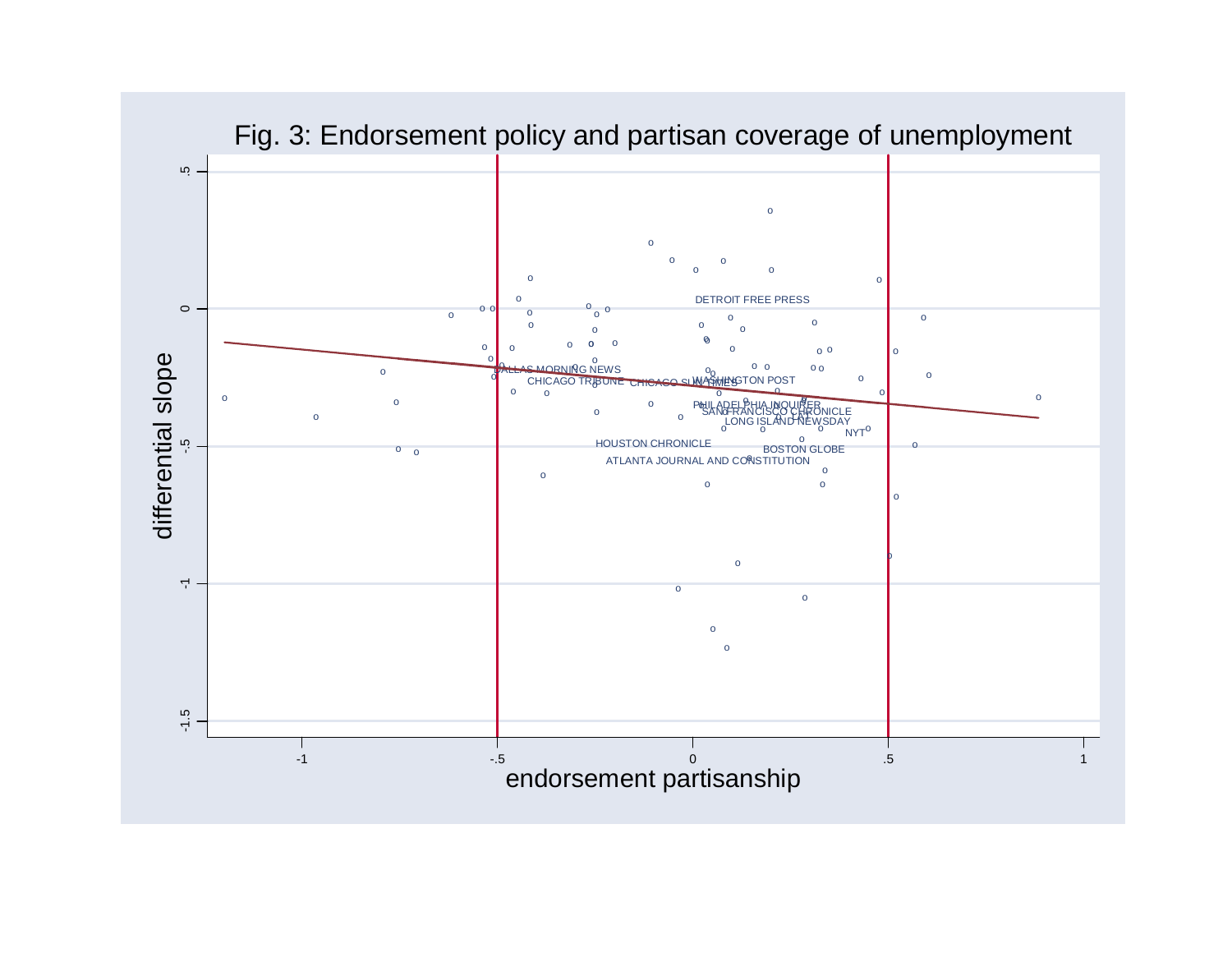Fig. 3: Endorsement policy and partisan coverage of unemployment

differential slope

.5
0
-.5
-1
-1.5

-1
-.5
0
.5
1

endorsement partisanship

DETROIT FREE PRESS
DALLAS MORNING NEWS
CHICAGO TRIBUNE
CHICAGO SUN TIMES
WASHINGTON POST
PHILADELPHIA INQUIRER
SAN FRANCISCO CHRONICLE
LONG ISLAND NEWSDAY
NYT
HOUSTON CHRONICLE
BOSTON GLOBE
ATLANTA JOURNAL AND CONSTITUTION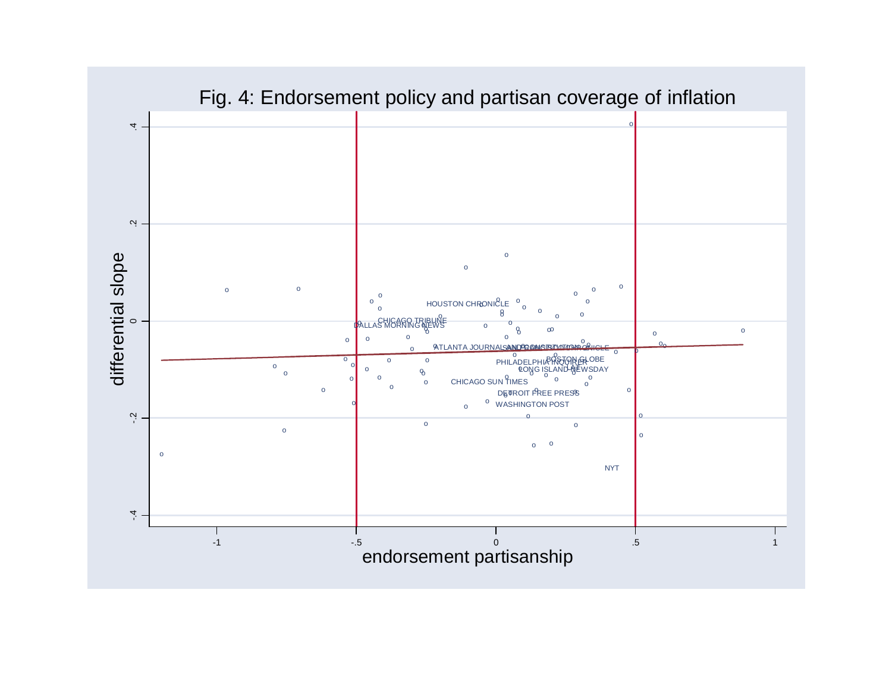Fig. 4: Endorsement policy and partisan coverage of inflation

differential slope

endorsement partisanship

.4

.2

0

-.2

-.4

-1

-.5

0

.5

1

HOUSTON CHRONICLE

CHICAGO TRIBUNE

DALLAS MORNING NEWS

ATLANTA JOURNAL AND CONSTITUTION

SAN FRANCISCO CHRONICLE

BOSTON GLOBE

PHILADELPHIA INQUIRER

LONG ISLAND NEWSDAY

CHICAGO SUN TIMES

DETROIT FREE PRESS

WASHINGTON POST

NYT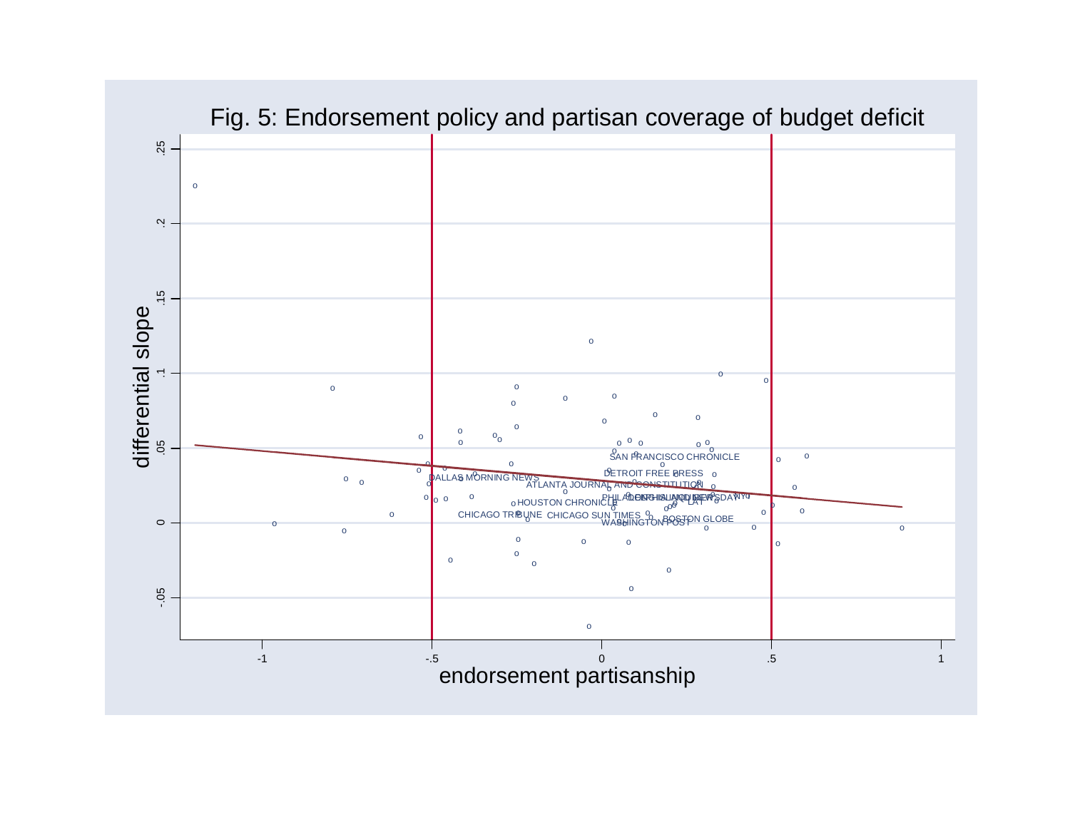Fig. 5: Endorsement policy and partisan coverage of budget deficit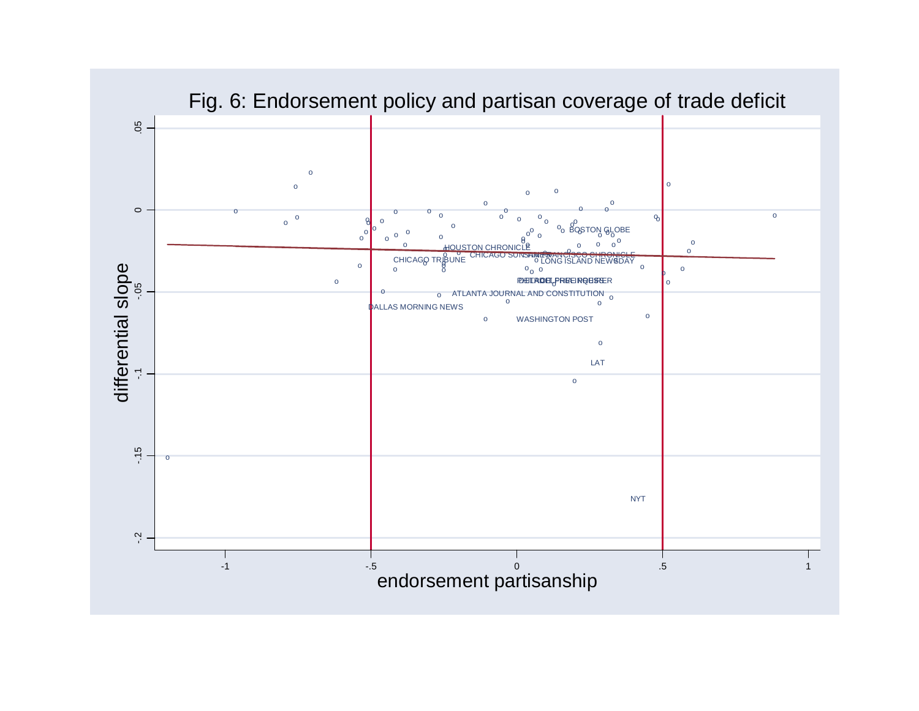Fig. 6: Endorsement policy and partisan coverage of trade deficit

differential slope

.05

0

-.05

-.1

-.15

-.2

-1

-.5

0

.5

1

endorsement partisanship

BOSTON GLOBE

HOUSTON CHRONICLE

CHICAGO SUNTIMES

SAN FRANCISCO CHRONICLE

CHICAGO TRIBUNE

LONG ISLAND NEWSDAY

DETROIT FREE PRESS

PHILADELPHIA INQUIRER

ATLANTA JOURNAL AND CONSTITUTION

DALLAS MORNING NEWS

WASHINGTON POST

LAT

NYT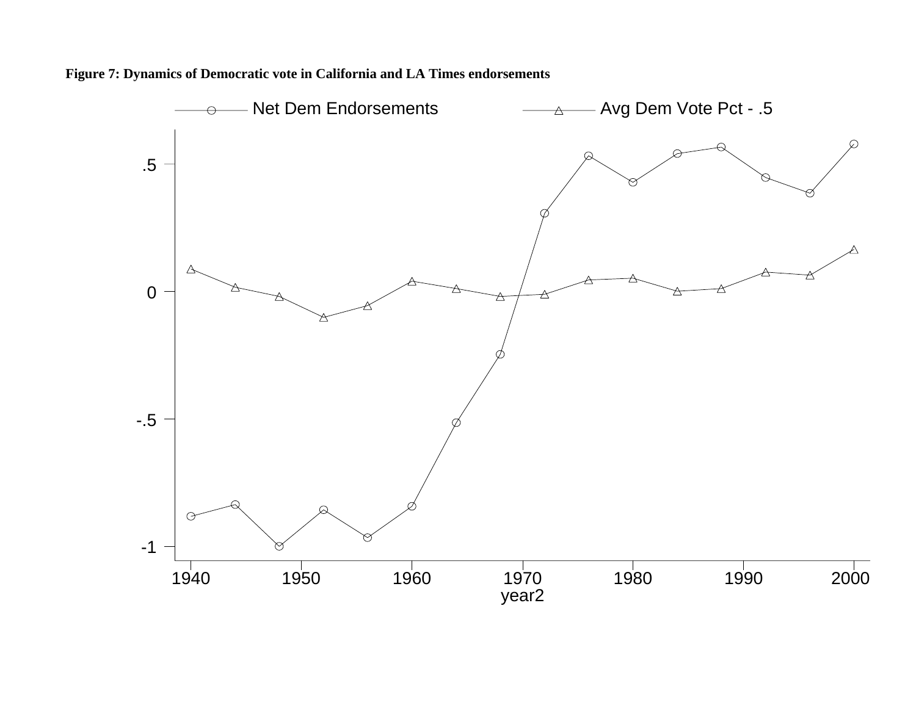**Figure 7: Dynamics of Democratic vote in California and LA Times endorsements**

Net Dem Endorsements

Avg Dem Vote Pct - .5

.5

0

-.5

-1

1940

1950

1960

1970

1980

1990

2000

year2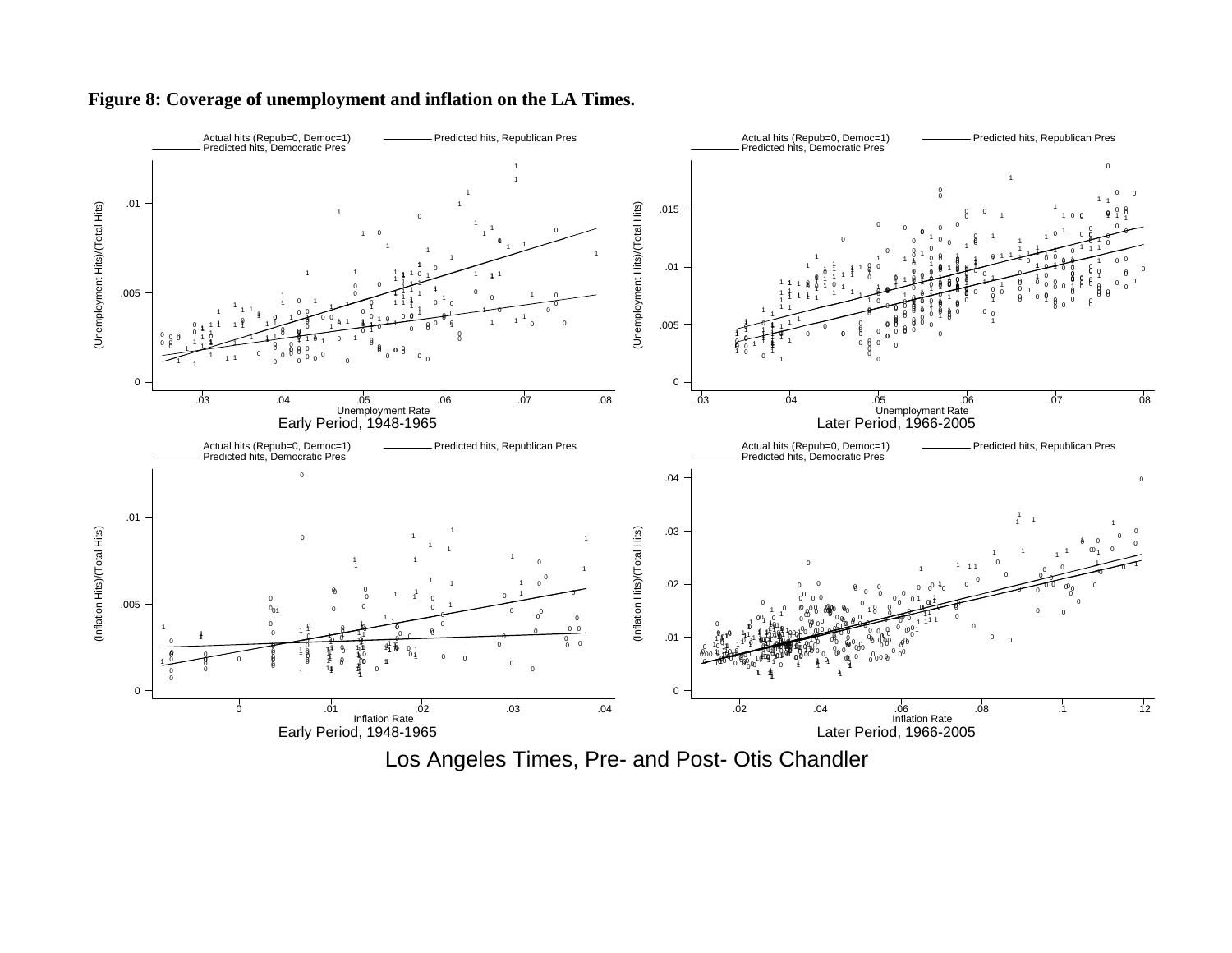**Figure 8: Coverage of unemployment and inflation on the LA Times.**

Actual hits (Repub=0, Democ=1)
Predicted hits, Republican Pres
Predicted hits, Democratic Pres

(Unemployment Hits)/(Total Hits)

0
.005
.01

.03
.04
.05
.06
.07
.08

Unemployment Rate

Early Period, 1948-1965

Actual hits (Repub=0, Democ=1)
Predicted hits, Republican Pres
Predicted hits, Democratic Pres

(Unemployment Hits)/(Total Hits)

0
.005
.01
.015

.03
.04
.05
.06
.07
.08

Unemployment Rate

Later Period, 1966-2005

Actual hits (Repub=0, Democ=1)
Predicted hits, Republican Pres
Predicted hits, Democratic Pres

(Inflation Hits)/(Total Hits)

0
.005
.01

0
.01
.02
.03
.04

Inflation Rate

Early Period, 1948-1965

Actual hits (Repub=0, Democ=1)
Predicted hits, Republican Pres
Predicted hits, Democratic Pres

(Inflation Hits)/(Total Hits)

0
.01
.02
.03
.04

.02
.04
.06
.08
.1
.12

Inflation Rate

Later Period, 1966-2005

Los Angeles Times, Pre- and Post- Otis Chandler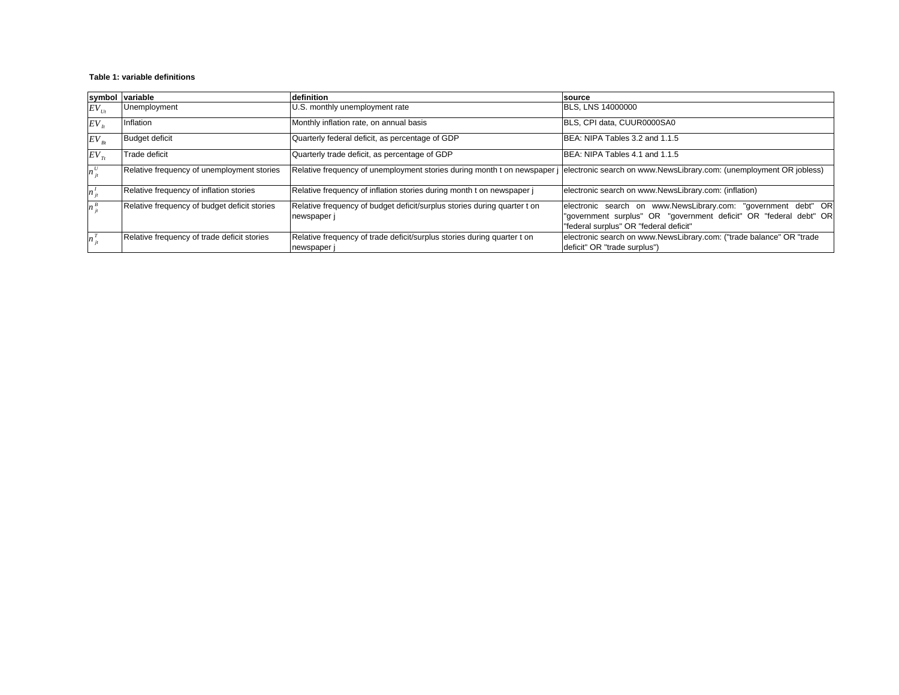**Table 1: variable definitions**

| symbol | variable | definition | source |
|---|---|---|---|
| $EV_{Ut}$ | Unemployment | U.S. monthly unemployment rate | BLS, LNS 14000000 |
| $EV_{It}$ | Inflation | Monthly inflation rate, on annual basis | BLS, CPI data, CUUR0000SA0 |
| $EV_{Bt}$ | Budget deficit | Quarterly federal deficit, as percentage of GDP | BEA: NIPA Tables 3.2 and 1.1.5 |
| $EV_{Tt}$ | Trade deficit | Quarterly trade deficit, as percentage of GDP | BEA: NIPA Tables 4.1 and 1.1.5 |
| $n^{U}_{jt}$ | Relative frequency of unemployment stories | Relative frequency of unemployment stories during month t on newspaper j | electronic search on www.NewsLibrary.com: (unemployment OR jobless) |
| $n^{I}_{jt}$ | Relative frequency of inflation stories | Relative frequency of inflation stories during month t on newspaper j | electronic search on www.NewsLibrary.com: (inflation) |
| $n^{B}_{jt}$ | Relative frequency of budget deficit stories | Relative frequency of budget deficit/surplus stories during quarter t on newspaper j | electronic search on www.NewsLibrary.com: "government debt" OR "government surplus" OR "government deficit" OR "federal debt" OR "federal surplus" OR "federal deficit" |
| $n^{T}_{jt}$ | Relative frequency of trade deficit stories | Relative frequency of trade deficit/surplus stories during quarter t on newspaper j | electronic search on www.NewsLibrary.com: ("trade balance" OR "trade deficit" OR "trade surplus") |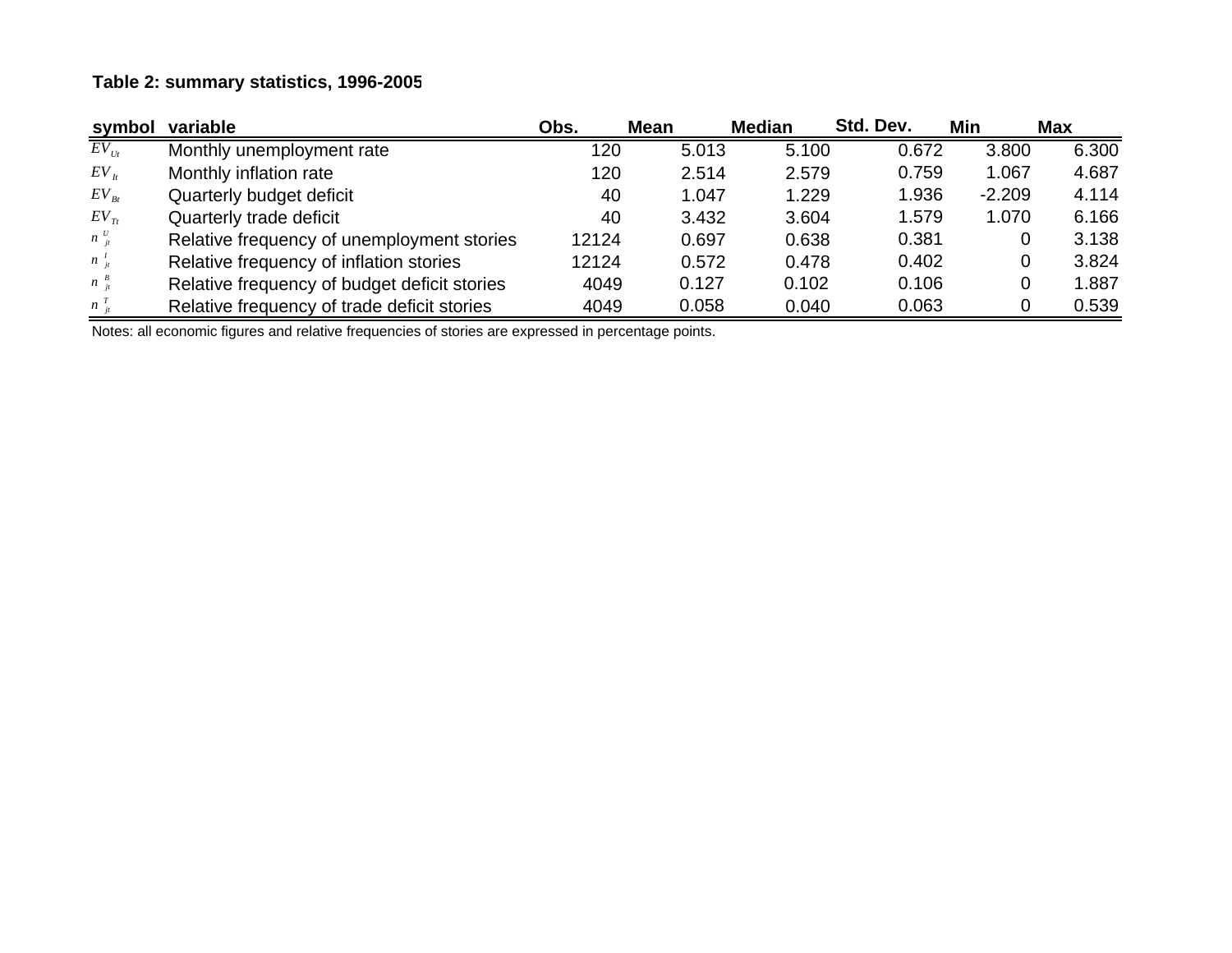**Table 2: summary statistics, 1996-2005**

| symbol | variable | Obs. | Mean | Median | Std. Dev. | Min | Max |
|---|---|---|---|---|---|---|---|
| $EV_{Ut}$ | Monthly unemployment rate | 120 | 5.013 | 5.100 | 0.672 | 3.800 | 6.300 |
| $EV_{It}$ | Monthly inflation rate | 120 | 2.514 | 2.579 | 0.759 | 1.067 | 4.687 |
| $EV_{Bt}$ | Quarterly budget deficit | 40 | 1.047 | 1.229 | 1.936 | -2.209 | 4.114 |
| $EV_{Tt}$ | Quarterly trade deficit | 40 | 3.432 | 3.604 | 1.579 | 1.070 | 6.166 |
| $n_{jt}^{U}$ | Relative frequency of unemployment stories | 12124 | 0.697 | 0.638 | 0.381 | 0 | 3.138 |
| $n_{jt}^{I}$ | Relative frequency of inflation stories | 12124 | 0.572 | 0.478 | 0.402 | 0 | 3.824 |
| $n_{jt}^{B}$ | Relative frequency of budget deficit stories | 4049 | 0.127 | 0.102 | 0.106 | 0 | 1.887 |
| $n_{jt}^{T}$ | Relative frequency of trade deficit stories | 4049 | 0.058 | 0.040 | 0.063 | 0 | 0.539 |

Notes: all economic figures and relative frequencies of stories are expressed in percentage points.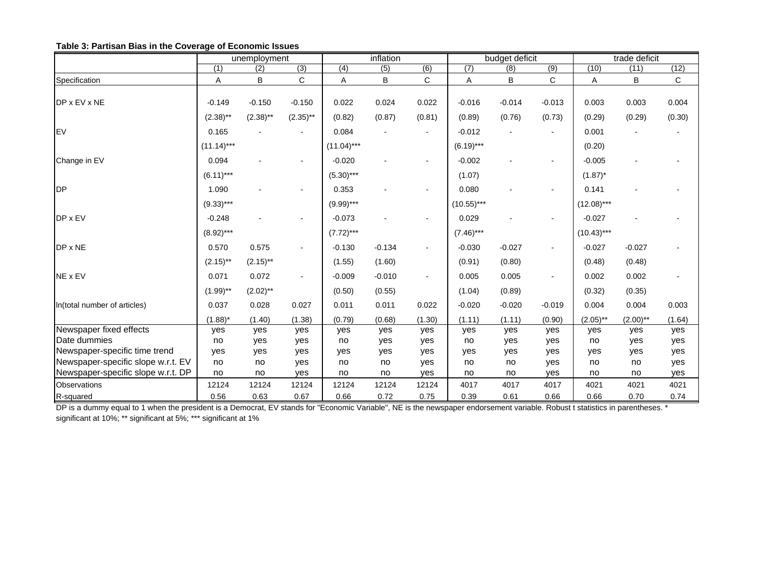**Table 3: Partisan Bias in the Coverage of Economic Issues**

| | unemployment | | | inflation | | | budget deficit | | | trade deficit | | |
|---|---|---|---|---|---|---|---|---|---|---|---|---|
| | (1) | (2) | (3) | (4) | (5) | (6) | (7) | (8) | (9) | (10) | (11) | (12) |
| Specification | A | B | C | A | B | C | A | B | C | A | B | C |
| DP x EV x NE | -0.149 | -0.150 | -0.150 | 0.022 | 0.024 | 0.022 | -0.016 | -0.014 | -0.013 | 0.003 | 0.003 | 0.004 |
| | (2.38)** | (2.38)** | (2.35)** | (0.82) | (0.87) | (0.81) | (0.89) | (0.76) | (0.73) | (0.29) | (0.29) | (0.30) |
| EV | 0.165 | - | - | 0.084 | - | - | -0.012 | - | - | 0.001 | - | - |
| | (11.14)*** | | | (11.04)*** | | | (6.19)*** | | | (0.20) | | |
| Change in EV | 0.094 | - | - | -0.020 | - | - | -0.002 | - | - | -0.005 | - | - |
| | (6.11)*** | | | (5.30)*** | | | (1.07) | | | (1.87)* | | |
| DP | 1.090 | - | - | 0.353 | - | - | 0.080 | - | - | 0.141 | - | - |
| | (9.33)*** | | | (9.99)*** | | | (10.55)*** | | | (12.08)*** | | |
| DP x EV | -0.248 | - | - | -0.073 | - | - | 0.029 | - | - | -0.027 | - | - |
| | (8.92)*** | | | (7.72)*** | | | (7.46)*** | | | (10.43)*** | | |
| DP x NE | 0.570 | 0.575 | - | -0.130 | -0.134 | - | -0.030 | -0.027 | - | -0.027 | -0.027 | - |
| | (2.15)** | (2.15)** | | (1.55) | (1.60) | | (0.91) | (0.80) | | (0.48) | (0.48) | |
| NE x EV | 0.071 | 0.072 | - | -0.009 | -0.010 | - | 0.005 | 0.005 | - | 0.002 | 0.002 | - |
| | (1.99)** | (2.02)** | | (0.50) | (0.55) | | (1.04) | (0.89) | | (0.32) | (0.35) | |
| ln(total number of articles) | 0.037 | 0.028 | 0.027 | 0.011 | 0.011 | 0.022 | -0.020 | -0.020 | -0.019 | 0.004 | 0.004 | 0.003 |
| | (1.88)* | (1.40) | (1.38) | (0.79) | (0.68) | (1.30) | (1.11) | (1.11) | (0.90) | (2.05)** | (2.00)** | (1.64) |
| Newspaper fixed effects | yes | yes | yes | yes | yes | yes | yes | yes | yes | yes | yes | yes |
| Date dummies | no | yes | yes | no | yes | yes | no | yes | yes | no | yes | yes |
| Newspaper-specific time trend | yes | yes | yes | yes | yes | yes | yes | yes | yes | yes | yes | yes |
| Newspaper-specific slope w.r.t. EV | no | no | yes | no | no | yes | no | no | yes | no | no | yes |
| Newspaper-specific slope w.r.t. DP | no | no | yes | no | no | yes | no | no | yes | no | no | yes |
| Observations | 12124 | 12124 | 12124 | 12124 | 12124 | 12124 | 4017 | 4017 | 4017 | 4021 | 4021 | 4021 |
| R-squared | 0.56 | 0.63 | 0.67 | 0.66 | 0.72 | 0.75 | 0.39 | 0.61 | 0.66 | 0.66 | 0.70 | 0.74 |

DP is a dummy equal to 1 when the president is a Democrat, EV stands for "Economic Variable", NE is the newspaper endorsement variable. Robust t statistics in parentheses. * significant at 10%; ** significant at 5%; *** significant at 1%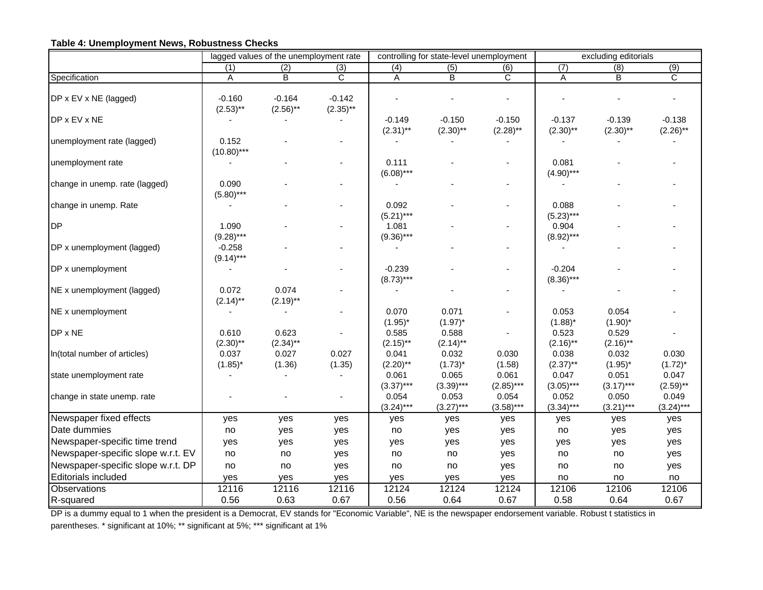**Table 4: Unemployment News, Robustness Checks**

| | lagged values of the unemployment rate | | | controlling for state-level unemployment | | | excluding editorials | | |
|---|---|---|---|---|---|---|---|---|---|
| | (1) | (2) | (3) | (4) | (5) | (6) | (7) | (8) | (9) |
| Specification | A | B | C | A | B | C | A | B | C |
| DP x EV x NE (lagged) | -0.160 | -0.164 | -0.142 | - | - | - | - | - | - |
| | (2.53)** | (2.56)** | (2.35)** | | | | | | |
| DP x EV x NE | - | - | - | -0.149 | -0.150 | -0.150 | -0.137 | -0.139 | -0.138 |
| | | | | (2.31)** | (2.30)** | (2.28)** | (2.30)** | (2.30)** | (2.26)** |
| unemployment rate (lagged) | 0.152 | - | - | - | - | - | - | - | - |
| | (10.80)*** | | | | | | | | |
| unemployment rate | - | - | - | 0.111 | - | - | 0.081 | - | - |
| | | | | (6.08)*** | | | (4.90)*** | | |
| change in unemp. rate (lagged) | 0.090 | - | - | - | - | - | - | - | - |
| | (5.80)*** | | | | | | | | |
| change in unemp. Rate | - | - | - | 0.092 | - | - | 0.088 | - | - |
| | | | | (5.21)*** | | | (5.23)*** | | |
| DP | 1.090 | - | - | 1.081 | - | - | 0.904 | - | - |
| | (9.28)*** | | | (9.36)*** | | | (8.92)*** | | |
| DP x unemployment (lagged) | -0.258 | - | - | - | - | - | - | - | - |
| | (9.14)*** | | | | | | | | |
| DP x unemployment | - | - | - | -0.239 | - | - | -0.204 | - | - |
| | | | | (8.73)*** | | | (8.36)*** | | |
| NE x unemployment (lagged) | 0.072 | 0.074 | - | - | - | - | - | - | - |
| | (2.14)** | (2.19)** | | | | | | | |
| NE x unemployment | - | - | - | 0.070 | 0.071 | - | 0.053 | 0.054 | - |
| | | | | (1.95)* | (1.97)* | | (1.88)* | (1.90)* | |
| DP x NE | 0.610 | 0.623 | - | 0.585 | 0.588 | - | 0.523 | 0.529 | - |
| | (2.30)** | (2.34)** | | (2.15)** | (2.14)** | | (2.16)** | (2.16)** | |
| ln(total number of articles) | 0.037 | 0.027 | 0.027 | 0.041 | 0.032 | 0.030 | 0.038 | 0.032 | 0.030 |
| | (1.85)* | (1.36) | (1.35) | (2.20)** | (1.73)* | (1.58) | (2.37)** | (1.95)* | (1.72)* |
| state unemployment rate | - | - | - | 0.061 | 0.065 | 0.061 | 0.047 | 0.051 | 0.047 |
| | | | | (3.37)*** | (3.39)*** | (2.85)*** | (3.05)*** | (3.17)*** | (2.59)** |
| change in state unemp. rate | - | - | - | 0.054 | 0.053 | 0.054 | 0.052 | 0.050 | 0.049 |
| | | | | (3.24)*** | (3.27)*** | (3.58)*** | (3.34)*** | (3.21)*** | (3.24)*** |
| Newspaper fixed effects | yes | yes | yes | yes | yes | yes | yes | yes | yes |
| Date dummies | no | yes | yes | no | yes | yes | no | yes | yes |
| Newspaper-specific time trend | yes | yes | yes | yes | yes | yes | yes | yes | yes |
| Newspaper-specific slope w.r.t. EV | no | no | yes | no | no | yes | no | no | yes |
| Newspaper-specific slope w.r.t. DP | no | no | yes | no | no | yes | no | no | yes |
| Editorials included | yes | yes | yes | yes | yes | yes | no | no | no |
| Observations | 12116 | 12116 | 12116 | 12124 | 12124 | 12124 | 12106 | 12106 | 12106 |
| R-squared | 0.56 | 0.63 | 0.67 | 0.56 | 0.64 | 0.67 | 0.58 | 0.64 | 0.67 |

DP is a dummy equal to 1 when the president is a Democrat, EV stands for "Economic Variable", NE is the newspaper endorsement variable. Robust t statistics in parentheses. * significant at 10%; ** significant at 5%; *** significant at 1%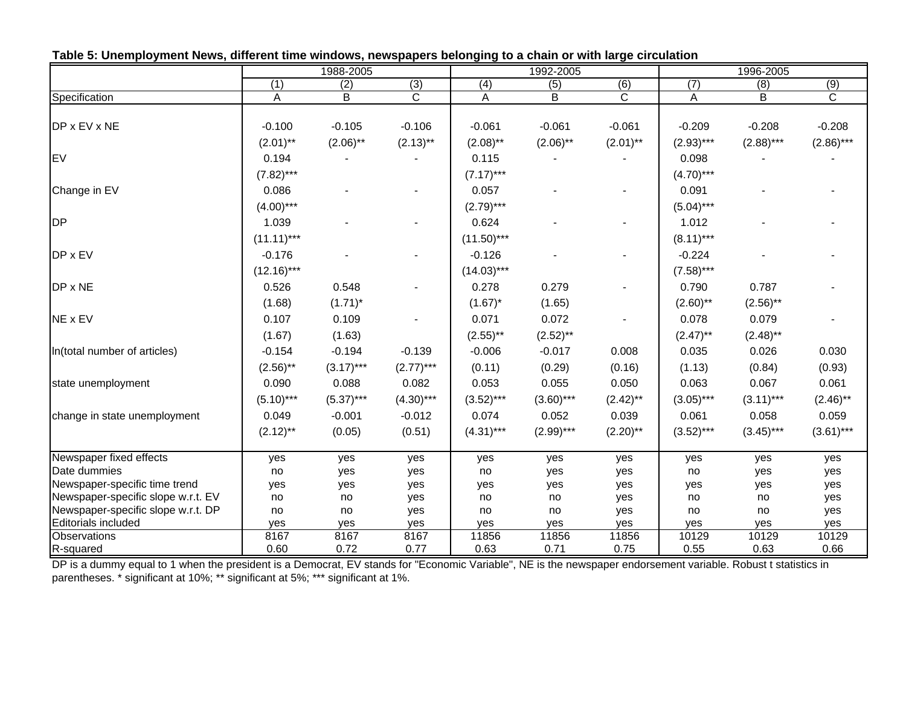**Table 5: Unemployment News, different time windows, newspapers belonging to a chain or with large circulation**

| | 1988-2005 | | | 1992-2005 | | | 1996-2005 | | |
|---|---|---|---|---|---|---|---|---|---|
| | (1) | (2) | (3) | (4) | (5) | (6) | (7) | (8) | (9) |
| Specification | A | B | C | A | B | C | A | B | C |
| DP x EV x NE | -0.100 | -0.105 | -0.106 | -0.061 | -0.061 | -0.061 | -0.209 | -0.208 | -0.208 |
| | (2.01)** | (2.06)** | (2.13)** | (2.08)** | (2.06)** | (2.01)** | (2.93)*** | (2.88)*** | (2.86)*** |
| EV | 0.194 | - | - | 0.115 | - | - | 0.098 | - | - |
| | (7.82)*** | | | (7.17)*** | | | (4.70)*** | | |
| Change in EV | 0.086 | - | - | 0.057 | - | - | 0.091 | - | - |
| | (4.00)*** | | | (2.79)*** | | | (5.04)*** | | |
| DP | 1.039 | - | - | 0.624 | - | - | 1.012 | - | - |
| | (11.11)*** | | | (11.50)*** | | | (8.11)*** | | |
| DP x EV | -0.176 | - | - | -0.126 | - | - | -0.224 | - | - |
| | (12.16)*** | | | (14.03)*** | | | (7.58)*** | | |
| DP x NE | 0.526 | 0.548 | - | 0.278 | 0.279 | - | 0.790 | 0.787 | - |
| | (1.68) | (1.71)* | | (1.67)* | (1.65) | | (2.60)** | (2.56)** | |
| NE x EV | 0.107 | 0.109 | - | 0.071 | 0.072 | - | 0.078 | 0.079 | - |
| | (1.67) | (1.63) | | (2.55)** | (2.52)** | | (2.47)** | (2.48)** | |
| ln(total number of articles) | -0.154 | -0.194 | -0.139 | -0.006 | -0.017 | 0.008 | 0.035 | 0.026 | 0.030 |
| | (2.56)** | (3.17)*** | (2.77)*** | (0.11) | (0.29) | (0.16) | (1.13) | (0.84) | (0.93) |
| state unemployment | 0.090 | 0.088 | 0.082 | 0.053 | 0.055 | 0.050 | 0.063 | 0.067 | 0.061 |
| | (5.10)*** | (5.37)*** | (4.30)*** | (3.52)*** | (3.60)*** | (2.42)** | (3.05)*** | (3.11)*** | (2.46)** |
| change in state unemployment | 0.049 | -0.001 | -0.012 | 0.074 | 0.052 | 0.039 | 0.061 | 0.058 | 0.059 |
| | (2.12)** | (0.05) | (0.51) | (4.31)*** | (2.99)*** | (2.20)** | (3.52)*** | (3.45)*** | (3.61)*** |
| Newspaper fixed effects | yes | yes | yes | yes | yes | yes | yes | yes | yes |
| Date dummies | no | yes | yes | no | yes | yes | no | yes | yes |
| Newspaper-specific time trend | yes | yes | yes | yes | yes | yes | yes | yes | yes |
| Newspaper-specific slope w.r.t. EV | no | no | yes | no | no | yes | no | no | yes |
| Newspaper-specific slope w.r.t. DP | no | no | yes | no | no | yes | no | no | yes |
| Editorials included | yes | yes | yes | yes | yes | yes | yes | yes | yes |
| Observations | 8167 | 8167 | 8167 | 11856 | 11856 | 11856 | 10129 | 10129 | 10129 |
| R-squared | 0.60 | 0.72 | 0.77 | 0.63 | 0.71 | 0.75 | 0.55 | 0.63 | 0.66 |

DP is a dummy equal to 1 when the president is a Democrat, EV stands for "Economic Variable", NE is the newspaper endorsement variable. Robust t statistics in parentheses. * significant at 10%; ** significant at 5%; *** significant at 1%.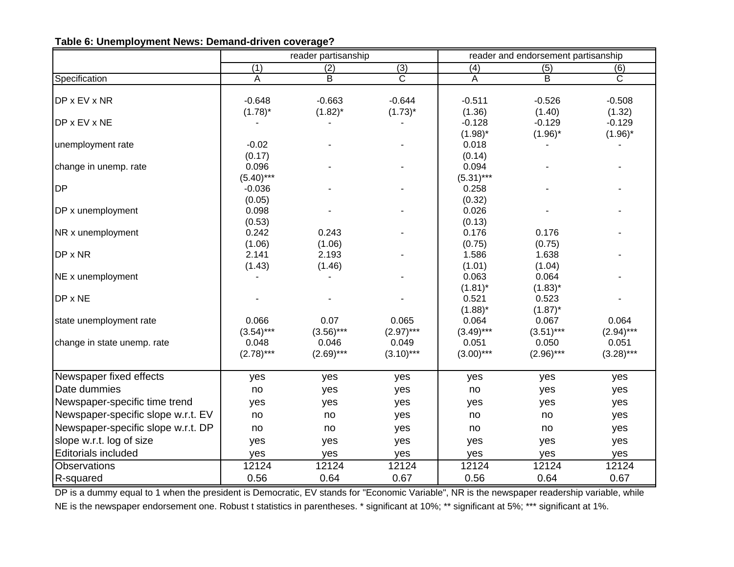**Table 6: Unemployment News: Demand-driven coverage?**

| | reader partisanship | | | reader and endorsement partisanship | | |
|---|---|---|---|---|---|---|
| | (1) | (2) | (3) | (4) | (5) | (6) |
| Specification | A | B | C | A | B | C |
| DP x EV x NR | -0.648 | -0.663 | -0.644 | -0.511 | -0.526 | -0.508 |
| | (1.78)* | (1.82)* | (1.73)* | (1.36) | (1.40) | (1.32) |
| DP x EV x NE | - | - | - | -0.128 | -0.129 | -0.129 |
| | | | | (1.98)* | (1.96)* | (1.96)* |
| unemployment rate | -0.02 | - | - | 0.018 | - | - |
| | (0.17) | | | (0.14) | | |
| change in unemp. rate | 0.096 | - | - | 0.094 | - | - |
| | (5.40)*** | | | (5.31)*** | | |
| DP | -0.036 | - | - | 0.258 | - | - |
| | (0.05) | | | (0.32) | | |
| DP x unemployment | 0.098 | - | - | 0.026 | - | - |
| | (0.53) | | | (0.13) | | |
| NR x unemployment | 0.242 | 0.243 | - | 0.176 | 0.176 | - |
| | (1.06) | (1.06) | | (0.75) | (0.75) | |
| DP x NR | 2.141 | 2.193 | - | 1.586 | 1.638 | - |
| | (1.43) | (1.46) | | (1.01) | (1.04) | |
| NE x unemployment | - | - | - | 0.063 | 0.064 | - |
| | | | | (1.81)* | (1.83)* | |
| DP x NE | - | - | - | 0.521 | 0.523 | - |
| | | | | (1.88)* | (1.87)* | |
| state unemployment rate | 0.066 | 0.07 | 0.065 | 0.064 | 0.067 | 0.064 |
| | (3.54)*** | (3.56)*** | (2.97)*** | (3.49)*** | (3.51)*** | (2.94)*** |
| change in state unemp. rate | 0.048 | 0.046 | 0.049 | 0.051 | 0.050 | 0.051 |
| | (2.78)*** | (2.69)*** | (3.10)*** | (3.00)*** | (2.96)*** | (3.28)*** |
| Newspaper fixed effects | yes | yes | yes | yes | yes | yes |
| Date dummies | no | yes | yes | no | yes | yes |
| Newspaper-specific time trend | yes | yes | yes | yes | yes | yes |
| Newspaper-specific slope w.r.t. EV | no | no | yes | no | no | yes |
| Newspaper-specific slope w.r.t. DP | no | no | yes | no | no | yes |
| slope w.r.t. log of size | yes | yes | yes | yes | yes | yes |
| Editorials included | yes | yes | yes | yes | yes | yes |
| Observations | 12124 | 12124 | 12124 | 12124 | 12124 | 12124 |
| R-squared | 0.56 | 0.64 | 0.67 | 0.56 | 0.64 | 0.67 |

DP is a dummy equal to 1 when the president is Democratic, EV stands for "Economic Variable", NR is the newspaper readership variable, while NE is the newspaper endorsement one. Robust t statistics in parentheses. * significant at 10%; ** significant at 5%; *** significant at 1%.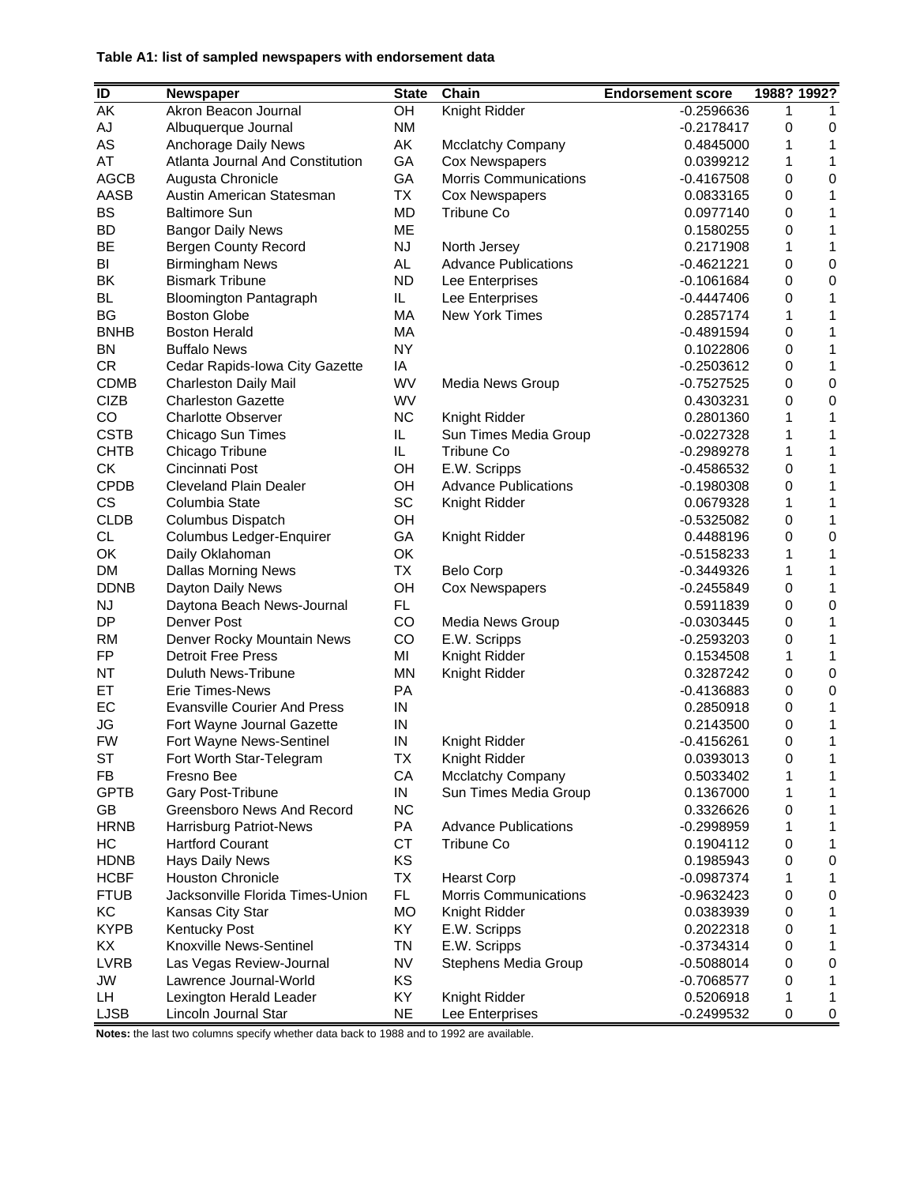**Table A1: list of sampled newspapers with endorsement data**

| ID | Newspaper | State | Chain | Endorsement score | 1988? | 1992? |
|---|---|---|---|---|---|---|
| AK | Akron Beacon Journal | OH | Knight Ridder | -0.2596636 | 1 | 1 |
| AJ | Albuquerque Journal | NM | | -0.2178417 | 0 | 0 |
| AS | Anchorage Daily News | AK | Mcclatchy Company | 0.4845000 | 1 | 1 |
| AT | Atlanta Journal And Constitution | GA | Cox Newspapers | 0.0399212 | 1 | 1 |
| AGCB | Augusta Chronicle | GA | Morris Communications | -0.4167508 | 0 | 0 |
| AASB | Austin American Statesman | TX | Cox Newspapers | 0.0833165 | 0 | 1 |
| BS | Baltimore Sun | MD | Tribune Co | 0.0977140 | 0 | 1 |
| BD | Bangor Daily News | ME | | 0.1580255 | 0 | 1 |
| BE | Bergen County Record | NJ | North Jersey | 0.2171908 | 1 | 1 |
| BI | Birmingham News | AL | Advance Publications | -0.4621221 | 0 | 0 |
| BK | Bismark Tribune | ND | Lee Enterprises | -0.1061684 | 0 | 0 |
| BL | Bloomington Pantagraph | IL | Lee Enterprises | -0.4447406 | 0 | 1 |
| BG | Boston Globe | MA | New York Times | 0.2857174 | 1 | 1 |
| BNHB | Boston Herald | MA | | -0.4891594 | 0 | 1 |
| BN | Buffalo News | NY | | 0.1022806 | 0 | 1 |
| CR | Cedar Rapids-Iowa City Gazette | IA | | -0.2503612 | 0 | 1 |
| CDMB | Charleston Daily Mail | WV | Media News Group | -0.7527525 | 0 | 0 |
| CIZB | Charleston Gazette | WV | | 0.4303231 | 0 | 0 |
| CO | Charlotte Observer | NC | Knight Ridder | 0.2801360 | 1 | 1 |
| CSTB | Chicago Sun Times | IL | Sun Times Media Group | -0.0227328 | 1 | 1 |
| CHTB | Chicago Tribune | IL | Tribune Co | -0.2989278 | 1 | 1 |
| CK | Cincinnati Post | OH | E.W. Scripps | -0.4586532 | 0 | 1 |
| CPDB | Cleveland Plain Dealer | OH | Advance Publications | -0.1980308 | 0 | 1 |
| CS | Columbia State | SC | Knight Ridder | 0.0679328 | 1 | 1 |
| CLDB | Columbus Dispatch | OH | | -0.5325082 | 0 | 1 |
| CL | Columbus Ledger-Enquirer | GA | Knight Ridder | 0.4488196 | 0 | 0 |
| OK | Daily Oklahoman | OK | | -0.5158233 | 1 | 1 |
| DM | Dallas Morning News | TX | Belo Corp | -0.3449326 | 1 | 1 |
| DDNB | Dayton Daily News | OH | Cox Newspapers | -0.2455849 | 0 | 1 |
| NJ | Daytona Beach News-Journal | FL | | 0.5911839 | 0 | 0 |
| DP | Denver Post | CO | Media News Group | -0.0303445 | 0 | 1 |
| RM | Denver Rocky Mountain News | CO | E.W. Scripps | -0.2593203 | 0 | 1 |
| FP | Detroit Free Press | MI | Knight Ridder | 0.1534508 | 1 | 1 |
| NT | Duluth News-Tribune | MN | Knight Ridder | 0.3287242 | 0 | 0 |
| ET | Erie Times-News | PA | | -0.4136883 | 0 | 0 |
| EC | Evansville Courier And Press | IN | | 0.2850918 | 0 | 1 |
| JG | Fort Wayne Journal Gazette | IN | | 0.2143500 | 0 | 1 |
| FW | Fort Wayne News-Sentinel | IN | Knight Ridder | -0.4156261 | 0 | 1 |
| ST | Fort Worth Star-Telegram | TX | Knight Ridder | 0.0393013 | 0 | 1 |
| FB | Fresno Bee | CA | Mcclatchy Company | 0.5033402 | 1 | 1 |
| GPTB | Gary Post-Tribune | IN | Sun Times Media Group | 0.1367000 | 1 | 1 |
| GB | Greensboro News And Record | NC | | 0.3326626 | 0 | 1 |
| HRNB | Harrisburg Patriot-News | PA | Advance Publications | -0.2998959 | 1 | 1 |
| HC | Hartford Courant | CT | Tribune Co | 0.1904112 | 0 | 1 |
| HDNB | Hays Daily News | KS | | 0.1985943 | 0 | 0 |
| HCBF | Houston Chronicle | TX | Hearst Corp | -0.0987374 | 1 | 1 |
| FTUB | Jacksonville Florida Times-Union | FL | Morris Communications | -0.9632423 | 0 | 0 |
| KC | Kansas City Star | MO | Knight Ridder | 0.0383939 | 0 | 1 |
| KYPB | Kentucky Post | KY | E.W. Scripps | 0.2022318 | 0 | 1 |
| KX | Knoxville News-Sentinel | TN | E.W. Scripps | -0.3734314 | 0 | 1 |
| LVRB | Las Vegas Review-Journal | NV | Stephens Media Group | -0.5088014 | 0 | 0 |
| JW | Lawrence Journal-World | KS | | -0.7068577 | 0 | 1 |
| LH | Lexington Herald Leader | KY | Knight Ridder | 0.5206918 | 1 | 1 |
| LJSB | Lincoln Journal Star | NE | Lee Enterprises | -0.2499532 | 0 | 0 |

**Notes:** the last two columns specify whether data back to 1988 and to 1992 are available.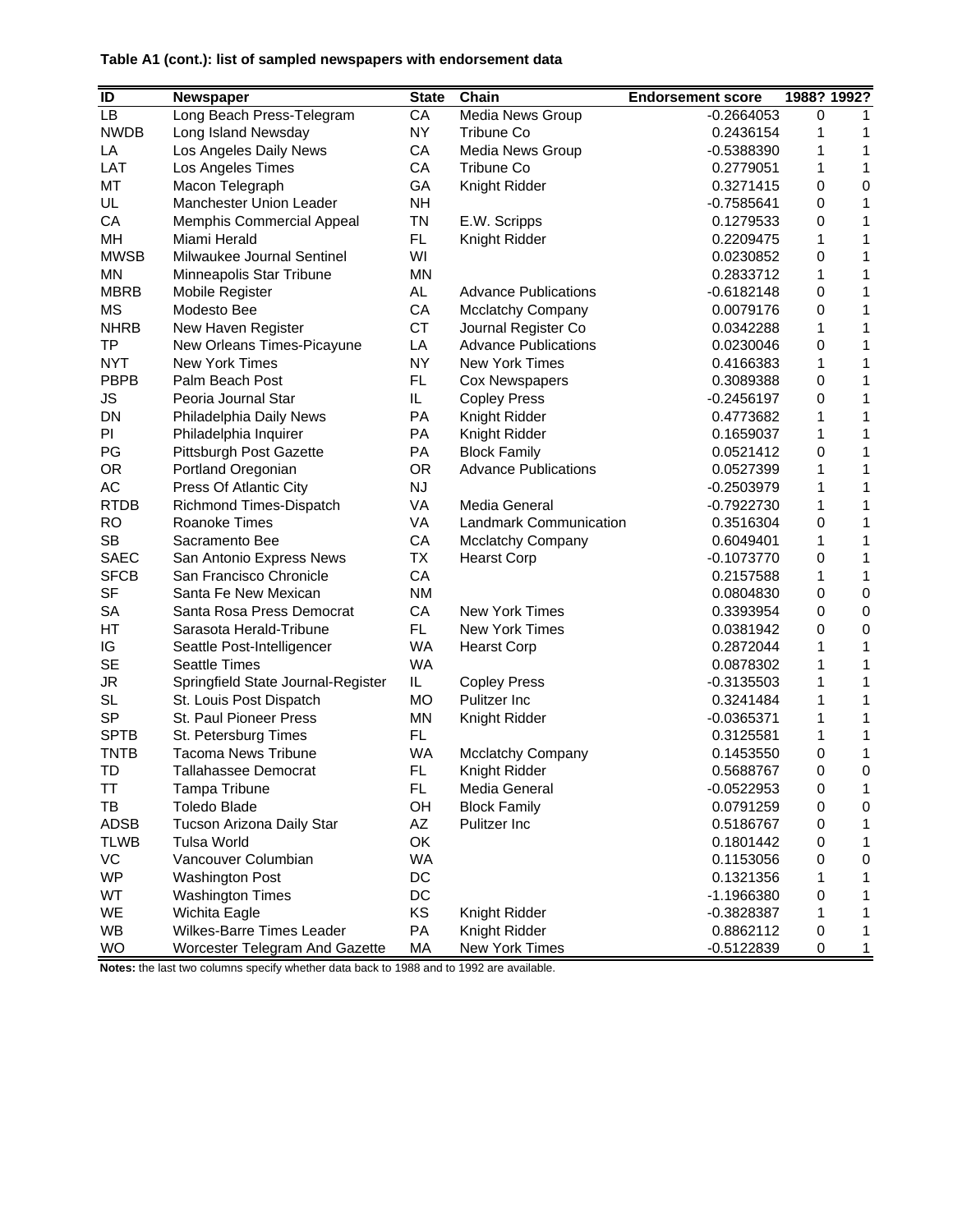**Table A1 (cont.): list of sampled newspapers with endorsement data**

| ID | Newspaper | State | Chain | Endorsement score | 1988? | 1992? |
|---|---|---|---|---|---|---|
| LB | Long Beach Press-Telegram | CA | Media News Group | -0.2664053 | 0 | 1 |
| NWDB | Long Island Newsday | NY | Tribune Co | 0.2436154 | 1 | 1 |
| LA | Los Angeles Daily News | CA | Media News Group | -0.5388390 | 1 | 1 |
| LAT | Los Angeles Times | CA | Tribune Co | 0.2779051 | 1 | 1 |
| MT | Macon Telegraph | GA | Knight Ridder | 0.3271415 | 0 | 0 |
| UL | Manchester Union Leader | NH | | -0.7585641 | 0 | 1 |
| CA | Memphis Commercial Appeal | TN | E.W. Scripps | 0.1279533 | 0 | 1 |
| MH | Miami Herald | FL | Knight Ridder | 0.2209475 | 1 | 1 |
| MWSB | Milwaukee Journal Sentinel | WI | | 0.0230852 | 0 | 1 |
| MN | Minneapolis Star Tribune | MN | | 0.2833712 | 1 | 1 |
| MBRB | Mobile Register | AL | Advance Publications | -0.6182148 | 0 | 1 |
| MS | Modesto Bee | CA | Mcclatchy Company | 0.0079176 | 0 | 1 |
| NHRB | New Haven Register | CT | Journal Register Co | 0.0342288 | 1 | 1 |
| TP | New Orleans Times-Picayune | LA | Advance Publications | 0.0230046 | 0 | 1 |
| NYT | New York Times | NY | New York Times | 0.4166383 | 1 | 1 |
| PBPB | Palm Beach Post | FL | Cox Newspapers | 0.3089388 | 0 | 1 |
| JS | Peoria Journal Star | IL | Copley Press | -0.2456197 | 0 | 1 |
| DN | Philadelphia Daily News | PA | Knight Ridder | 0.4773682 | 1 | 1 |
| PI | Philadelphia Inquirer | PA | Knight Ridder | 0.1659037 | 1 | 1 |
| PG | Pittsburgh Post Gazette | PA | Block Family | 0.0521412 | 0 | 1 |
| OR | Portland Oregonian | OR | Advance Publications | 0.0527399 | 1 | 1 |
| AC | Press Of Atlantic City | NJ | | -0.2503979 | 1 | 1 |
| RTDB | Richmond Times-Dispatch | VA | Media General | -0.7922730 | 1 | 1 |
| RO | Roanoke Times | VA | Landmark Communication | 0.3516304 | 0 | 1 |
| SB | Sacramento Bee | CA | Mcclatchy Company | 0.6049401 | 1 | 1 |
| SAEC | San Antonio Express News | TX | Hearst Corp | -0.1073770 | 0 | 1 |
| SFCB | San Francisco Chronicle | CA | | 0.2157588 | 1 | 1 |
| SF | Santa Fe New Mexican | NM | | 0.0804830 | 0 | 0 |
| SA | Santa Rosa Press Democrat | CA | New York Times | 0.3393954 | 0 | 0 |
| HT | Sarasota Herald-Tribune | FL | New York Times | 0.0381942 | 0 | 0 |
| IG | Seattle Post-Intelligencer | WA | Hearst Corp | 0.2872044 | 1 | 1 |
| SE | Seattle Times | WA | | 0.0878302 | 1 | 1 |
| JR | Springfield State Journal-Register | IL | Copley Press | -0.3135503 | 1 | 1 |
| SL | St. Louis Post Dispatch | MO | Pulitzer Inc | 0.3241484 | 1 | 1 |
| SP | St. Paul Pioneer Press | MN | Knight Ridder | -0.0365371 | 1 | 1 |
| SPTB | St. Petersburg Times | FL | | 0.3125581 | 1 | 1 |
| TNTB | Tacoma News Tribune | WA | Mcclatchy Company | 0.1453550 | 0 | 1 |
| TD | Tallahassee Democrat | FL | Knight Ridder | 0.5688767 | 0 | 0 |
| TT | Tampa Tribune | FL | Media General | -0.0522953 | 0 | 1 |
| TB | Toledo Blade | OH | Block Family | 0.0791259 | 0 | 0 |
| ADSB | Tucson Arizona Daily Star | AZ | Pulitzer Inc | 0.5186767 | 0 | 1 |
| TLWB | Tulsa World | OK | | 0.1801442 | 0 | 1 |
| VC | Vancouver Columbian | WA | | 0.1153056 | 0 | 0 |
| WP | Washington Post | DC | | 0.1321356 | 1 | 1 |
| WT | Washington Times | DC | | -1.1966380 | 0 | 1 |
| WE | Wichita Eagle | KS | Knight Ridder | -0.3828387 | 1 | 1 |
| WB | Wilkes-Barre Times Leader | PA | Knight Ridder | 0.8862112 | 0 | 1 |
| WO | Worcester Telegram And Gazette | MA | New York Times | -0.5122839 | 0 | 1 |

**Notes:** the last two columns specify whether data back to 1988 and to 1992 are available.